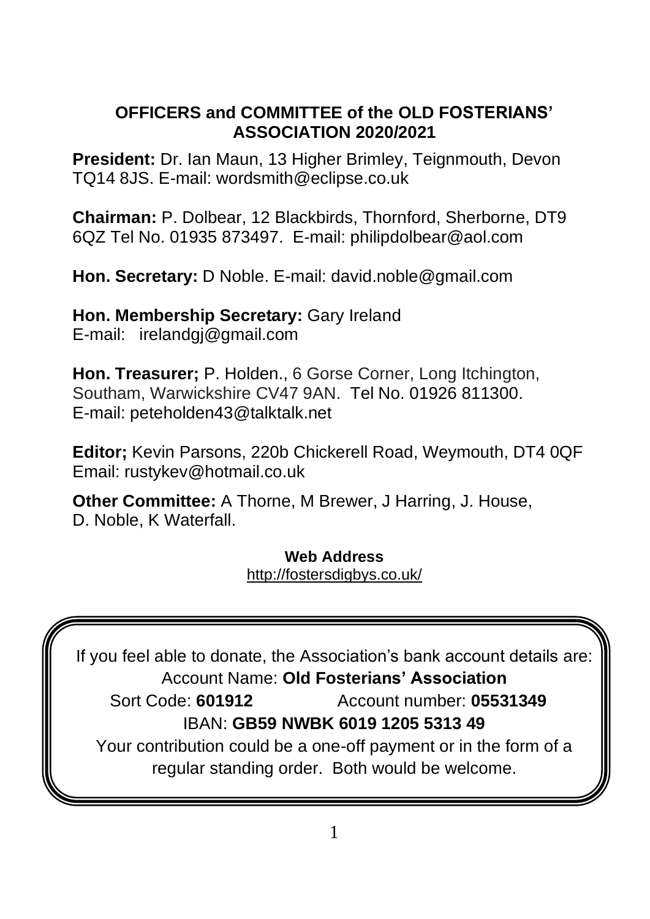## OFFICERS and COMMITTEE of the OLD FOSTERIANS' ASSOCIATION 2020/2021

**President:** Dr. Ian Maun, 13 Higher Brimley, Teignmouth, Devon TQ14 8JS. E-mail: wordsmith@eclipse.co.uk

**Chairman:** P. Dolbear, 12 Blackbirds, Thornford, Sherborne, DT9 6QZ Tel No. 01935 873497. E-mail: philipdolbear@aol.com

**Hon. Secretary:** D Noble. E-mail: david.noble@gmail.com

**Hon. Membership Secretary:** Gary Ireland
E-mail: irelandgj@gmail.com

**Hon. Treasurer;** P. Holden., 6 Gorse Corner, Long Itchington, Southam, Warwickshire CV47 9AN. Tel No. 01926 811300.
E-mail: peteholden43@talktalk.net

**Editor;** Kevin Parsons, 220b Chickerell Road, Weymouth, DT4 0QF
Email: rustykev@hotmail.co.uk

**Other Committee:** A Thorne, M Brewer, J Harring, J. House, D. Noble, K Waterfall.

**Web Address**
http://fostersdigbys.co.uk/

If you feel able to donate, the Association's bank account details are:
Account Name: **Old Fosterians' Association**
Sort Code: **601912** Account number: **05531349**
IBAN: **GB59 NWBK 6019 1205 5313 49**
Your contribution could be a one-off payment or in the form of a regular standing order. Both would be welcome.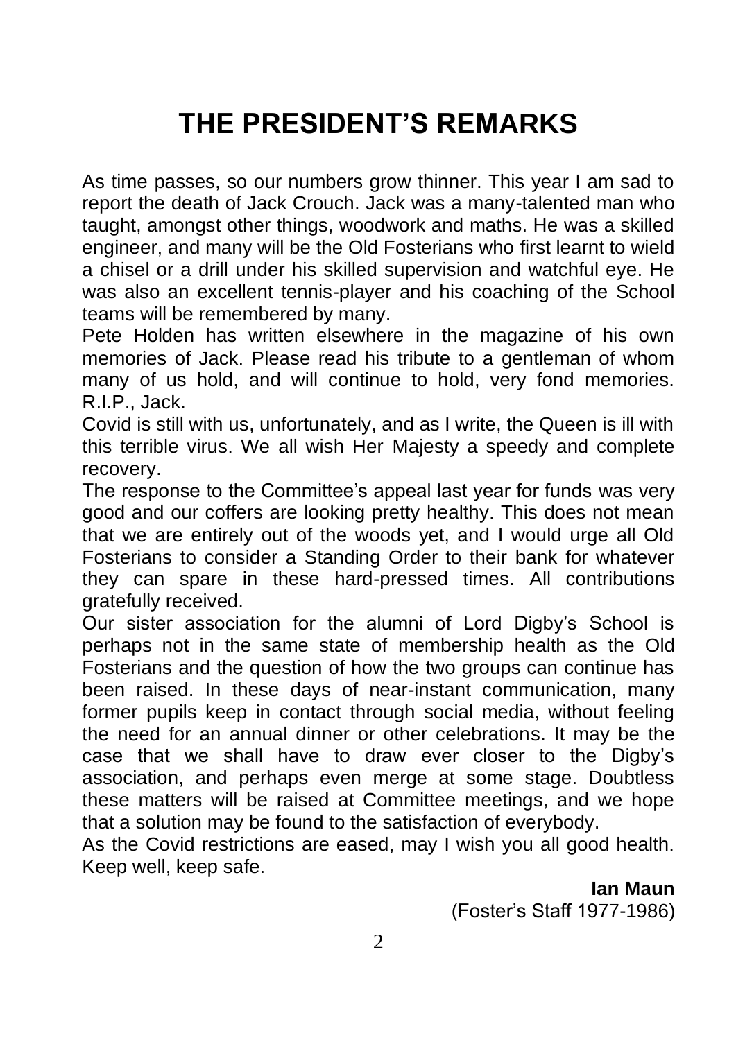# THE PRESIDENT'S REMARKS

As time passes, so our numbers grow thinner. This year I am sad to report the death of Jack Crouch. Jack was a many-talented man who taught, amongst other things, woodwork and maths. He was a skilled engineer, and many will be the Old Fosterians who first learnt to wield a chisel or a drill under his skilled supervision and watchful eye. He was also an excellent tennis-player and his coaching of the School teams will be remembered by many.

Pete Holden has written elsewhere in the magazine of his own memories of Jack. Please read his tribute to a gentleman of whom many of us hold, and will continue to hold, very fond memories. R.I.P., Jack.

Covid is still with us, unfortunately, and as I write, the Queen is ill with this terrible virus. We all wish Her Majesty a speedy and complete recovery.

The response to the Committee's appeal last year for funds was very good and our coffers are looking pretty healthy. This does not mean that we are entirely out of the woods yet, and I would urge all Old Fosterians to consider a Standing Order to their bank for whatever they can spare in these hard-pressed times. All contributions gratefully received.

Our sister association for the alumni of Lord Digby's School is perhaps not in the same state of membership health as the Old Fosterians and the question of how the two groups can continue has been raised. In these days of near-instant communication, many former pupils keep in contact through social media, without feeling the need for an annual dinner or other celebrations. It may be the case that we shall have to draw ever closer to the Digby's association, and perhaps even merge at some stage. Doubtless these matters will be raised at Committee meetings, and we hope that a solution may be found to the satisfaction of everybody.

As the Covid restrictions are eased, may I wish you all good health. Keep well, keep safe.

**Ian Maun**
(Foster's Staff 1977-1986)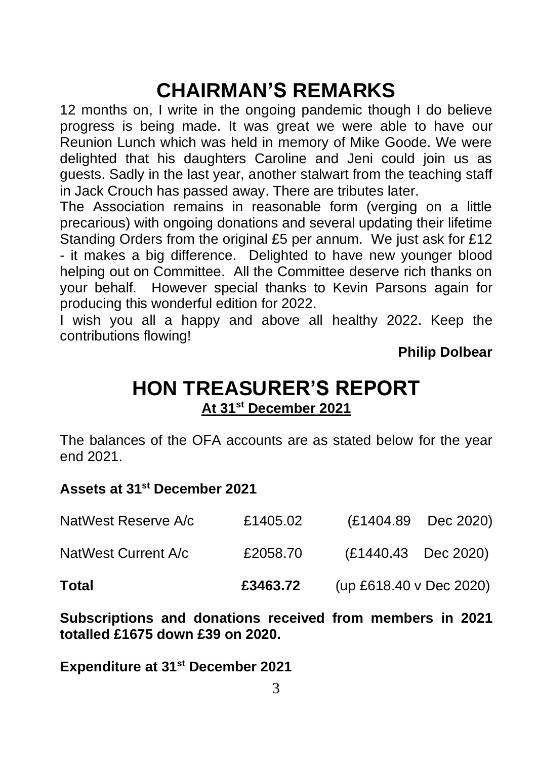# CHAIRMAN'S REMARKS

12 months on, I write in the ongoing pandemic though I do believe progress is being made. It was great we were able to have our Reunion Lunch which was held in memory of Mike Goode. We were delighted that his daughters Caroline and Jeni could join us as guests. Sadly in the last year, another stalwart from the teaching staff in Jack Crouch has passed away. There are tributes later.

The Association remains in reasonable form (verging on a little precarious) with ongoing donations and several updating their lifetime Standing Orders from the original £5 per annum. We just ask for £12 - it makes a big difference. Delighted to have new younger blood helping out on Committee. All the Committee deserve rich thanks on your behalf. However special thanks to Kevin Parsons again for producing this wonderful edition for 2022.

I wish you all a happy and above all healthy 2022. Keep the contributions flowing!

**Philip Dolbear**

# HON TREASURER'S REPORT

**At 31st December 2021**

The balances of the OFA accounts are as stated below for the year end 2021.

**Assets at 31st December 2021**

| | | |
|---|---|---|
| NatWest Reserve A/c | £1405.02 | (£1404.89 Dec 2020) |
| NatWest Current A/c | £2058.70 | (£1440.43 Dec 2020) |
| **Total** | **£3463.72** | (up £618.40 v Dec 2020) |

**Subscriptions and donations received from members in 2021 totalled £1675 down £39 on 2020.**

**Expenditure at 31st December 2021**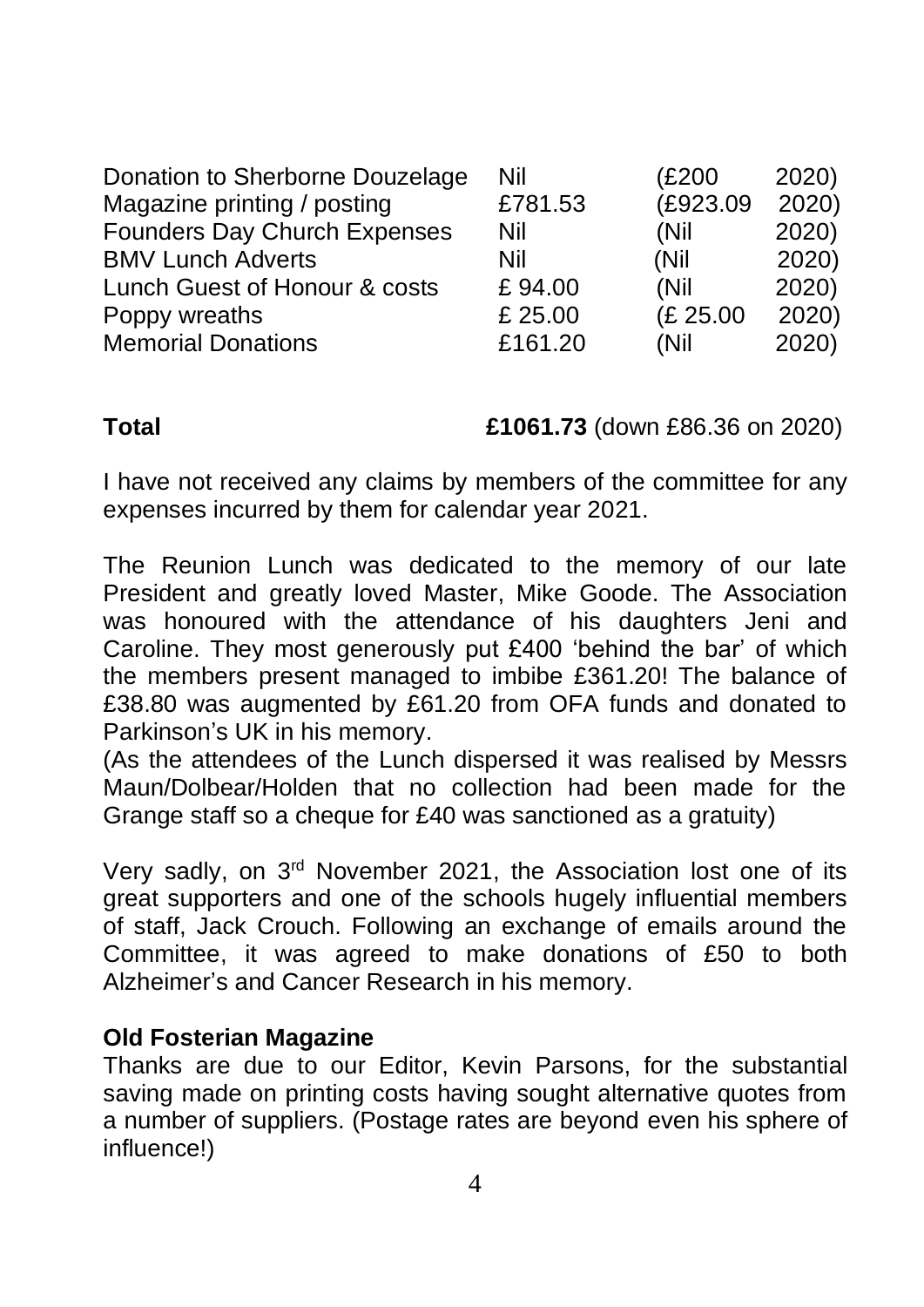| | | |
|---|---|---|
| Donation to Sherborne Douzelage | Nil | (£200 2020) |
| Magazine printing / posting | £781.53 | (£923.09 2020) |
| Founders Day Church Expenses | Nil | (Nil 2020) |
| BMV Lunch Adverts | Nil | (Nil 2020) |
| Lunch Guest of Honour & costs | £ 94.00 | (Nil 2020) |
| Poppy wreaths | £ 25.00 | (£ 25.00 2020) |
| Memorial Donations | £161.20 | (Nil 2020) |

**Total** **£1061.73** (down £86.36 on 2020)

I have not received any claims by members of the committee for any expenses incurred by them for calendar year 2021.

The Reunion Lunch was dedicated to the memory of our late President and greatly loved Master, Mike Goode. The Association was honoured with the attendance of his daughters Jeni and Caroline. They most generously put £400 'behind the bar' of which the members present managed to imbibe £361.20! The balance of £38.80 was augmented by £61.20 from OFA funds and donated to Parkinson's UK in his memory.
(As the attendees of the Lunch dispersed it was realised by Messrs Maun/Dolbear/Holden that no collection had been made for the Grange staff so a cheque for £40 was sanctioned as a gratuity)

Very sadly, on 3rd November 2021, the Association lost one of its great supporters and one of the schools hugely influential members of staff, Jack Crouch. Following an exchange of emails around the Committee, it was agreed to make donations of £50 to both Alzheimer's and Cancer Research in his memory.

**Old Fosterian Magazine**

Thanks are due to our Editor, Kevin Parsons, for the substantial saving made on printing costs having sought alternative quotes from a number of suppliers. (Postage rates are beyond even his sphere of influence!)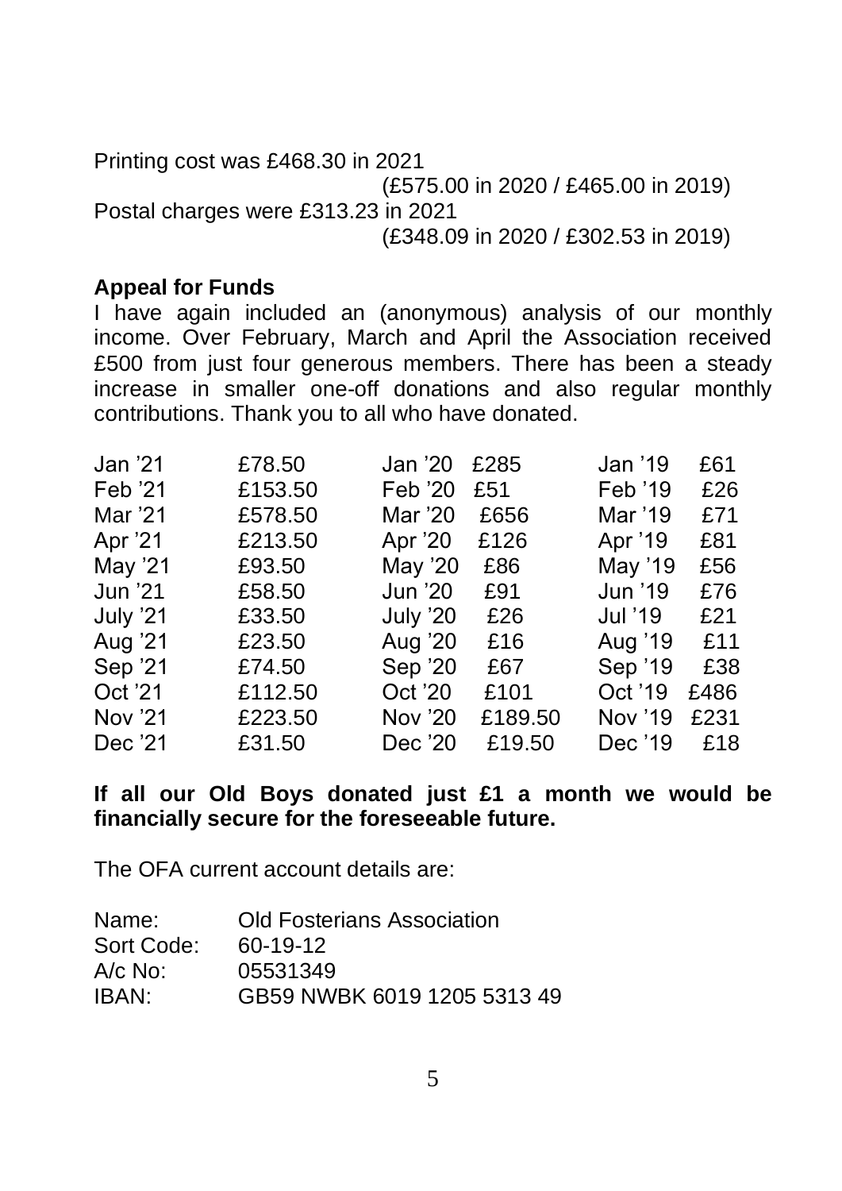Printing cost was £468.30 in 2021
(£575.00 in 2020 / £465.00 in 2019)
Postal charges were £313.23 in 2021
(£348.09 in 2020 / £302.53 in 2019)

**Appeal for Funds**

I have again included an (anonymous) analysis of our monthly income. Over February, March and April the Association received £500 from just four generous members. There has been a steady increase in smaller one-off donations and also regular monthly contributions. Thank you to all who have donated.

| | | | | | |
|---|---|---|---|---|---|
| Jan '21 | £78.50 | Jan '20 | £285 | Jan '19 | £61 |
| Feb '21 | £153.50 | Feb '20 | £51 | Feb '19 | £26 |
| Mar '21 | £578.50 | Mar '20 | £656 | Mar '19 | £71 |
| Apr '21 | £213.50 | Apr '20 | £126 | Apr '19 | £81 |
| May '21 | £93.50 | May '20 | £86 | May '19 | £56 |
| Jun '21 | £58.50 | Jun '20 | £91 | Jun '19 | £76 |
| July '21 | £33.50 | July '20 | £26 | Jul '19 | £21 |
| Aug '21 | £23.50 | Aug '20 | £16 | Aug '19 | £11 |
| Sep '21 | £74.50 | Sep '20 | £67 | Sep '19 | £38 |
| Oct '21 | £112.50 | Oct '20 | £101 | Oct '19 | £486 |
| Nov '21 | £223.50 | Nov '20 | £189.50 | Nov '19 | £231 |
| Dec '21 | £31.50 | Dec '20 | £19.50 | Dec '19 | £18 |

**If all our Old Boys donated just £1 a month we would be financially secure for the foreseeable future.**

The OFA current account details are:

| | |
|---|---|
| Name: | Old Fosterians Association |
| Sort Code: | 60-19-12 |
| A/c No: | 05531349 |
| IBAN: | GB59 NWBK 6019 1205 5313 49 |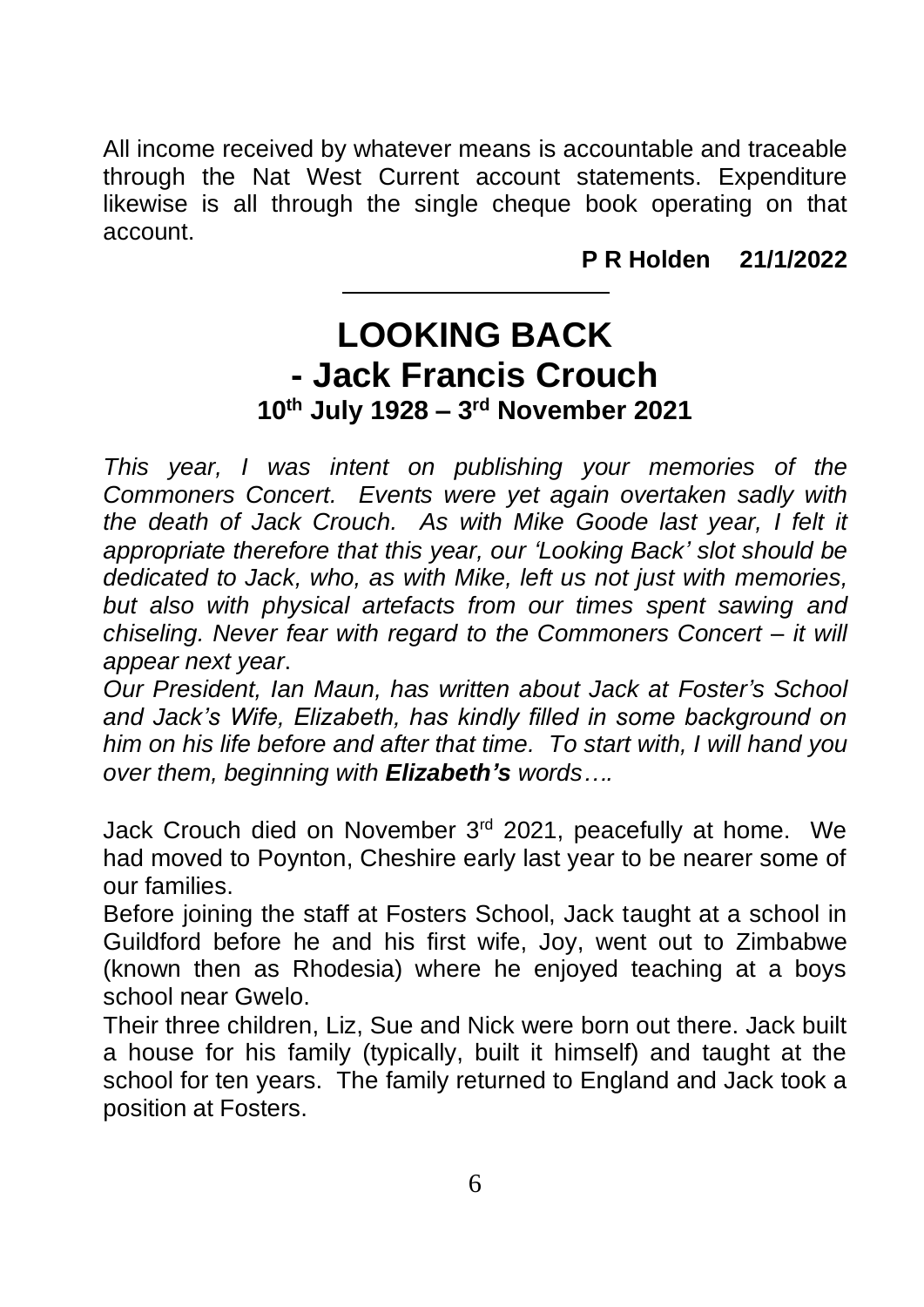All income received by whatever means is accountable and traceable through the Nat West Current account statements. Expenditure likewise is all through the single cheque book operating on that account.

**P R Holden 21/1/2022**

---

# LOOKING BACK
# - Jack Francis Crouch
### 10th July 1928 – 3rd November 2021

*This year, I was intent on publishing your memories of the Commoners Concert. Events were yet again overtaken sadly with the death of Jack Crouch. As with Mike Goode last year, I felt it appropriate therefore that this year, our 'Looking Back' slot should be dedicated to Jack, who, as with Mike, left us not just with memories, but also with physical artefacts from our times spent sawing and chiseling. Never fear with regard to the Commoners Concert – it will appear next year*.

*Our President, Ian Maun, has written about Jack at Foster's School and Jack's Wife, Elizabeth, has kindly filled in some background on him on his life before and after that time. To start with, I will hand you over them, beginning with **Elizabeth's** words….*

Jack Crouch died on November 3rd 2021, peacefully at home. We had moved to Poynton, Cheshire early last year to be nearer some of our families.

Before joining the staff at Fosters School, Jack taught at a school in Guildford before he and his first wife, Joy, went out to Zimbabwe (known then as Rhodesia) where he enjoyed teaching at a boys school near Gwelo.

Their three children, Liz, Sue and Nick were born out there. Jack built a house for his family (typically, built it himself) and taught at the school for ten years. The family returned to England and Jack took a position at Fosters.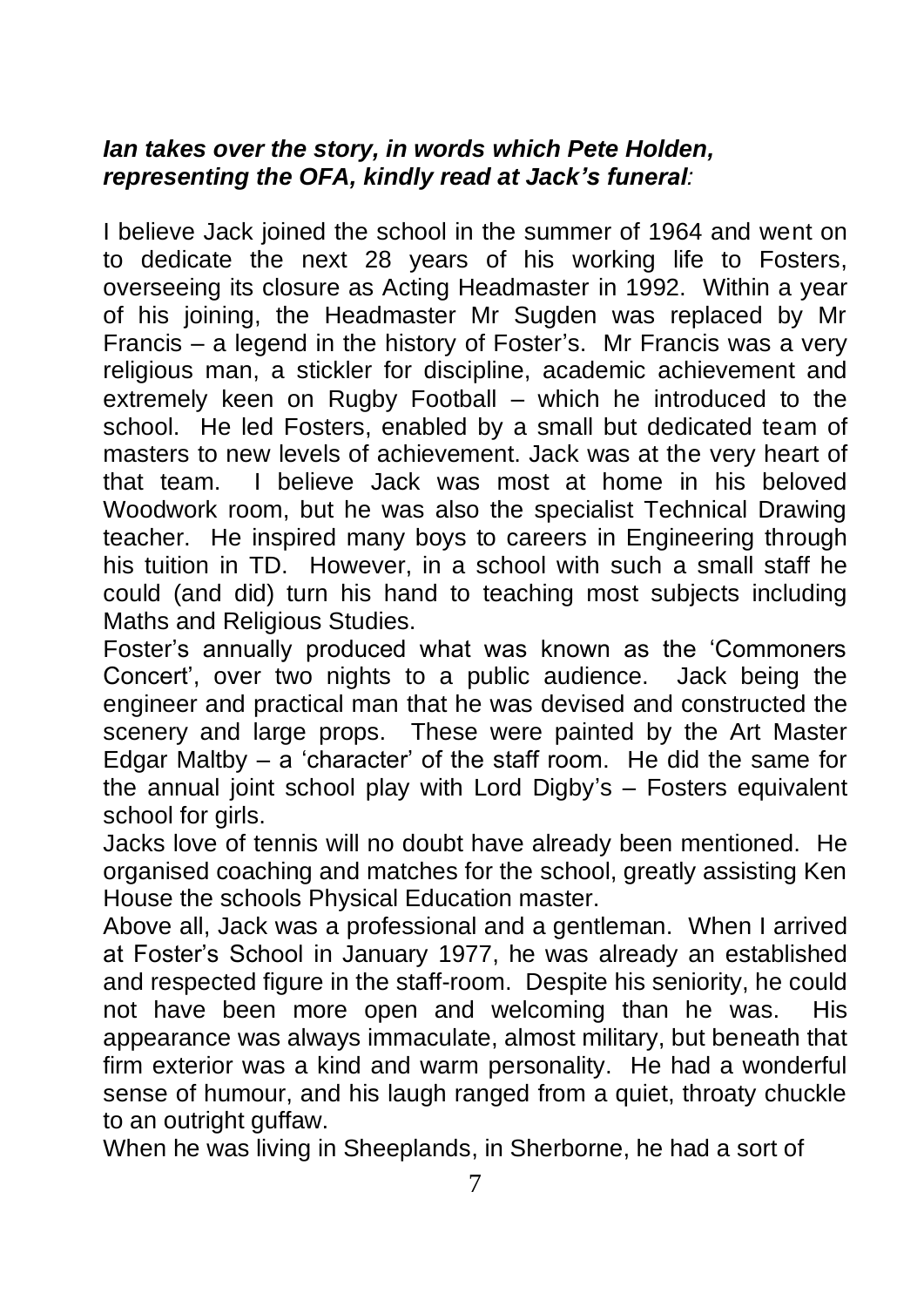***Ian takes over the story, in words which Pete Holden, representing the OFA, kindly read at Jack's funeral:***

I believe Jack joined the school in the summer of 1964 and went on to dedicate the next 28 years of his working life to Fosters, overseeing its closure as Acting Headmaster in 1992. Within a year of his joining, the Headmaster Mr Sugden was replaced by Mr Francis – a legend in the history of Foster's. Mr Francis was a very religious man, a stickler for discipline, academic achievement and extremely keen on Rugby Football – which he introduced to the school. He led Fosters, enabled by a small but dedicated team of masters to new levels of achievement. Jack was at the very heart of that team. I believe Jack was most at home in his beloved Woodwork room, but he was also the specialist Technical Drawing teacher. He inspired many boys to careers in Engineering through his tuition in TD. However, in a school with such a small staff he could (and did) turn his hand to teaching most subjects including Maths and Religious Studies.

Foster's annually produced what was known as the 'Commoners Concert', over two nights to a public audience. Jack being the engineer and practical man that he was devised and constructed the scenery and large props. These were painted by the Art Master Edgar Maltby – a 'character' of the staff room. He did the same for the annual joint school play with Lord Digby's – Fosters equivalent school for girls.

Jacks love of tennis will no doubt have already been mentioned. He organised coaching and matches for the school, greatly assisting Ken House the schools Physical Education master.

Above all, Jack was a professional and a gentleman. When I arrived at Foster's School in January 1977, he was already an established and respected figure in the staff-room. Despite his seniority, he could not have been more open and welcoming than he was. His appearance was always immaculate, almost military, but beneath that firm exterior was a kind and warm personality. He had a wonderful sense of humour, and his laugh ranged from a quiet, throaty chuckle to an outright guffaw.

When he was living in Sheeplands, in Sherborne, he had a sort of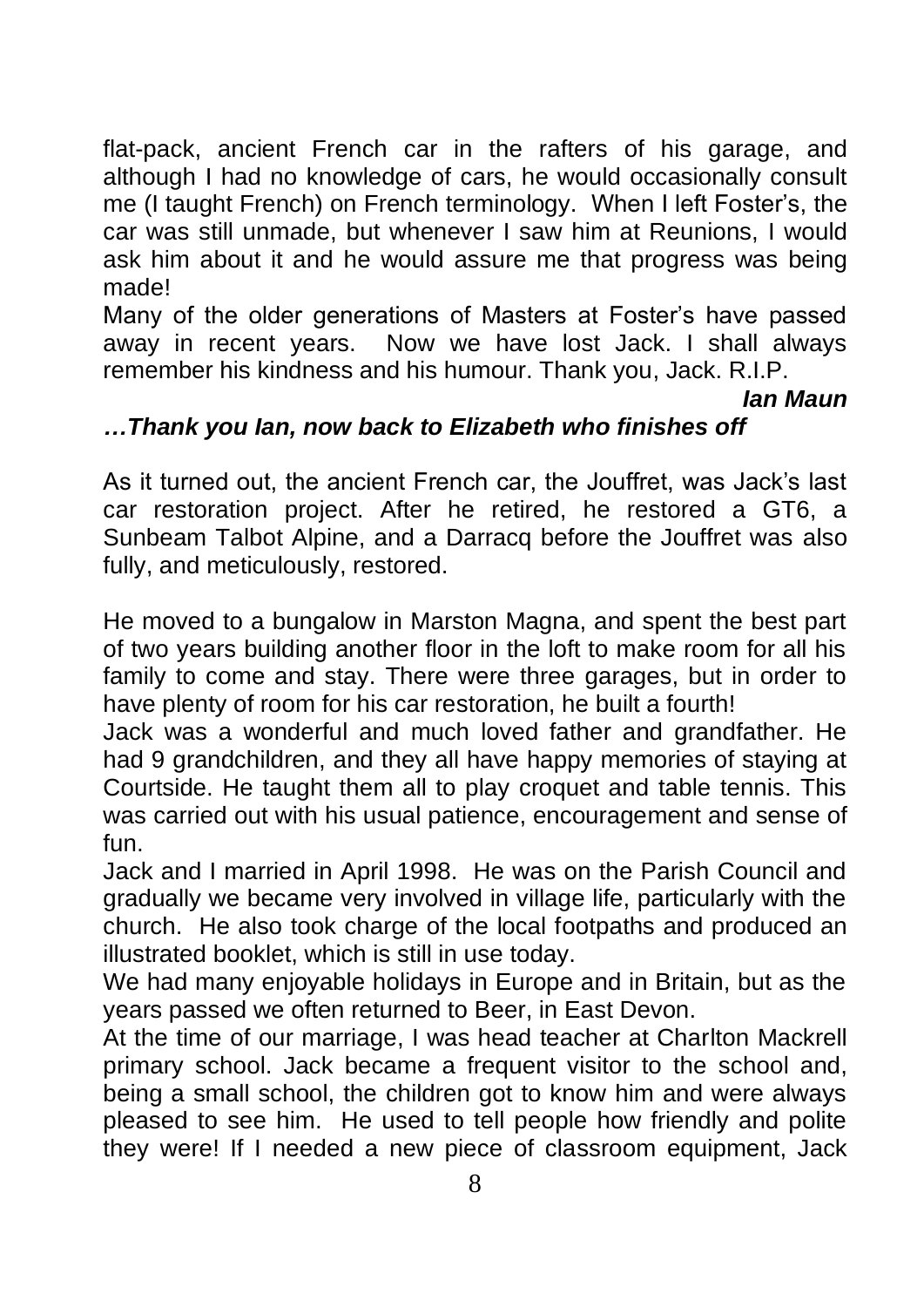flat-pack, ancient French car in the rafters of his garage, and although I had no knowledge of cars, he would occasionally consult me (I taught French) on French terminology. When I left Foster's, the car was still unmade, but whenever I saw him at Reunions, I would ask him about it and he would assure me that progress was being made!

Many of the older generations of Masters at Foster's have passed away in recent years. Now we have lost Jack. I shall always remember his kindness and his humour. Thank you, Jack. R.I.P.

***Ian Maun***

***…Thank you Ian, now back to Elizabeth who finishes off***

As it turned out, the ancient French car, the Jouffret, was Jack's last car restoration project. After he retired, he restored a GT6, a Sunbeam Talbot Alpine, and a Darracq before the Jouffret was also fully, and meticulously, restored.

He moved to a bungalow in Marston Magna, and spent the best part of two years building another floor in the loft to make room for all his family to come and stay. There were three garages, but in order to have plenty of room for his car restoration, he built a fourth!

Jack was a wonderful and much loved father and grandfather. He had 9 grandchildren, and they all have happy memories of staying at Courtside. He taught them all to play croquet and table tennis. This was carried out with his usual patience, encouragement and sense of fun.

Jack and I married in April 1998. He was on the Parish Council and gradually we became very involved in village life, particularly with the church. He also took charge of the local footpaths and produced an illustrated booklet, which is still in use today.

We had many enjoyable holidays in Europe and in Britain, but as the years passed we often returned to Beer, in East Devon.

At the time of our marriage, I was head teacher at Charlton Mackrell primary school. Jack became a frequent visitor to the school and, being a small school, the children got to know him and were always pleased to see him. He used to tell people how friendly and polite they were! If I needed a new piece of classroom equipment, Jack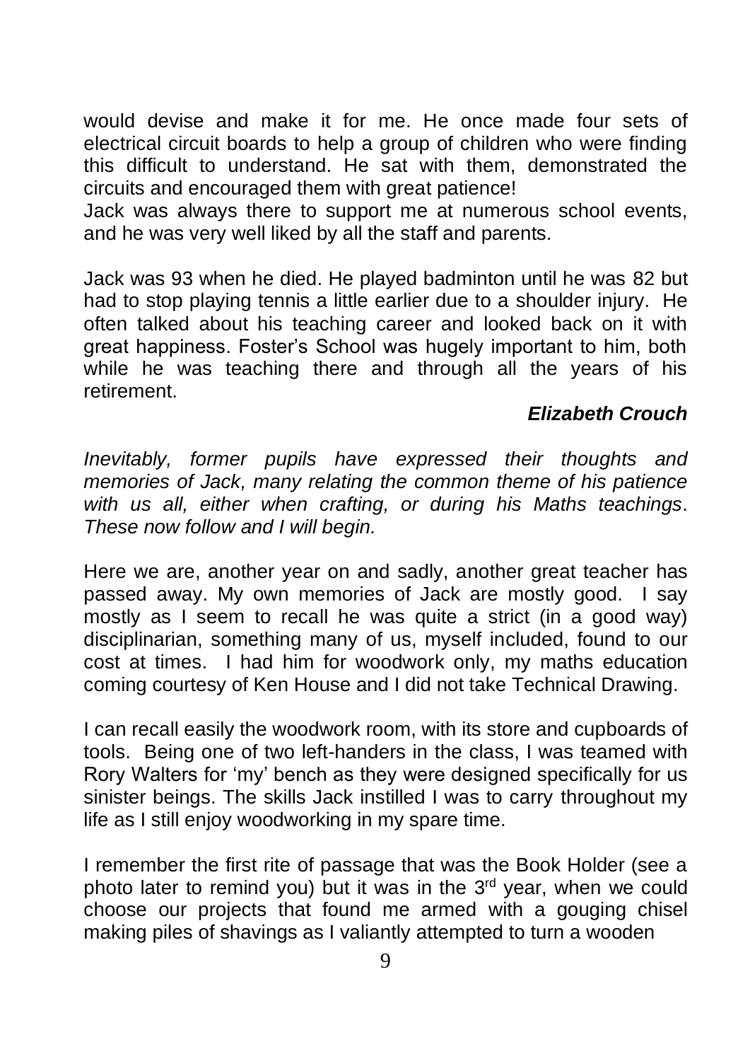would devise and make it for me. He once made four sets of electrical circuit boards to help a group of children who were finding this difficult to understand. He sat with them, demonstrated the circuits and encouraged them with great patience!
Jack was always there to support me at numerous school events, and he was very well liked by all the staff and parents.

Jack was 93 when he died. He played badminton until he was 82 but had to stop playing tennis a little earlier due to a shoulder injury. He often talked about his teaching career and looked back on it with great happiness. Foster's School was hugely important to him, both while he was teaching there and through all the years of his retirement.

***Elizabeth Crouch***

*Inevitably, former pupils have expressed their thoughts and memories of Jack, many relating the common theme of his patience with us all, either when crafting, or during his Maths teachings. These now follow and I will begin.*

Here we are, another year on and sadly, another great teacher has passed away. My own memories of Jack are mostly good. I say mostly as I seem to recall he was quite a strict (in a good way) disciplinarian, something many of us, myself included, found to our cost at times. I had him for woodwork only, my maths education coming courtesy of Ken House and I did not take Technical Drawing.

I can recall easily the woodwork room, with its store and cupboards of tools. Being one of two left-handers in the class, I was teamed with Rory Walters for 'my' bench as they were designed specifically for us sinister beings. The skills Jack instilled I was to carry throughout my life as I still enjoy woodworking in my spare time.

I remember the first rite of passage that was the Book Holder (see a photo later to remind you) but it was in the 3rd year, when we could choose our projects that found me armed with a gouging chisel making piles of shavings as I valiantly attempted to turn a wooden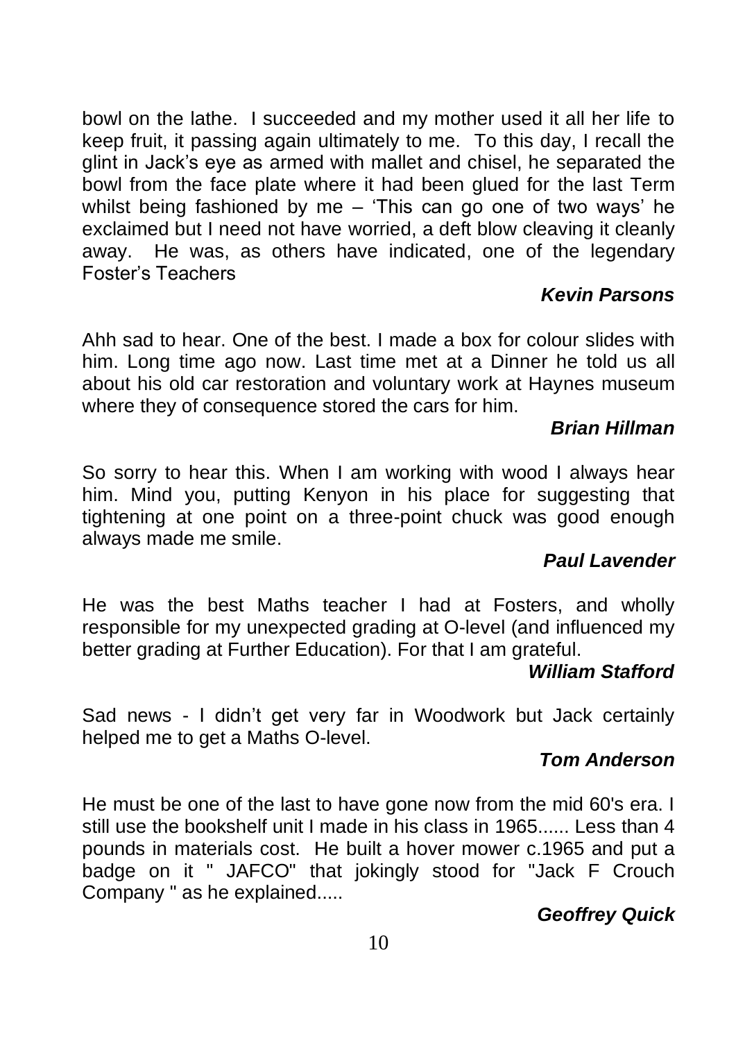bowl on the lathe. I succeeded and my mother used it all her life to keep fruit, it passing again ultimately to me. To this day, I recall the glint in Jack's eye as armed with mallet and chisel, he separated the bowl from the face plate where it had been glued for the last Term whilst being fashioned by me – 'This can go one of two ways' he exclaimed but I need not have worried, a deft blow cleaving it cleanly away. He was, as others have indicated, one of the legendary Foster's Teachers

***Kevin Parsons***

Ahh sad to hear. One of the best. I made a box for colour slides with him. Long time ago now. Last time met at a Dinner he told us all about his old car restoration and voluntary work at Haynes museum where they of consequence stored the cars for him.

***Brian Hillman***

So sorry to hear this. When I am working with wood I always hear him. Mind you, putting Kenyon in his place for suggesting that tightening at one point on a three-point chuck was good enough always made me smile.

***Paul Lavender***

He was the best Maths teacher I had at Fosters, and wholly responsible for my unexpected grading at O-level (and influenced my better grading at Further Education). For that I am grateful.

***William Stafford***

Sad news - I didn't get very far in Woodwork but Jack certainly helped me to get a Maths O-level.

***Tom Anderson***

He must be one of the last to have gone now from the mid 60's era. I still use the bookshelf unit I made in his class in 1965...... Less than 4 pounds in materials cost. He built a hover mower c.1965 and put a badge on it " JAFCO" that jokingly stood for "Jack F Crouch Company " as he explained.....

***Geoffrey Quick***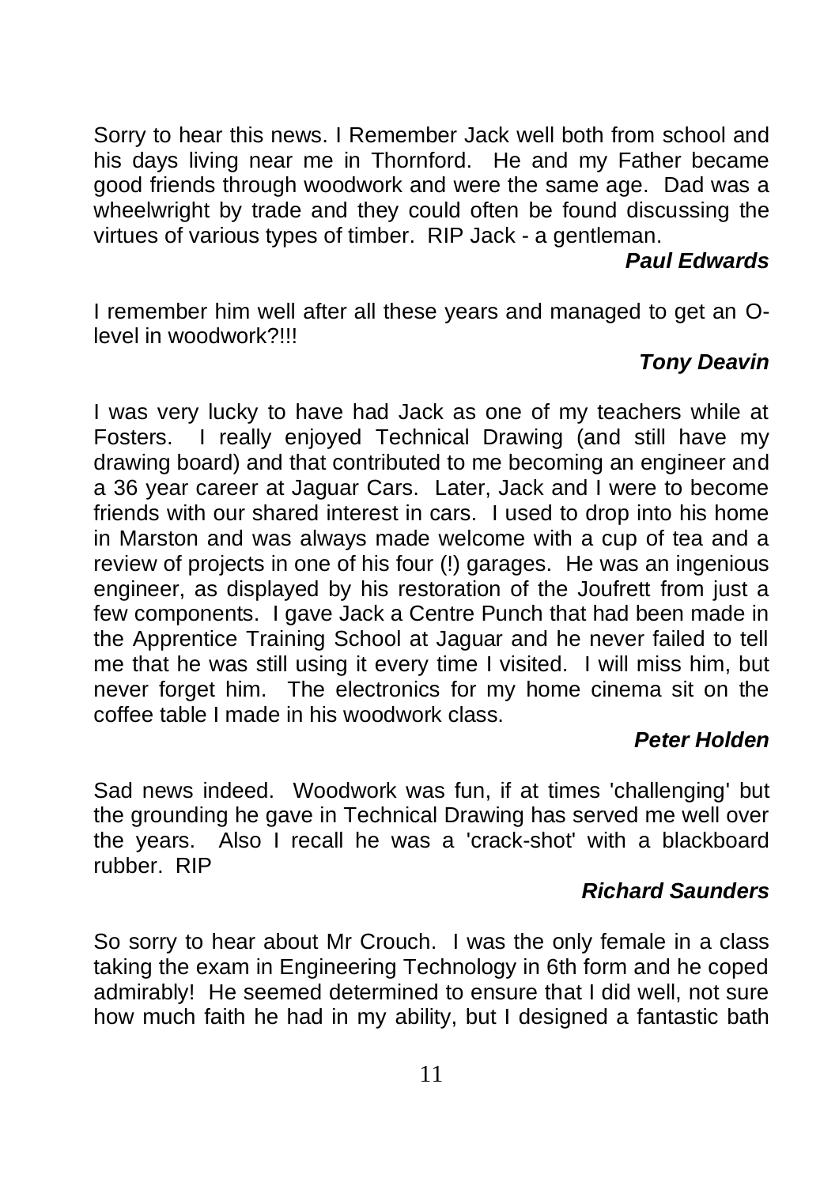Sorry to hear this news. I Remember Jack well both from school and his days living near me in Thornford. He and my Father became good friends through woodwork and were the same age. Dad was a wheelwright by trade and they could often be found discussing the virtues of various types of timber. RIP Jack - a gentleman.

***Paul Edwards***

I remember him well after all these years and managed to get an O-level in woodwork?!!!

***Tony Deavin***

I was very lucky to have had Jack as one of my teachers while at Fosters. I really enjoyed Technical Drawing (and still have my drawing board) and that contributed to me becoming an engineer and a 36 year career at Jaguar Cars. Later, Jack and I were to become friends with our shared interest in cars. I used to drop into his home in Marston and was always made welcome with a cup of tea and a review of projects in one of his four (!) garages. He was an ingenious engineer, as displayed by his restoration of the Joufrett from just a few components. I gave Jack a Centre Punch that had been made in the Apprentice Training School at Jaguar and he never failed to tell me that he was still using it every time I visited. I will miss him, but never forget him. The electronics for my home cinema sit on the coffee table I made in his woodwork class.

***Peter Holden***

Sad news indeed. Woodwork was fun, if at times 'challenging' but the grounding he gave in Technical Drawing has served me well over the years. Also I recall he was a 'crack-shot' with a blackboard rubber. RIP

***Richard Saunders***

So sorry to hear about Mr Crouch. I was the only female in a class taking the exam in Engineering Technology in 6th form and he coped admirably! He seemed determined to ensure that I did well, not sure how much faith he had in my ability, but I designed a fantastic bath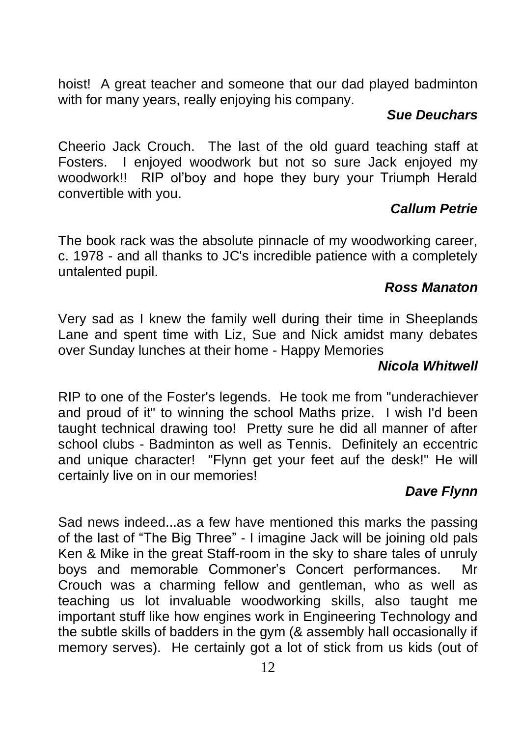hoist! A great teacher and someone that our dad played badminton with for many years, really enjoying his company.

***Sue Deuchars***

Cheerio Jack Crouch. The last of the old guard teaching staff at Fosters. I enjoyed woodwork but not so sure Jack enjoyed my woodwork!! RIP ol'boy and hope they bury your Triumph Herald convertible with you.

***Callum Petrie***

The book rack was the absolute pinnacle of my woodworking career, c. 1978 - and all thanks to JC's incredible patience with a completely untalented pupil.

***Ross Manaton***

Very sad as I knew the family well during their time in Sheeplands Lane and spent time with Liz, Sue and Nick amidst many debates over Sunday lunches at their home - Happy Memories

***Nicola Whitwell***

RIP to one of the Foster's legends. He took me from "underachiever and proud of it" to winning the school Maths prize. I wish I'd been taught technical drawing too! Pretty sure he did all manner of after school clubs - Badminton as well as Tennis. Definitely an eccentric and unique character! "Flynn get your feet auf the desk!" He will certainly live on in our memories!

***Dave Flynn***

Sad news indeed...as a few have mentioned this marks the passing of the last of "The Big Three" - I imagine Jack will be joining old pals Ken & Mike in the great Staff-room in the sky to share tales of unruly boys and memorable Commoner's Concert performances. Mr Crouch was a charming fellow and gentleman, who as well as teaching us lot invaluable woodworking skills, also taught me important stuff like how engines work in Engineering Technology and the subtle skills of badders in the gym (& assembly hall occasionally if memory serves). He certainly got a lot of stick from us kids (out of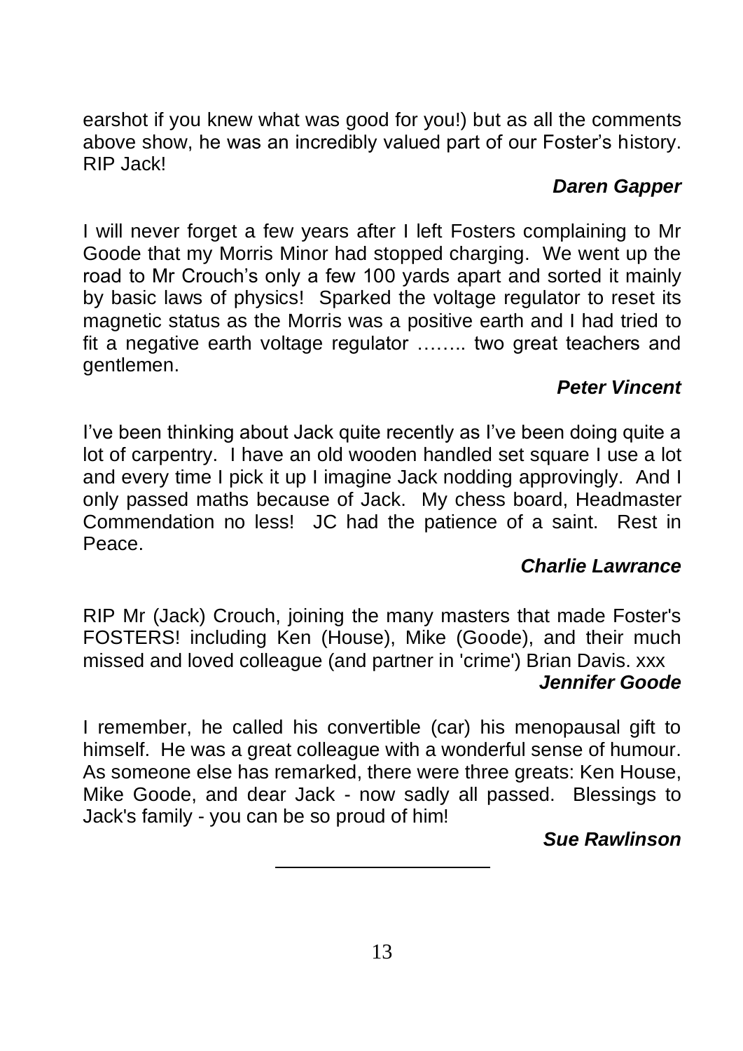earshot if you knew what was good for you!) but as all the comments above show, he was an incredibly valued part of our Foster's history. RIP Jack!

***Daren Gapper***

I will never forget a few years after I left Fosters complaining to Mr Goode that my Morris Minor had stopped charging. We went up the road to Mr Crouch's only a few 100 yards apart and sorted it mainly by basic laws of physics! Sparked the voltage regulator to reset its magnetic status as the Morris was a positive earth and I had tried to fit a negative earth voltage regulator …….. two great teachers and gentlemen.

***Peter Vincent***

I've been thinking about Jack quite recently as I've been doing quite a lot of carpentry. I have an old wooden handled set square I use a lot and every time I pick it up I imagine Jack nodding approvingly. And I only passed maths because of Jack. My chess board, Headmaster Commendation no less! JC had the patience of a saint. Rest in Peace.

***Charlie Lawrance***

RIP Mr (Jack) Crouch, joining the many masters that made Foster's FOSTERS! including Ken (House), Mike (Goode), and their much missed and loved colleague (and partner in 'crime') Brian Davis. xxx

***Jennifer Goode***

I remember, he called his convertible (car) his menopausal gift to himself. He was a great colleague with a wonderful sense of humour. As someone else has remarked, there were three greats: Ken House, Mike Goode, and dear Jack - now sadly all passed. Blessings to Jack's family - you can be so proud of him!

***Sue Rawlinson***

---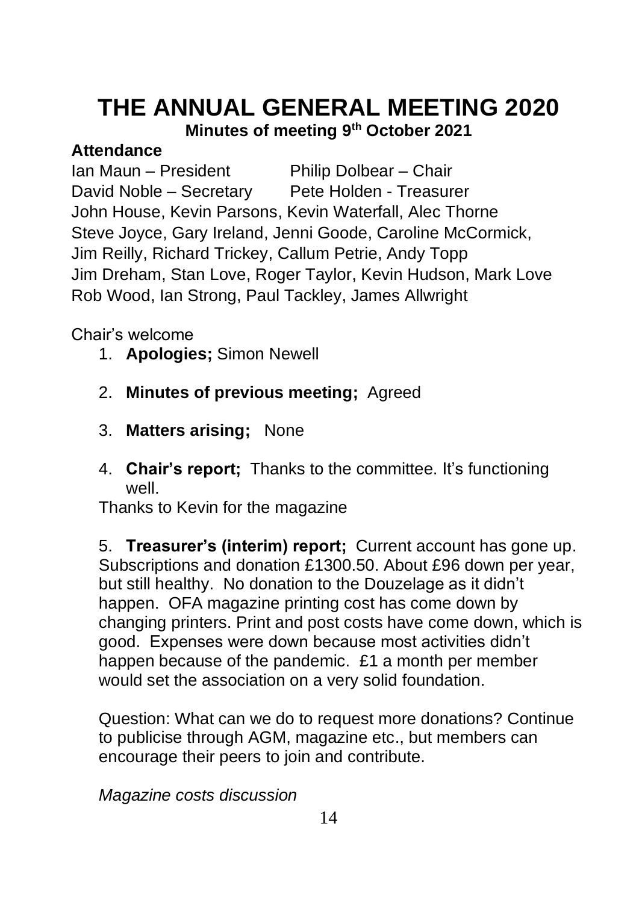# THE ANNUAL GENERAL MEETING 2020

**Minutes of meeting 9th October 2021**

**Attendance**

Ian Maun – President    Philip Dolbear – Chair
David Noble – Secretary    Pete Holden - Treasurer
John House, Kevin Parsons, Kevin Waterfall, Alec Thorne
Steve Joyce, Gary Ireland, Jenni Goode, Caroline McCormick,
Jim Reilly, Richard Trickey, Callum Petrie, Andy Topp
Jim Dreham, Stan Love, Roger Taylor, Kevin Hudson, Mark Love
Rob Wood, Ian Strong, Paul Tackley, James Allwright

Chair's welcome

1. **Apologies;** Simon Newell
2. **Minutes of previous meeting;** Agreed
3. **Matters arising;** None
4. **Chair's report;** Thanks to the committee. It's functioning well.

Thanks to Kevin for the magazine

5. **Treasurer's (interim) report;** Current account has gone up. Subscriptions and donation £1300.50. About £96 down per year, but still healthy. No donation to the Douzelage as it didn't happen. OFA magazine printing cost has come down by changing printers. Print and post costs have come down, which is good. Expenses were down because most activities didn't happen because of the pandemic. £1 a month per member would set the association on a very solid foundation.

Question: What can we do to request more donations? Continue to publicise through AGM, magazine etc., but members can encourage their peers to join and contribute.

*Magazine costs discussion*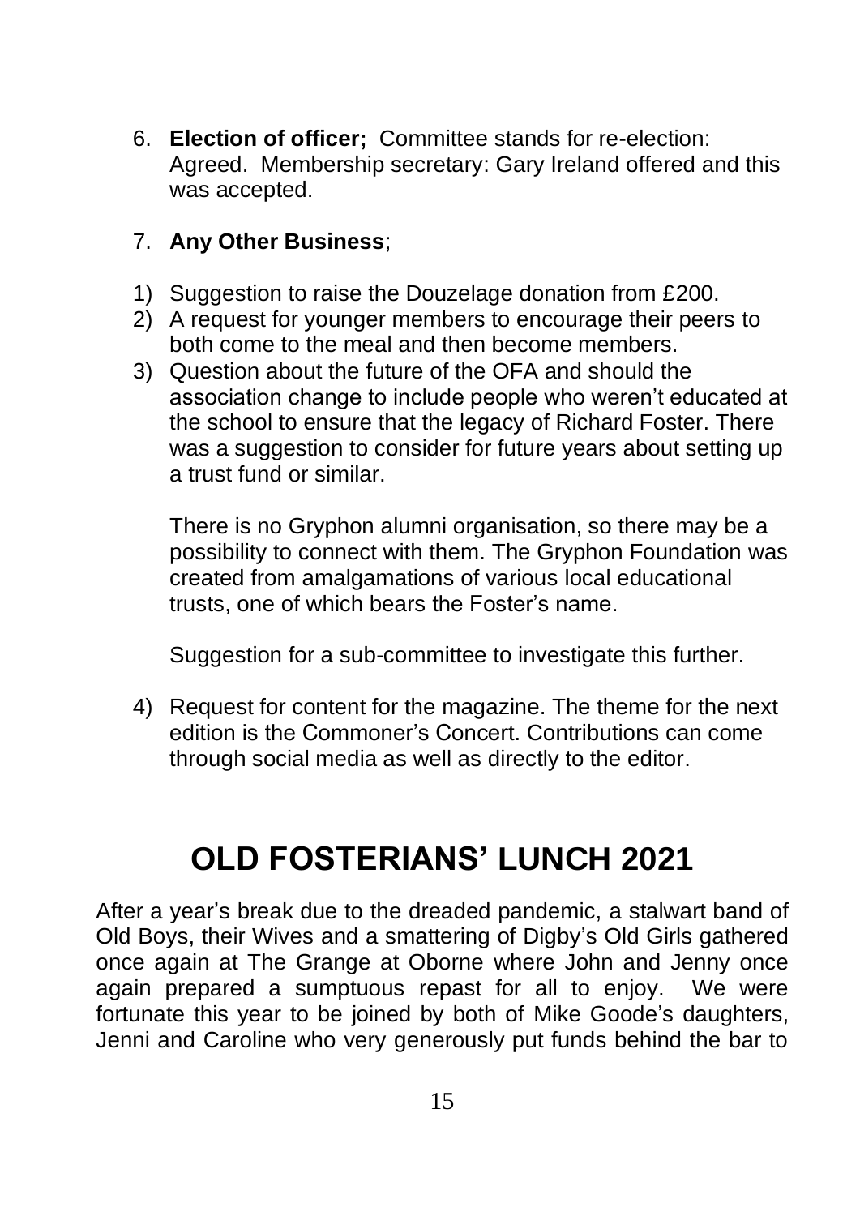6. **Election of officer;** Committee stands for re-election: Agreed. Membership secretary: Gary Ireland offered and this was accepted.

7. **Any Other Business**;

1) Suggestion to raise the Douzelage donation from £200.
2) A request for younger members to encourage their peers to both come to the meal and then become members.
3) Question about the future of the OFA and should the association change to include people who weren't educated at the school to ensure that the legacy of Richard Foster. There was a suggestion to consider for future years about setting up a trust fund or similar.

   There is no Gryphon alumni organisation, so there may be a possibility to connect with them. The Gryphon Foundation was created from amalgamations of various local educational trusts, one of which bears the Foster's name.

   Suggestion for a sub-committee to investigate this further.

4) Request for content for the magazine. The theme for the next edition is the Commoner's Concert. Contributions can come through social media as well as directly to the editor.

# OLD FOSTERIANS' LUNCH 2021

After a year's break due to the dreaded pandemic, a stalwart band of Old Boys, their Wives and a smattering of Digby's Old Girls gathered once again at The Grange at Oborne where John and Jenny once again prepared a sumptuous repast for all to enjoy. We were fortunate this year to be joined by both of Mike Goode's daughters, Jenni and Caroline who very generously put funds behind the bar to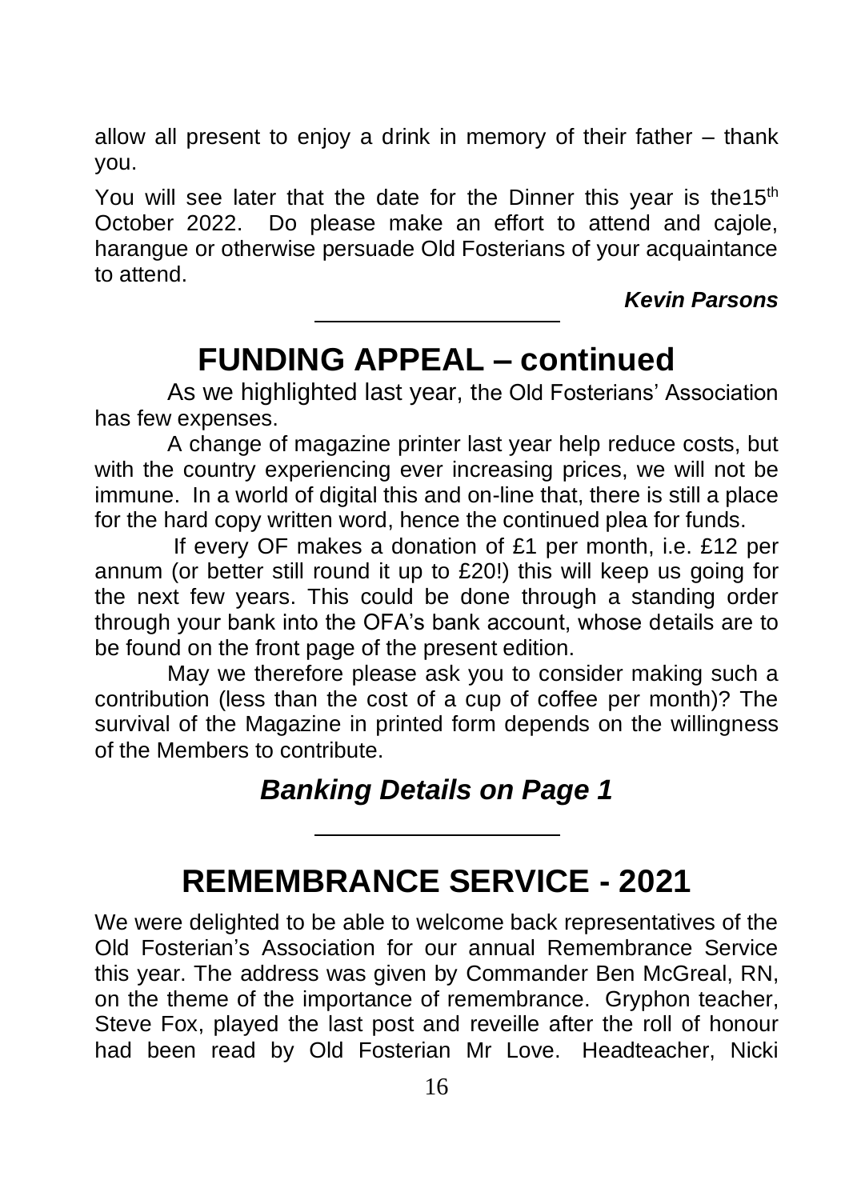allow all present to enjoy a drink in memory of their father – thank you.

You will see later that the date for the Dinner this year is the15th October 2022. Do please make an effort to attend and cajole, harangue or otherwise persuade Old Fosterians of your acquaintance to attend.

***Kevin Parsons***

---

## FUNDING APPEAL – continued

As we highlighted last year, the Old Fosterians' Association has few expenses.

A change of magazine printer last year help reduce costs, but with the country experiencing ever increasing prices, we will not be immune. In a world of digital this and on-line that, there is still a place for the hard copy written word, hence the continued plea for funds.

If every OF makes a donation of £1 per month, i.e. £12 per annum (or better still round it up to £20!) this will keep us going for the next few years. This could be done through a standing order through your bank into the OFA's bank account, whose details are to be found on the front page of the present edition.

May we therefore please ask you to consider making such a contribution (less than the cost of a cup of coffee per month)? The survival of the Magazine in printed form depends on the willingness of the Members to contribute.

### *Banking Details on Page 1*

---

## REMEMBRANCE SERVICE - 2021

We were delighted to be able to welcome back representatives of the Old Fosterian's Association for our annual Remembrance Service this year. The address was given by Commander Ben McGreal, RN, on the theme of the importance of remembrance. Gryphon teacher, Steve Fox, played the last post and reveille after the roll of honour had been read by Old Fosterian Mr Love. Headteacher, Nicki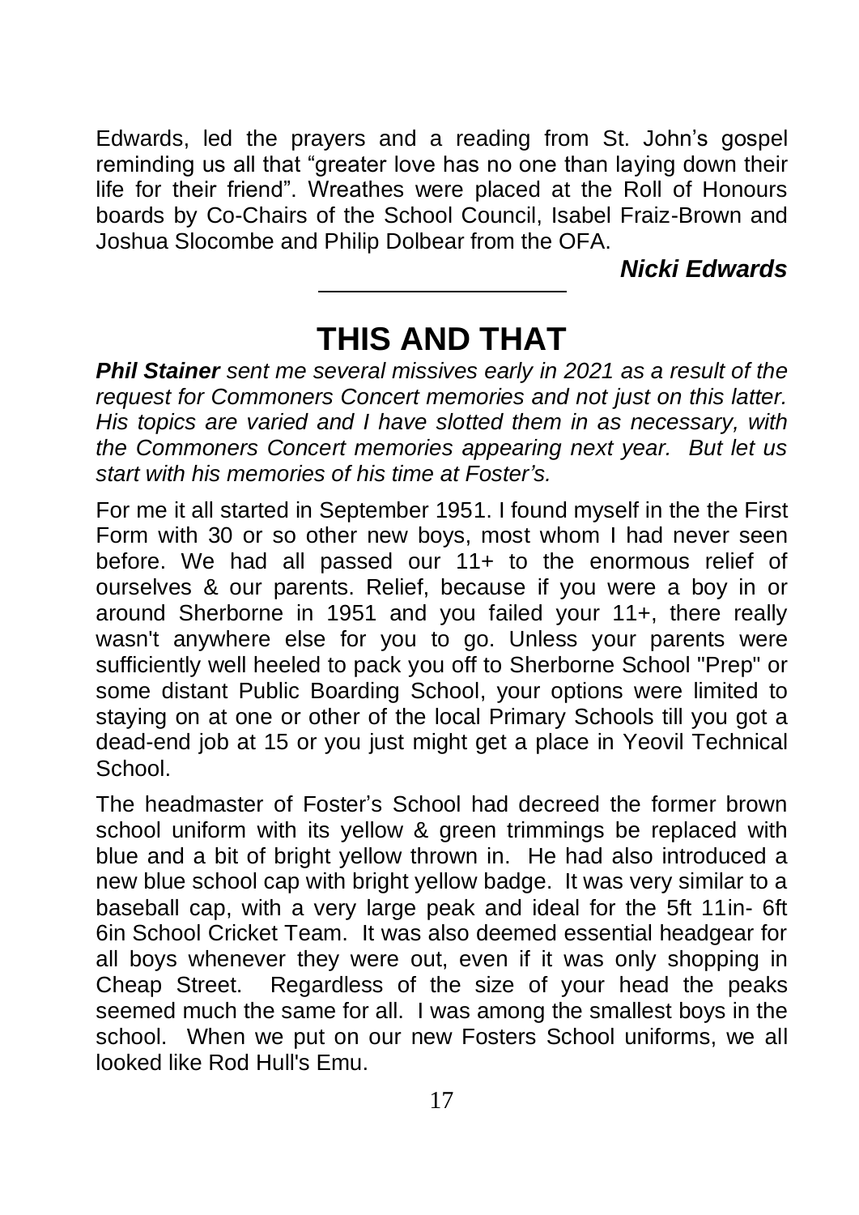Edwards, led the prayers and a reading from St. John's gospel reminding us all that "greater love has no one than laying down their life for their friend". Wreathes were placed at the Roll of Honours boards by Co-Chairs of the School Council, Isabel Fraiz-Brown and Joshua Slocombe and Philip Dolbear from the OFA.

***Nicki Edwards***

---

# THIS AND THAT

***Phil Stainer*** *sent me several missives early in 2021 as a result of the request for Commoners Concert memories and not just on this latter. His topics are varied and I have slotted them in as necessary, with the Commoners Concert memories appearing next year. But let us start with his memories of his time at Foster's.*

For me it all started in September 1951. I found myself in the the First Form with 30 or so other new boys, most whom I had never seen before. We had all passed our 11+ to the enormous relief of ourselves & our parents. Relief, because if you were a boy in or around Sherborne in 1951 and you failed your 11+, there really wasn't anywhere else for you to go. Unless your parents were sufficiently well heeled to pack you off to Sherborne School "Prep" or some distant Public Boarding School, your options were limited to staying on at one or other of the local Primary Schools till you got a dead-end job at 15 or you just might get a place in Yeovil Technical School.

The headmaster of Foster's School had decreed the former brown school uniform with its yellow & green trimmings be replaced with blue and a bit of bright yellow thrown in. He had also introduced a new blue school cap with bright yellow badge. It was very similar to a baseball cap, with a very large peak and ideal for the 5ft 11in- 6ft 6in School Cricket Team. It was also deemed essential headgear for all boys whenever they were out, even if it was only shopping in Cheap Street. Regardless of the size of your head the peaks seemed much the same for all. I was among the smallest boys in the school. When we put on our new Fosters School uniforms, we all looked like Rod Hull's Emu.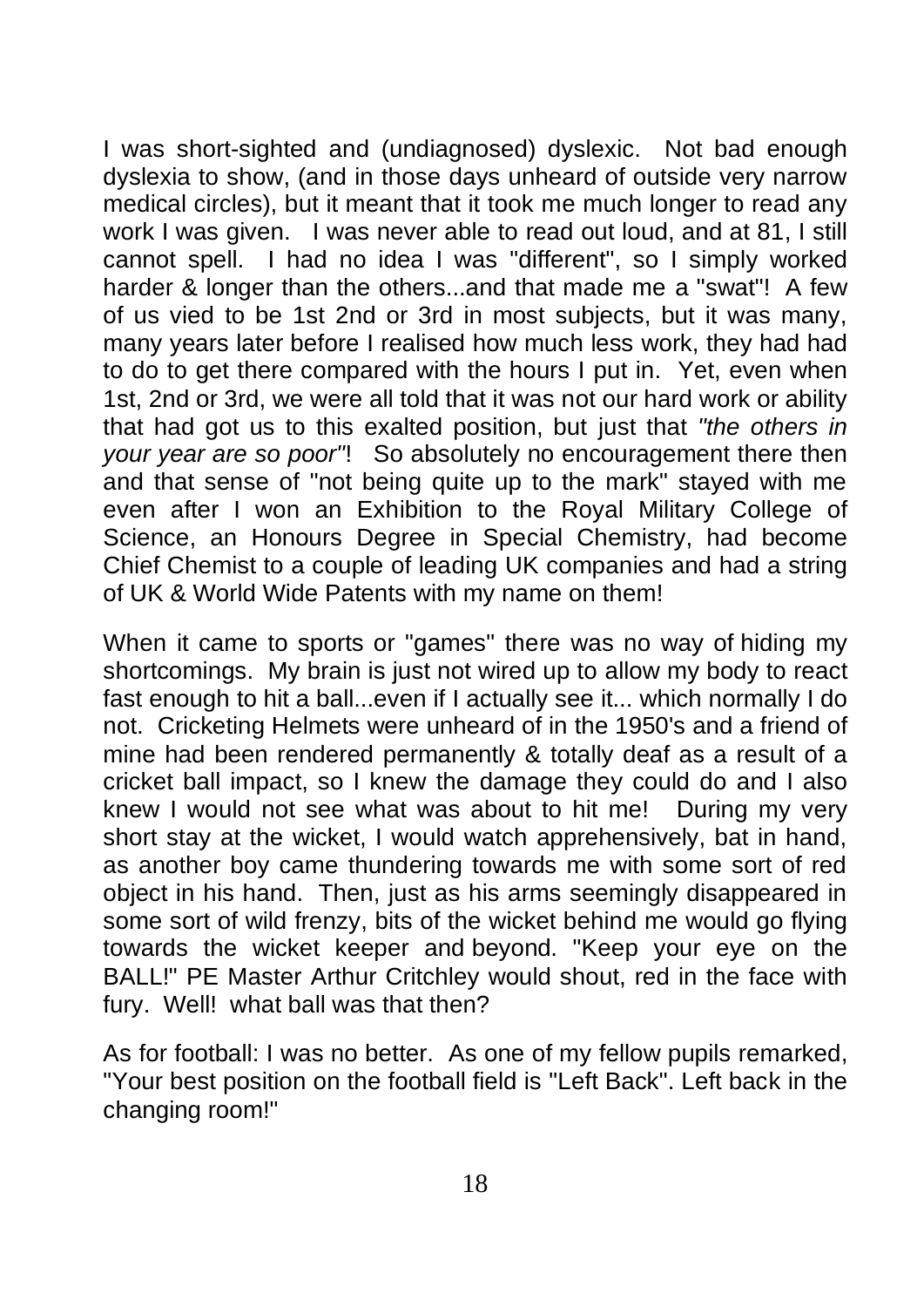I was short-sighted and (undiagnosed) dyslexic. Not bad enough dyslexia to show, (and in those days unheard of outside very narrow medical circles), but it meant that it took me much longer to read any work I was given. I was never able to read out loud, and at 81, I still cannot spell. I had no idea I was "different", so I simply worked harder & longer than the others...and that made me a "swat"! A few of us vied to be 1st 2nd or 3rd in most subjects, but it was many, many years later before I realised how much less work, they had had to do to get there compared with the hours I put in. Yet, even when 1st, 2nd or 3rd, we were all told that it was not our hard work or ability that had got us to this exalted position, but just that *"the others in your year are so poor"*! So absolutely no encouragement there then and that sense of "not being quite up to the mark" stayed with me even after I won an Exhibition to the Royal Military College of Science, an Honours Degree in Special Chemistry, had become Chief Chemist to a couple of leading UK companies and had a string of UK & World Wide Patents with my name on them!

When it came to sports or "games" there was no way of hiding my shortcomings. My brain is just not wired up to allow my body to react fast enough to hit a ball...even if I actually see it... which normally I do not. Cricketing Helmets were unheard of in the 1950's and a friend of mine had been rendered permanently & totally deaf as a result of a cricket ball impact, so I knew the damage they could do and I also knew I would not see what was about to hit me! During my very short stay at the wicket, I would watch apprehensively, bat in hand, as another boy came thundering towards me with some sort of red object in his hand. Then, just as his arms seemingly disappeared in some sort of wild frenzy, bits of the wicket behind me would go flying towards the wicket keeper and beyond. "Keep your eye on the BALL!" PE Master Arthur Critchley would shout, red in the face with fury. Well! what ball was that then?

As for football: I was no better. As one of my fellow pupils remarked, "Your best position on the football field is "Left Back". Left back in the changing room!"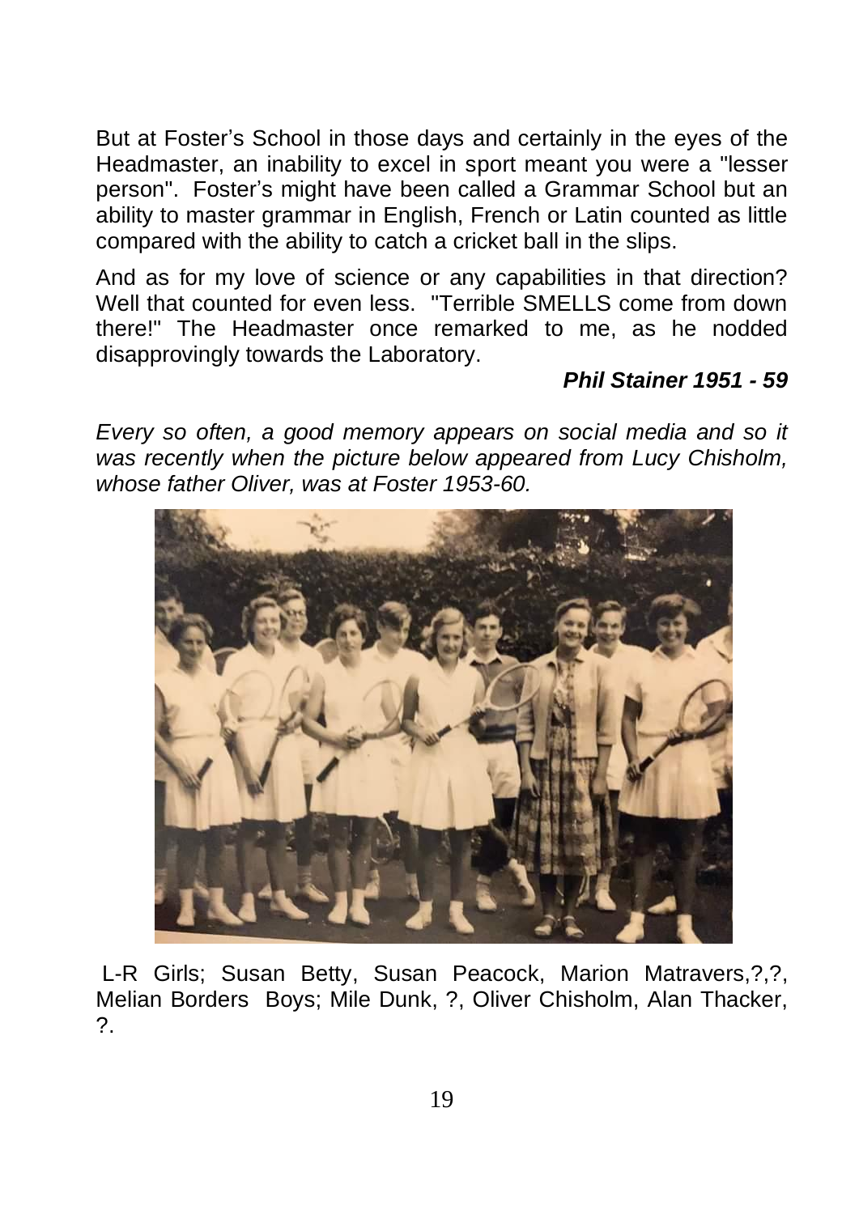But at Foster's School in those days and certainly in the eyes of the Headmaster, an inability to excel in sport meant you were a "lesser person". Foster's might have been called a Grammar School but an ability to master grammar in English, French or Latin counted as little compared with the ability to catch a cricket ball in the slips.

And as for my love of science or any capabilities in that direction? Well that counted for even less. "Terrible SMELLS come from down there!" The Headmaster once remarked to me, as he nodded disapprovingly towards the Laboratory.

***Phil Stainer 1951 - 59***

*Every so often, a good memory appears on social media and so it was recently when the picture below appeared from Lucy Chisholm, whose father Oliver, was at Foster 1953-60.*

L-R Girls; Susan Betty, Susan Peacock, Marion Matravers,?,?, Melian Borders Boys; Mile Dunk, ?, Oliver Chisholm, Alan Thacker, ?.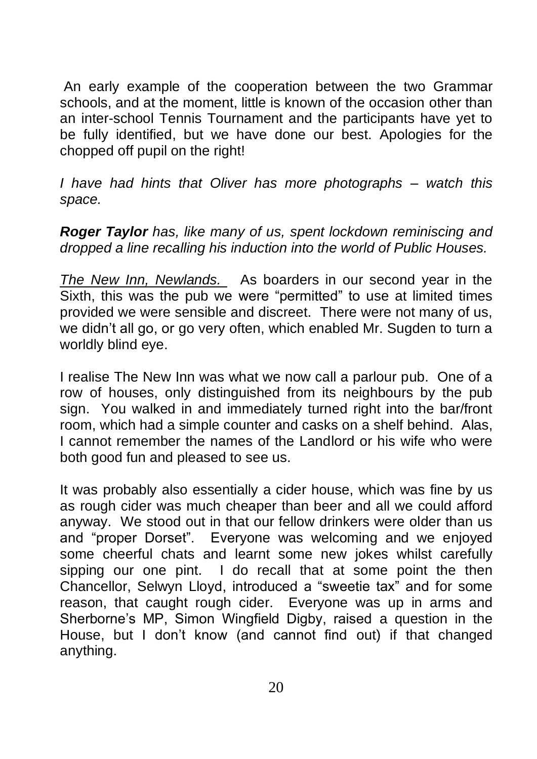An early example of the cooperation between the two Grammar schools, and at the moment, little is known of the occasion other than an inter-school Tennis Tournament and the participants have yet to be fully identified, but we have done our best. Apologies for the chopped off pupil on the right!

*I have had hints that Oliver has more photographs – watch this space.*

***Roger Taylor*** *has, like many of us, spent lockdown reminiscing and dropped a line recalling his induction into the world of Public Houses.*

*The New Inn, Newlands.* As boarders in our second year in the Sixth, this was the pub we were "permitted" to use at limited times provided we were sensible and discreet. There were not many of us, we didn't all go, or go very often, which enabled Mr. Sugden to turn a worldly blind eye.

I realise The New Inn was what we now call a parlour pub. One of a row of houses, only distinguished from its neighbours by the pub sign. You walked in and immediately turned right into the bar/front room, which had a simple counter and casks on a shelf behind. Alas, I cannot remember the names of the Landlord or his wife who were both good fun and pleased to see us.

It was probably also essentially a cider house, which was fine by us as rough cider was much cheaper than beer and all we could afford anyway. We stood out in that our fellow drinkers were older than us and "proper Dorset". Everyone was welcoming and we enjoyed some cheerful chats and learnt some new jokes whilst carefully sipping our one pint. I do recall that at some point the then Chancellor, Selwyn Lloyd, introduced a "sweetie tax" and for some reason, that caught rough cider. Everyone was up in arms and Sherborne's MP, Simon Wingfield Digby, raised a question in the House, but I don't know (and cannot find out) if that changed anything.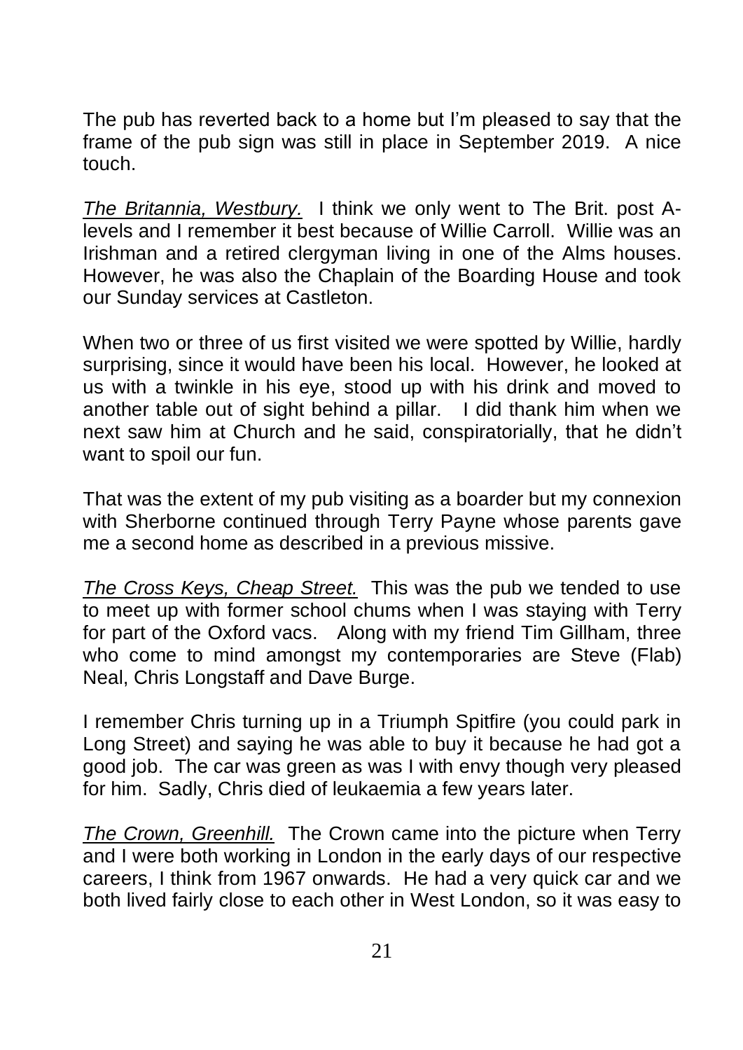The pub has reverted back to a home but I'm pleased to say that the frame of the pub sign was still in place in September 2019. A nice touch.

*The Britannia, Westbury.* I think we only went to The Brit. post A-levels and I remember it best because of Willie Carroll. Willie was an Irishman and a retired clergyman living in one of the Alms houses. However, he was also the Chaplain of the Boarding House and took our Sunday services at Castleton.

When two or three of us first visited we were spotted by Willie, hardly surprising, since it would have been his local. However, he looked at us with a twinkle in his eye, stood up with his drink and moved to another table out of sight behind a pillar. I did thank him when we next saw him at Church and he said, conspiratorially, that he didn't want to spoil our fun.

That was the extent of my pub visiting as a boarder but my connexion with Sherborne continued through Terry Payne whose parents gave me a second home as described in a previous missive.

*The Cross Keys, Cheap Street.* This was the pub we tended to use to meet up with former school chums when I was staying with Terry for part of the Oxford vacs. Along with my friend Tim Gillham, three who come to mind amongst my contemporaries are Steve (Flab) Neal, Chris Longstaff and Dave Burge.

I remember Chris turning up in a Triumph Spitfire (you could park in Long Street) and saying he was able to buy it because he had got a good job. The car was green as was I with envy though very pleased for him. Sadly, Chris died of leukaemia a few years later.

*The Crown, Greenhill.* The Crown came into the picture when Terry and I were both working in London in the early days of our respective careers, I think from 1967 onwards. He had a very quick car and we both lived fairly close to each other in West London, so it was easy to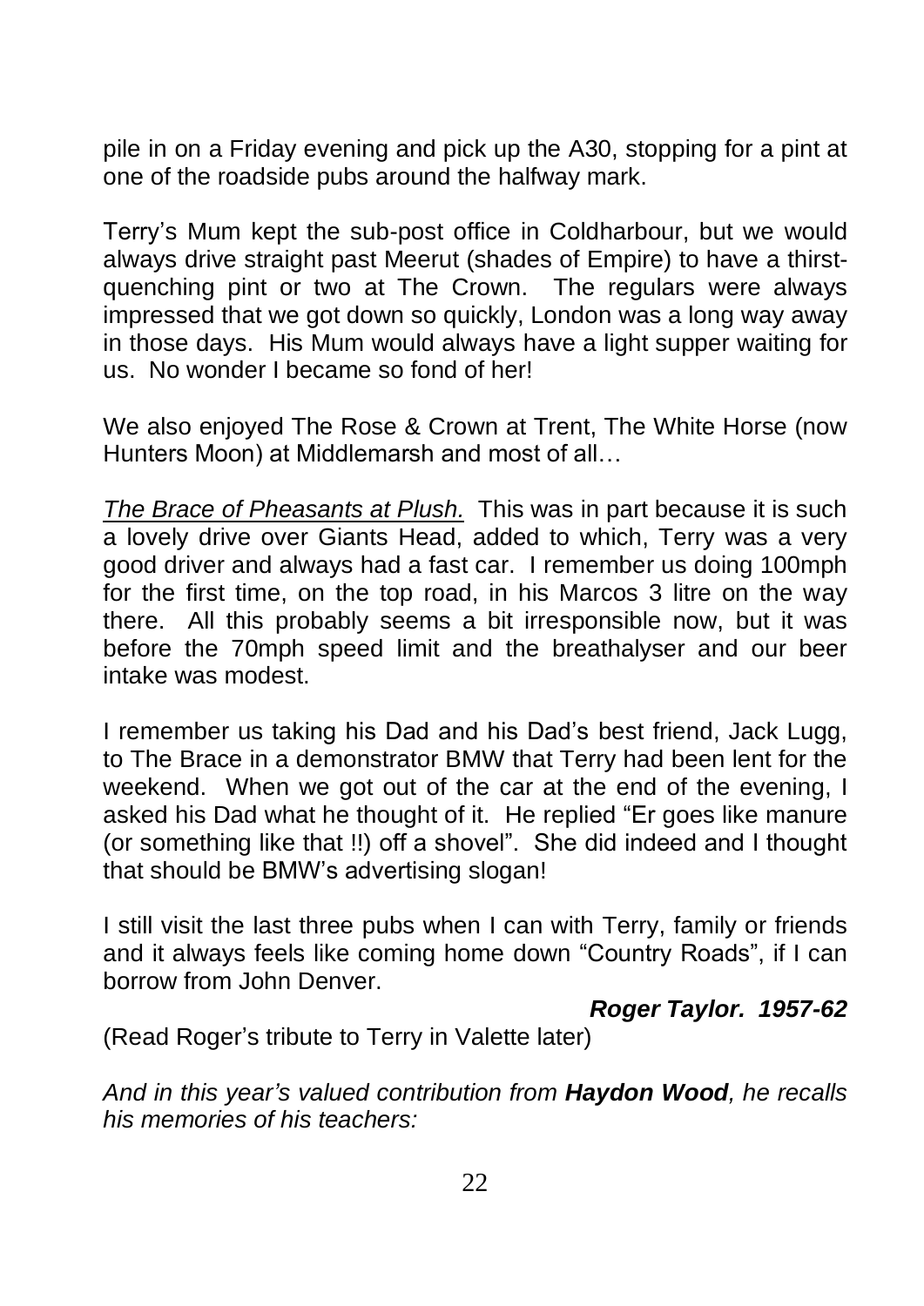pile in on a Friday evening and pick up the A30, stopping for a pint at one of the roadside pubs around the halfway mark.

Terry's Mum kept the sub-post office in Coldharbour, but we would always drive straight past Meerut (shades of Empire) to have a thirst-quenching pint or two at The Crown. The regulars were always impressed that we got down so quickly, London was a long way away in those days. His Mum would always have a light supper waiting for us. No wonder I became so fond of her!

We also enjoyed The Rose & Crown at Trent, The White Horse (now Hunters Moon) at Middlemarsh and most of all…

*The Brace of Pheasants at Plush.* This was in part because it is such a lovely drive over Giants Head, added to which, Terry was a very good driver and always had a fast car. I remember us doing 100mph for the first time, on the top road, in his Marcos 3 litre on the way there. All this probably seems a bit irresponsible now, but it was before the 70mph speed limit and the breathalyser and our beer intake was modest.

I remember us taking his Dad and his Dad's best friend, Jack Lugg, to The Brace in a demonstrator BMW that Terry had been lent for the weekend. When we got out of the car at the end of the evening, I asked his Dad what he thought of it. He replied "Er goes like manure (or something like that !!) off a shovel". She did indeed and I thought that should be BMW's advertising slogan!

I still visit the last three pubs when I can with Terry, family or friends and it always feels like coming home down "Country Roads", if I can borrow from John Denver.

***Roger Taylor. 1957-62***

(Read Roger's tribute to Terry in Valette later)

*And in this year's valued contribution from **Haydon Wood**, he recalls his memories of his teachers:*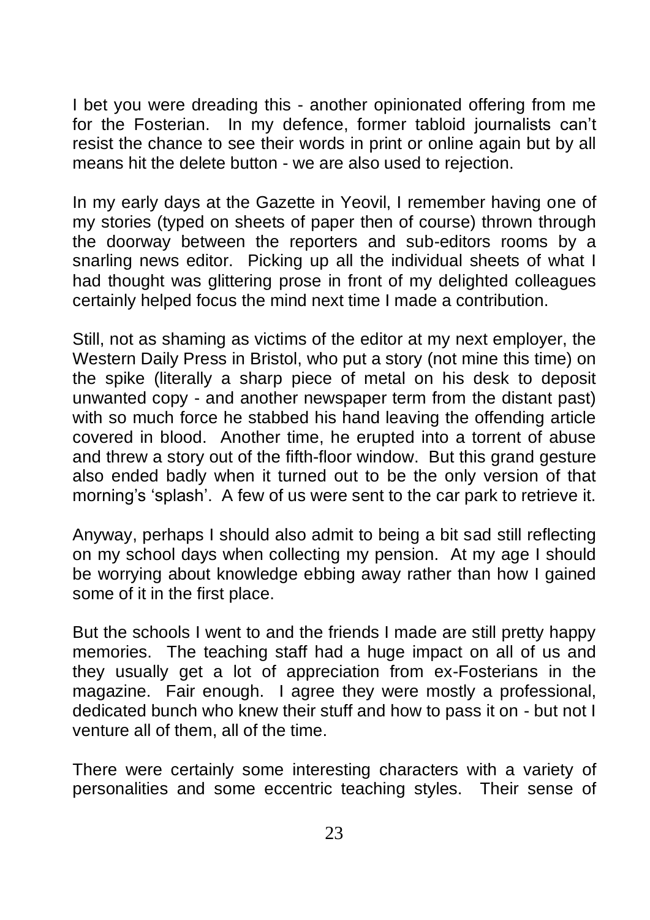I bet you were dreading this - another opinionated offering from me for the Fosterian. In my defence, former tabloid journalists can't resist the chance to see their words in print or online again but by all means hit the delete button - we are also used to rejection.

In my early days at the Gazette in Yeovil, I remember having one of my stories (typed on sheets of paper then of course) thrown through the doorway between the reporters and sub-editors rooms by a snarling news editor. Picking up all the individual sheets of what I had thought was glittering prose in front of my delighted colleagues certainly helped focus the mind next time I made a contribution.

Still, not as shaming as victims of the editor at my next employer, the Western Daily Press in Bristol, who put a story (not mine this time) on the spike (literally a sharp piece of metal on his desk to deposit unwanted copy - and another newspaper term from the distant past) with so much force he stabbed his hand leaving the offending article covered in blood. Another time, he erupted into a torrent of abuse and threw a story out of the fifth-floor window. But this grand gesture also ended badly when it turned out to be the only version of that morning's 'splash'. A few of us were sent to the car park to retrieve it.

Anyway, perhaps I should also admit to being a bit sad still reflecting on my school days when collecting my pension. At my age I should be worrying about knowledge ebbing away rather than how I gained some of it in the first place.

But the schools I went to and the friends I made are still pretty happy memories. The teaching staff had a huge impact on all of us and they usually get a lot of appreciation from ex-Fosterians in the magazine. Fair enough. I agree they were mostly a professional, dedicated bunch who knew their stuff and how to pass it on - but not I venture all of them, all of the time.

There were certainly some interesting characters with a variety of personalities and some eccentric teaching styles. Their sense of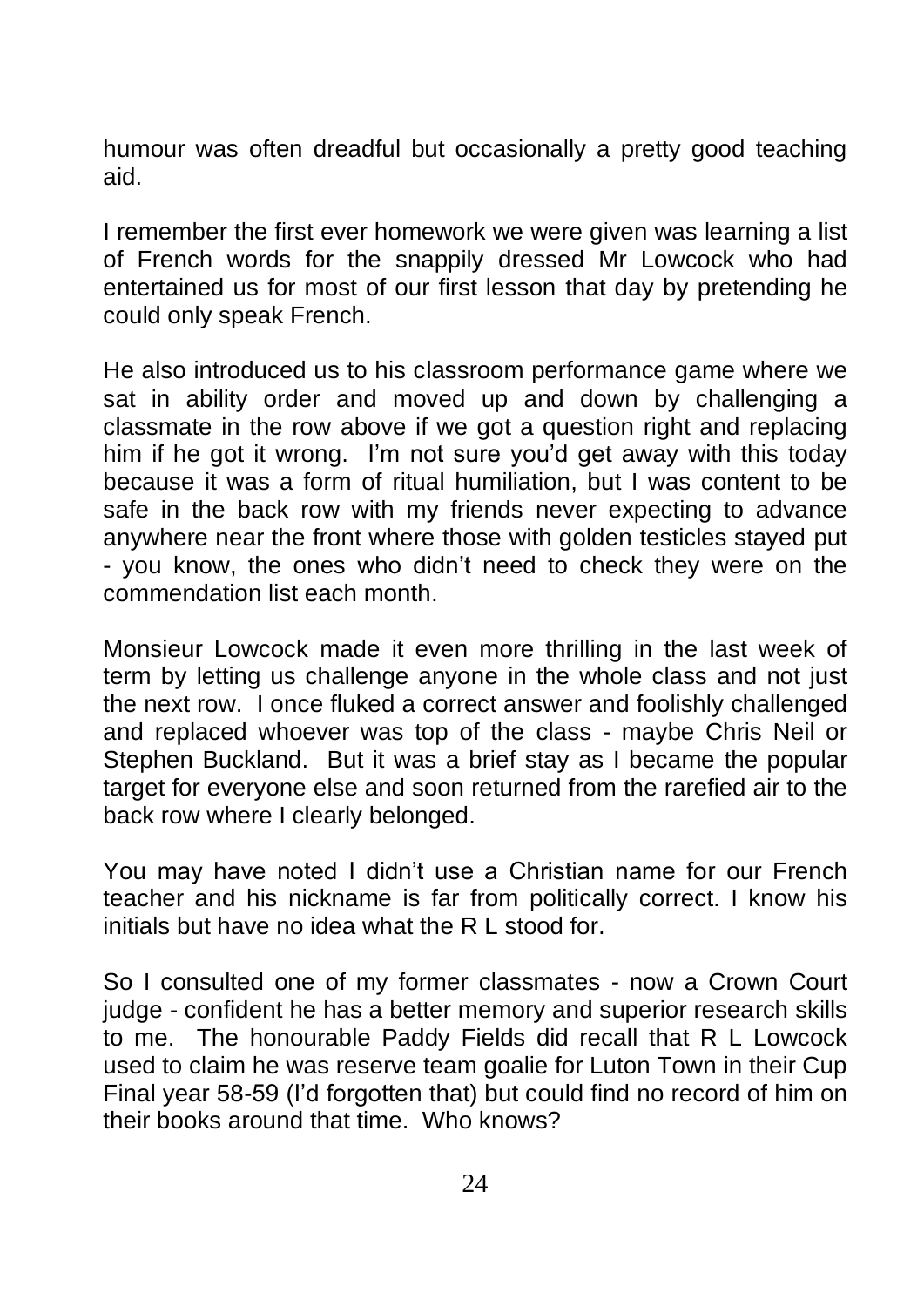humour was often dreadful but occasionally a pretty good teaching aid.

I remember the first ever homework we were given was learning a list of French words for the snappily dressed Mr Lowcock who had entertained us for most of our first lesson that day by pretending he could only speak French.

He also introduced us to his classroom performance game where we sat in ability order and moved up and down by challenging a classmate in the row above if we got a question right and replacing him if he got it wrong. I'm not sure you'd get away with this today because it was a form of ritual humiliation, but I was content to be safe in the back row with my friends never expecting to advance anywhere near the front where those with golden testicles stayed put - you know, the ones who didn't need to check they were on the commendation list each month.

Monsieur Lowcock made it even more thrilling in the last week of term by letting us challenge anyone in the whole class and not just the next row. I once fluked a correct answer and foolishly challenged and replaced whoever was top of the class - maybe Chris Neil or Stephen Buckland. But it was a brief stay as I became the popular target for everyone else and soon returned from the rarefied air to the back row where I clearly belonged.

You may have noted I didn't use a Christian name for our French teacher and his nickname is far from politically correct. I know his initials but have no idea what the R L stood for.

So I consulted one of my former classmates - now a Crown Court judge - confident he has a better memory and superior research skills to me. The honourable Paddy Fields did recall that R L Lowcock used to claim he was reserve team goalie for Luton Town in their Cup Final year 58-59 (I'd forgotten that) but could find no record of him on their books around that time. Who knows?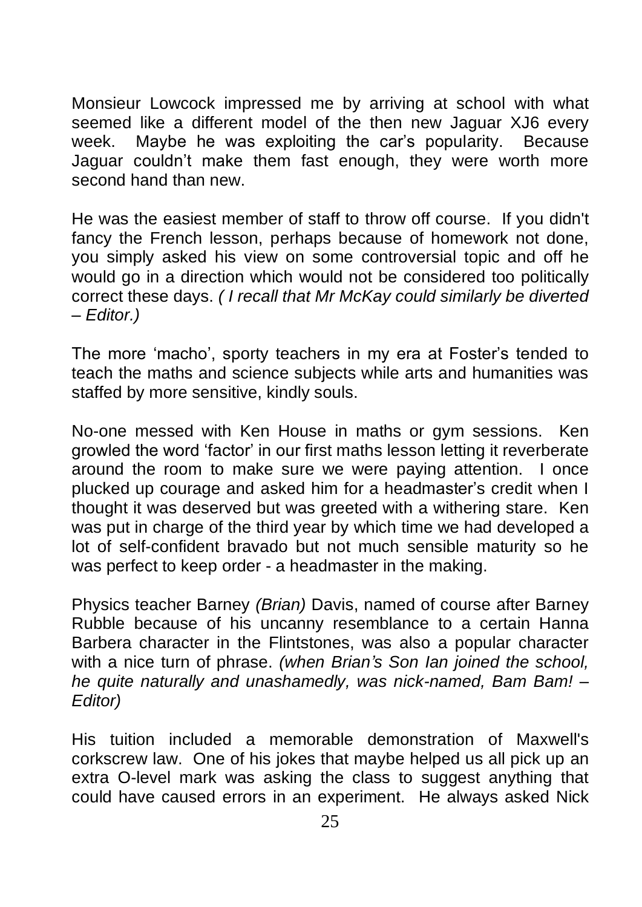Monsieur Lowcock impressed me by arriving at school with what seemed like a different model of the then new Jaguar XJ6 every week. Maybe he was exploiting the car's popularity. Because Jaguar couldn't make them fast enough, they were worth more second hand than new.

He was the easiest member of staff to throw off course. If you didn't fancy the French lesson, perhaps because of homework not done, you simply asked his view on some controversial topic and off he would go in a direction which would not be considered too politically correct these days. *( I recall that Mr McKay could similarly be diverted – Editor.)*

The more 'macho', sporty teachers in my era at Foster's tended to teach the maths and science subjects while arts and humanities was staffed by more sensitive, kindly souls.

No-one messed with Ken House in maths or gym sessions. Ken growled the word 'factor' in our first maths lesson letting it reverberate around the room to make sure we were paying attention. I once plucked up courage and asked him for a headmaster's credit when I thought it was deserved but was greeted with a withering stare. Ken was put in charge of the third year by which time we had developed a lot of self-confident bravado but not much sensible maturity so he was perfect to keep order - a headmaster in the making.

Physics teacher Barney *(Brian)* Davis, named of course after Barney Rubble because of his uncanny resemblance to a certain Hanna Barbera character in the Flintstones, was also a popular character with a nice turn of phrase. *(when Brian's Son Ian joined the school, he quite naturally and unashamedly, was nick-named, Bam Bam! – Editor)*

His tuition included a memorable demonstration of Maxwell's corkscrew law. One of his jokes that maybe helped us all pick up an extra O-level mark was asking the class to suggest anything that could have caused errors in an experiment. He always asked Nick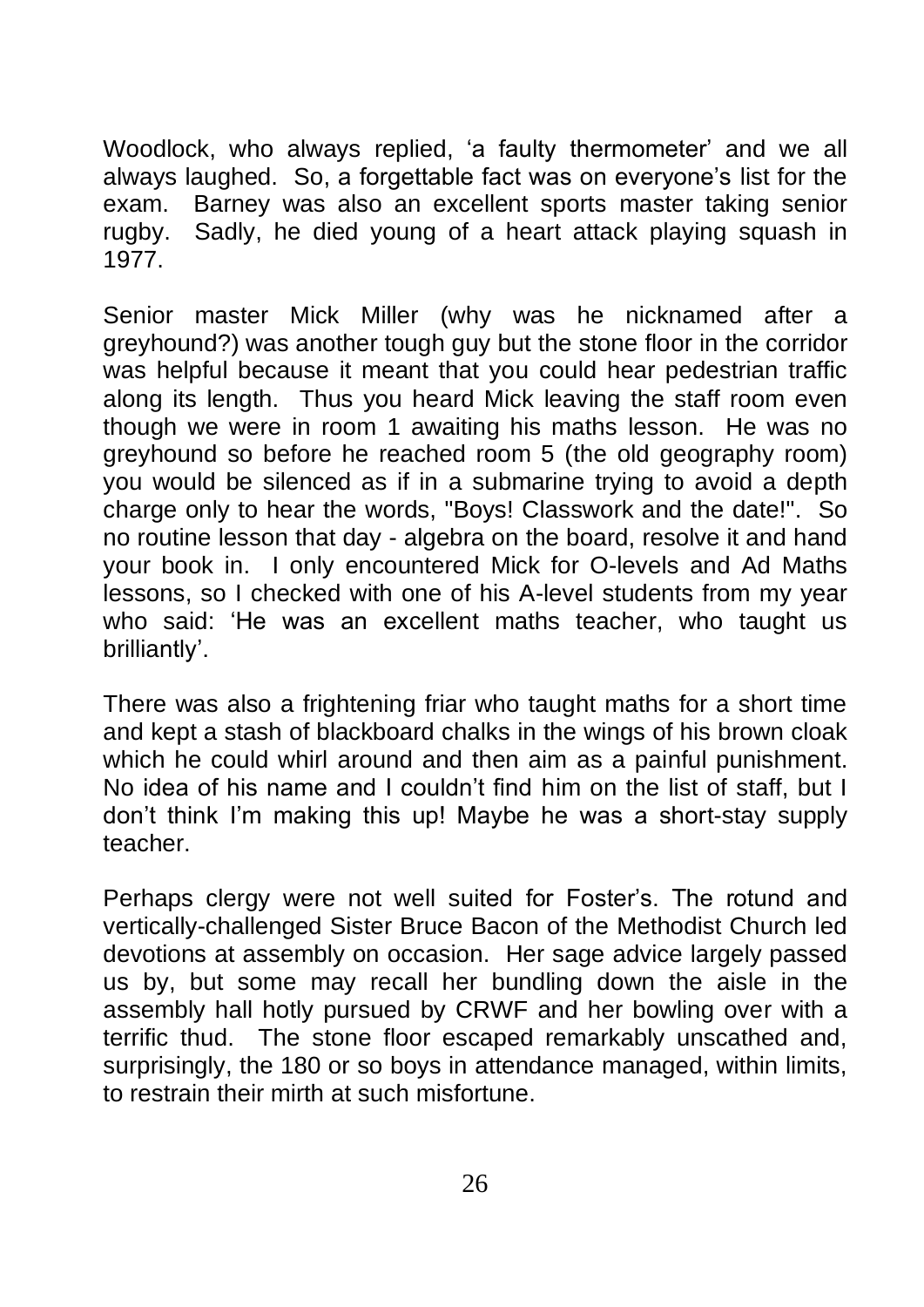Woodlock, who always replied, 'a faulty thermometer' and we all always laughed. So, a forgettable fact was on everyone's list for the exam. Barney was also an excellent sports master taking senior rugby. Sadly, he died young of a heart attack playing squash in 1977.

Senior master Mick Miller (why was he nicknamed after a greyhound?) was another tough guy but the stone floor in the corridor was helpful because it meant that you could hear pedestrian traffic along its length. Thus you heard Mick leaving the staff room even though we were in room 1 awaiting his maths lesson. He was no greyhound so before he reached room 5 (the old geography room) you would be silenced as if in a submarine trying to avoid a depth charge only to hear the words, "Boys! Classwork and the date!". So no routine lesson that day - algebra on the board, resolve it and hand your book in. I only encountered Mick for O-levels and Ad Maths lessons, so I checked with one of his A-level students from my year who said: 'He was an excellent maths teacher, who taught us brilliantly'.

There was also a frightening friar who taught maths for a short time and kept a stash of blackboard chalks in the wings of his brown cloak which he could whirl around and then aim as a painful punishment. No idea of his name and I couldn't find him on the list of staff, but I don't think I'm making this up! Maybe he was a short-stay supply teacher.

Perhaps clergy were not well suited for Foster's. The rotund and vertically-challenged Sister Bruce Bacon of the Methodist Church led devotions at assembly on occasion. Her sage advice largely passed us by, but some may recall her bundling down the aisle in the assembly hall hotly pursued by CRWF and her bowling over with a terrific thud. The stone floor escaped remarkably unscathed and, surprisingly, the 180 or so boys in attendance managed, within limits, to restrain their mirth at such misfortune.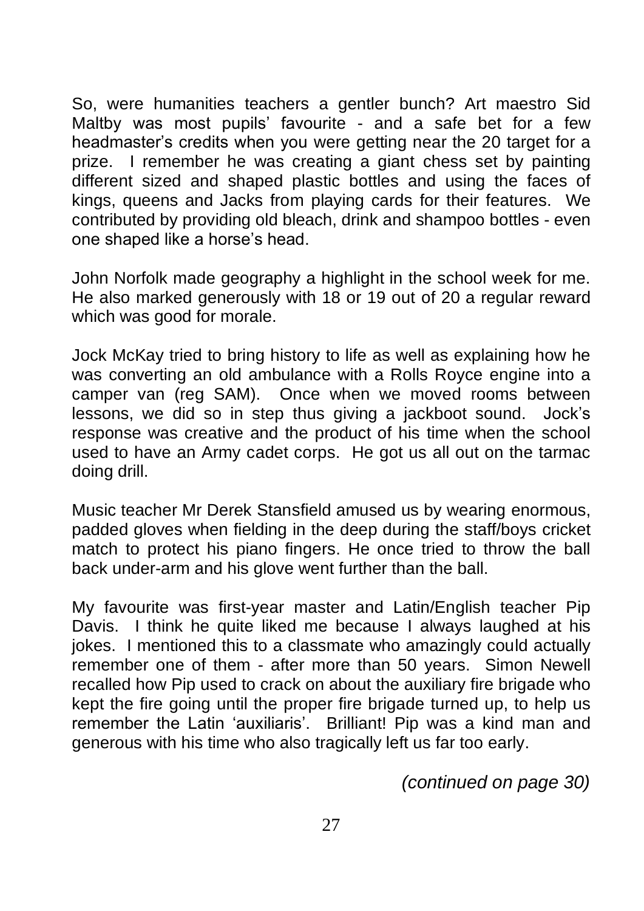So, were humanities teachers a gentler bunch? Art maestro Sid Maltby was most pupils' favourite - and a safe bet for a few headmaster's credits when you were getting near the 20 target for a prize. I remember he was creating a giant chess set by painting different sized and shaped plastic bottles and using the faces of kings, queens and Jacks from playing cards for their features. We contributed by providing old bleach, drink and shampoo bottles - even one shaped like a horse's head.

John Norfolk made geography a highlight in the school week for me. He also marked generously with 18 or 19 out of 20 a regular reward which was good for morale.

Jock McKay tried to bring history to life as well as explaining how he was converting an old ambulance with a Rolls Royce engine into a camper van (reg SAM). Once when we moved rooms between lessons, we did so in step thus giving a jackboot sound. Jock's response was creative and the product of his time when the school used to have an Army cadet corps. He got us all out on the tarmac doing drill.

Music teacher Mr Derek Stansfield amused us by wearing enormous, padded gloves when fielding in the deep during the staff/boys cricket match to protect his piano fingers. He once tried to throw the ball back under-arm and his glove went further than the ball.

My favourite was first-year master and Latin/English teacher Pip Davis. I think he quite liked me because I always laughed at his jokes. I mentioned this to a classmate who amazingly could actually remember one of them - after more than 50 years. Simon Newell recalled how Pip used to crack on about the auxiliary fire brigade who kept the fire going until the proper fire brigade turned up, to help us remember the Latin 'auxiliaris'. Brilliant! Pip was a kind man and generous with his time who also tragically left us far too early.

*(continued on page 30)*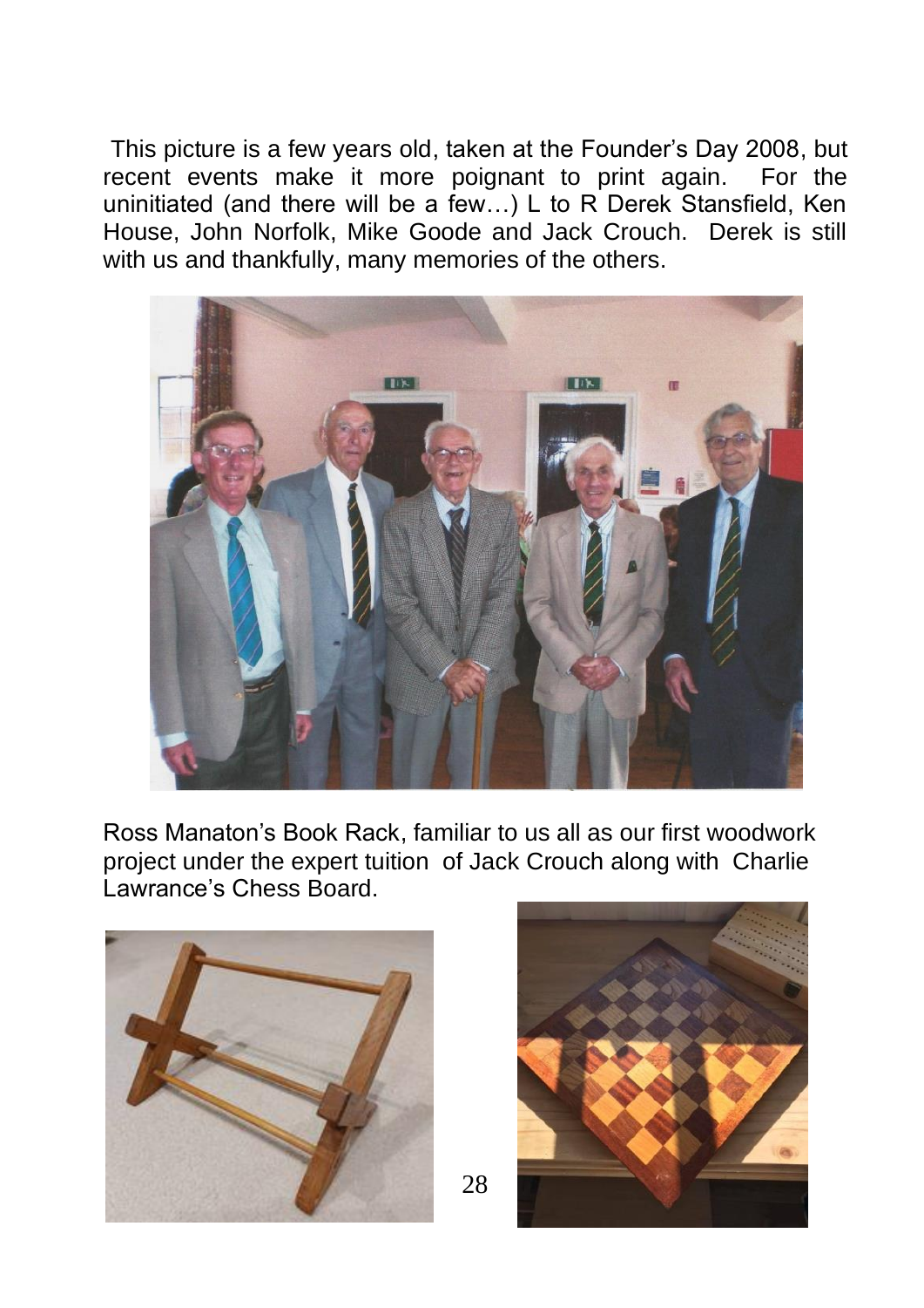This picture is a few years old, taken at the Founder's Day 2008, but recent events make it more poignant to print again. For the uninitiated (and there will be a few…) L to R Derek Stansfield, Ken House, John Norfolk, Mike Goode and Jack Crouch. Derek is still with us and thankfully, many memories of the others.

Ross Manaton's Book Rack, familiar to us all as our first woodwork project under the expert tuition of Jack Crouch along with Charlie Lawrance's Chess Board.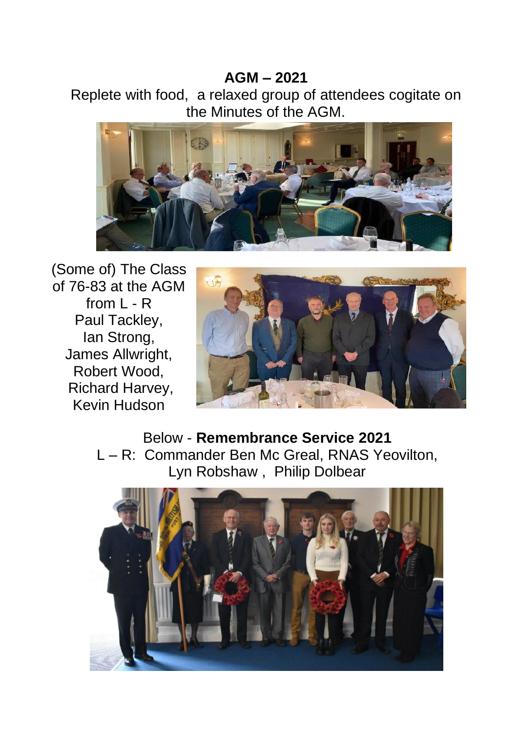## AGM – 2021

Replete with food, a relaxed group of attendees cogitate on the Minutes of the AGM.

(Some of) The Class of 76-83 at the AGM from L - R Paul Tackley, Ian Strong, James Allwright, Robert Wood, Richard Harvey, Kevin Hudson

Below - **Remembrance Service 2021**

L – R: Commander Ben Mc Greal, RNAS Yeovilton, Lyn Robshaw , Philip Dolbear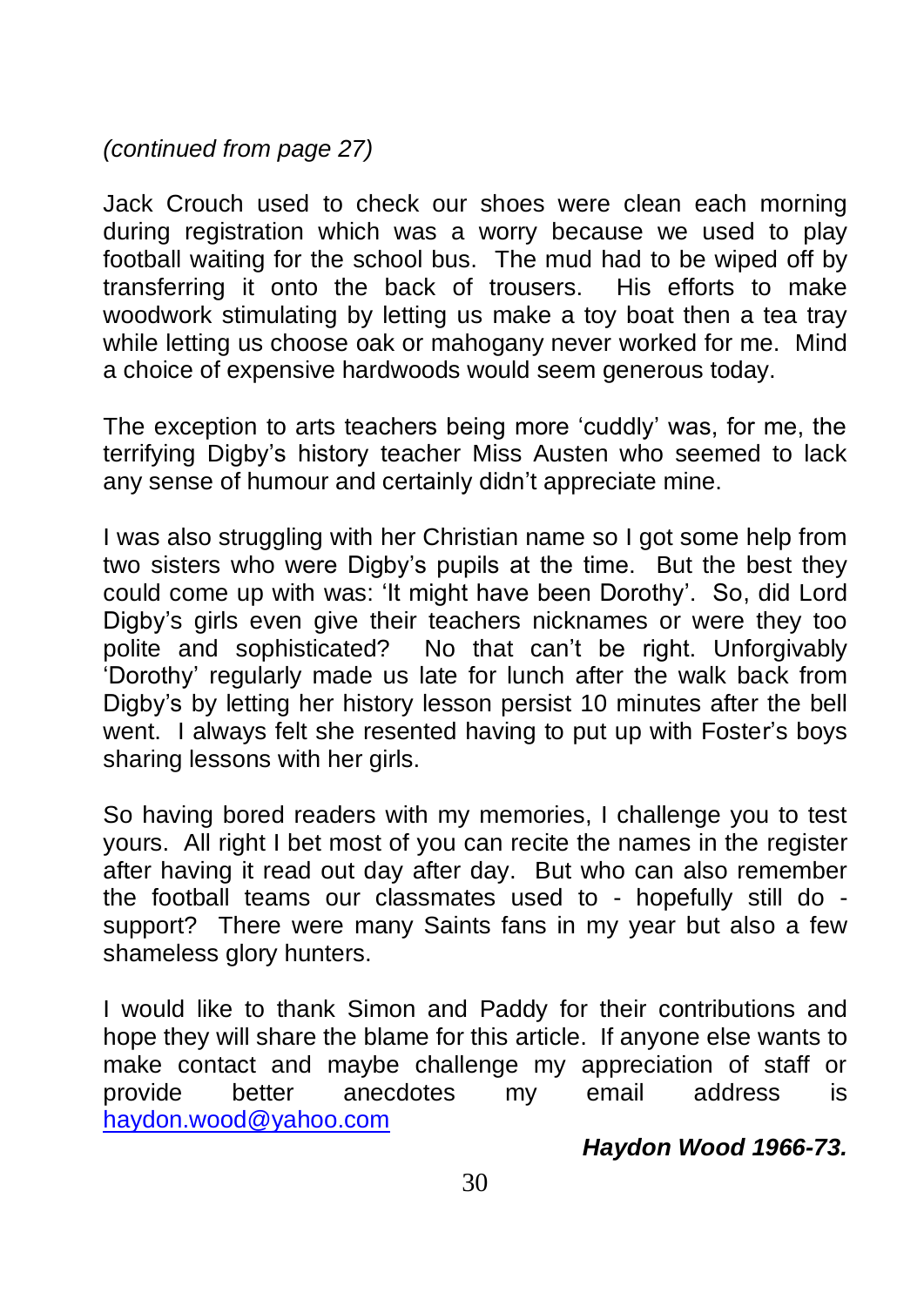*(continued from page 27)*

Jack Crouch used to check our shoes were clean each morning during registration which was a worry because we used to play football waiting for the school bus. The mud had to be wiped off by transferring it onto the back of trousers. His efforts to make woodwork stimulating by letting us make a toy boat then a tea tray while letting us choose oak or mahogany never worked for me. Mind a choice of expensive hardwoods would seem generous today.

The exception to arts teachers being more 'cuddly' was, for me, the terrifying Digby's history teacher Miss Austen who seemed to lack any sense of humour and certainly didn't appreciate mine.

I was also struggling with her Christian name so I got some help from two sisters who were Digby's pupils at the time. But the best they could come up with was: 'It might have been Dorothy'. So, did Lord Digby's girls even give their teachers nicknames or were they too polite and sophisticated? No that can't be right. Unforgivably 'Dorothy' regularly made us late for lunch after the walk back from Digby's by letting her history lesson persist 10 minutes after the bell went. I always felt she resented having to put up with Foster's boys sharing lessons with her girls.

So having bored readers with my memories, I challenge you to test yours. All right I bet most of you can recite the names in the register after having it read out day after day. But who can also remember the football teams our classmates used to - hopefully still do - support? There were many Saints fans in my year but also a few shameless glory hunters.

I would like to thank Simon and Paddy for their contributions and hope they will share the blame for this article. If anyone else wants to make contact and maybe challenge my appreciation of staff or provide better anecdotes my email address is haydon.wood@yahoo.com

***Haydon Wood 1966-73.***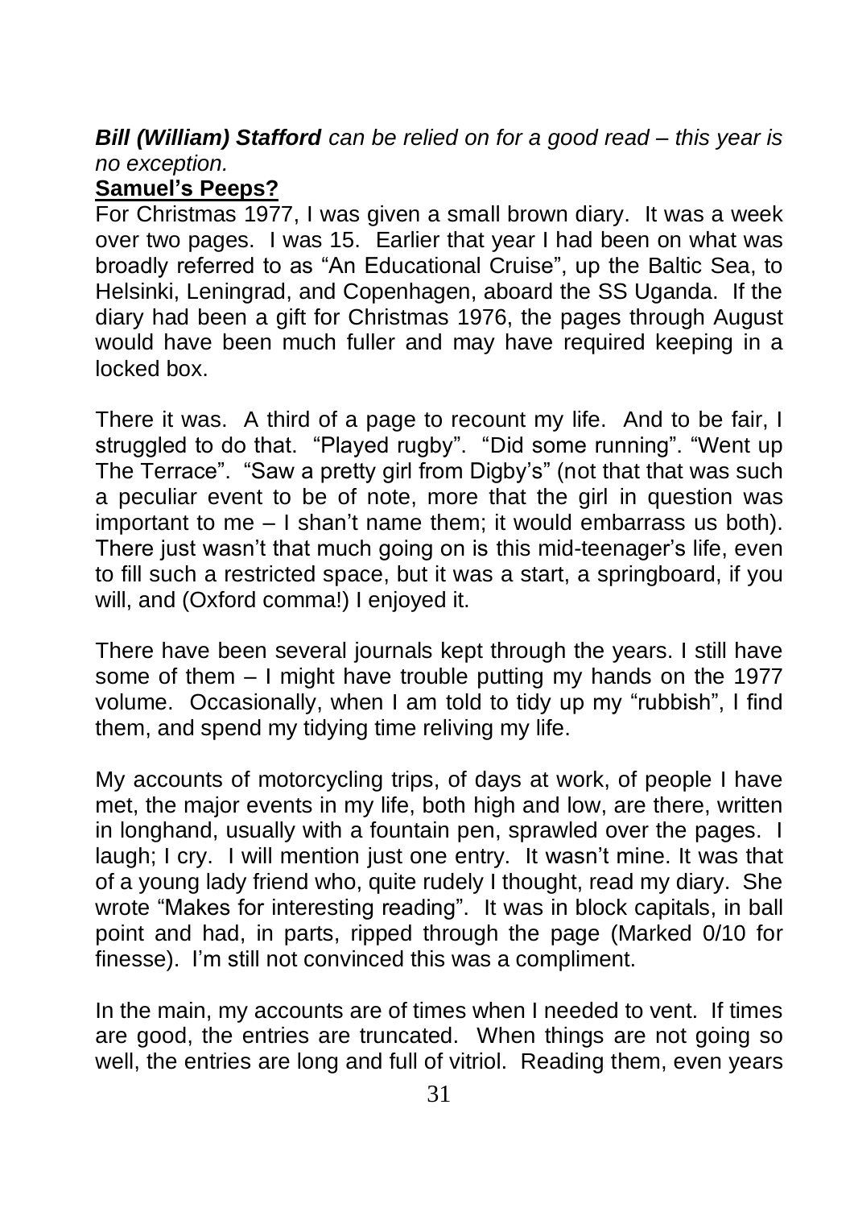***Bill (William) Stafford*** *can be relied on for a good read – this year is no exception.*

**Samuel's Peeps?**

For Christmas 1977, I was given a small brown diary. It was a week over two pages. I was 15. Earlier that year I had been on what was broadly referred to as "An Educational Cruise", up the Baltic Sea, to Helsinki, Leningrad, and Copenhagen, aboard the SS Uganda. If the diary had been a gift for Christmas 1976, the pages through August would have been much fuller and may have required keeping in a locked box.

There it was. A third of a page to recount my life. And to be fair, I struggled to do that. "Played rugby". "Did some running". "Went up The Terrace". "Saw a pretty girl from Digby's" (not that that was such a peculiar event to be of note, more that the girl in question was important to me – I shan't name them; it would embarrass us both). There just wasn't that much going on is this mid-teenager's life, even to fill such a restricted space, but it was a start, a springboard, if you will, and (Oxford comma!) I enjoyed it.

There have been several journals kept through the years. I still have some of them – I might have trouble putting my hands on the 1977 volume. Occasionally, when I am told to tidy up my "rubbish", I find them, and spend my tidying time reliving my life.

My accounts of motorcycling trips, of days at work, of people I have met, the major events in my life, both high and low, are there, written in longhand, usually with a fountain pen, sprawled over the pages. I laugh; I cry. I will mention just one entry. It wasn't mine. It was that of a young lady friend who, quite rudely I thought, read my diary. She wrote "Makes for interesting reading". It was in block capitals, in ball point and had, in parts, ripped through the page (Marked 0/10 for finesse). I'm still not convinced this was a compliment.

In the main, my accounts are of times when I needed to vent. If times are good, the entries are truncated. When things are not going so well, the entries are long and full of vitriol. Reading them, even years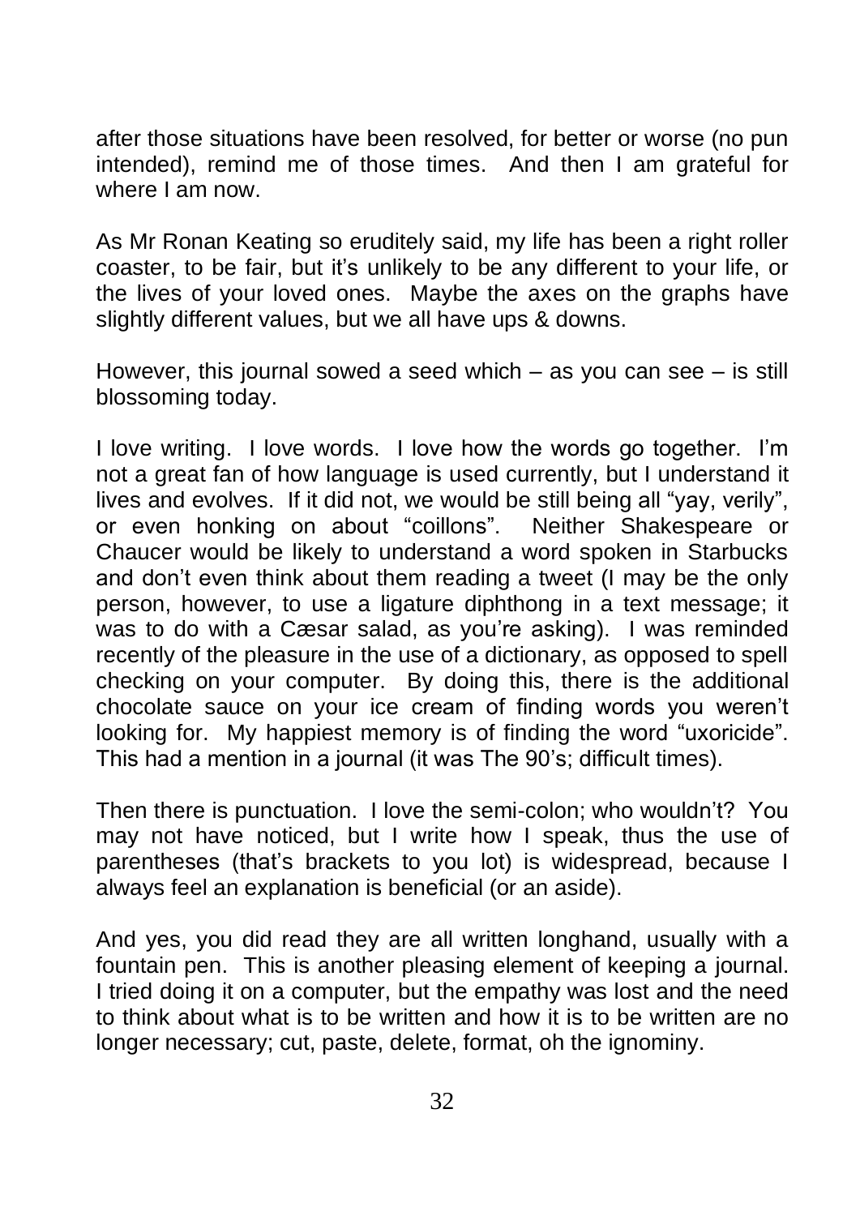after those situations have been resolved, for better or worse (no pun intended), remind me of those times. And then I am grateful for where I am now.

As Mr Ronan Keating so eruditely said, my life has been a right roller coaster, to be fair, but it's unlikely to be any different to your life, or the lives of your loved ones. Maybe the axes on the graphs have slightly different values, but we all have ups & downs.

However, this journal sowed a seed which – as you can see – is still blossoming today.

I love writing. I love words. I love how the words go together. I'm not a great fan of how language is used currently, but I understand it lives and evolves. If it did not, we would be still being all "yay, verily", or even honking on about "coillons". Neither Shakespeare or Chaucer would be likely to understand a word spoken in Starbucks and don't even think about them reading a tweet (I may be the only person, however, to use a ligature diphthong in a text message; it was to do with a Cæsar salad, as you're asking). I was reminded recently of the pleasure in the use of a dictionary, as opposed to spell checking on your computer. By doing this, there is the additional chocolate sauce on your ice cream of finding words you weren't looking for. My happiest memory is of finding the word "uxoricide". This had a mention in a journal (it was The 90's; difficult times).

Then there is punctuation. I love the semi-colon; who wouldn't? You may not have noticed, but I write how I speak, thus the use of parentheses (that's brackets to you lot) is widespread, because I always feel an explanation is beneficial (or an aside).

And yes, you did read they are all written longhand, usually with a fountain pen. This is another pleasing element of keeping a journal. I tried doing it on a computer, but the empathy was lost and the need to think about what is to be written and how it is to be written are no longer necessary; cut, paste, delete, format, oh the ignominy.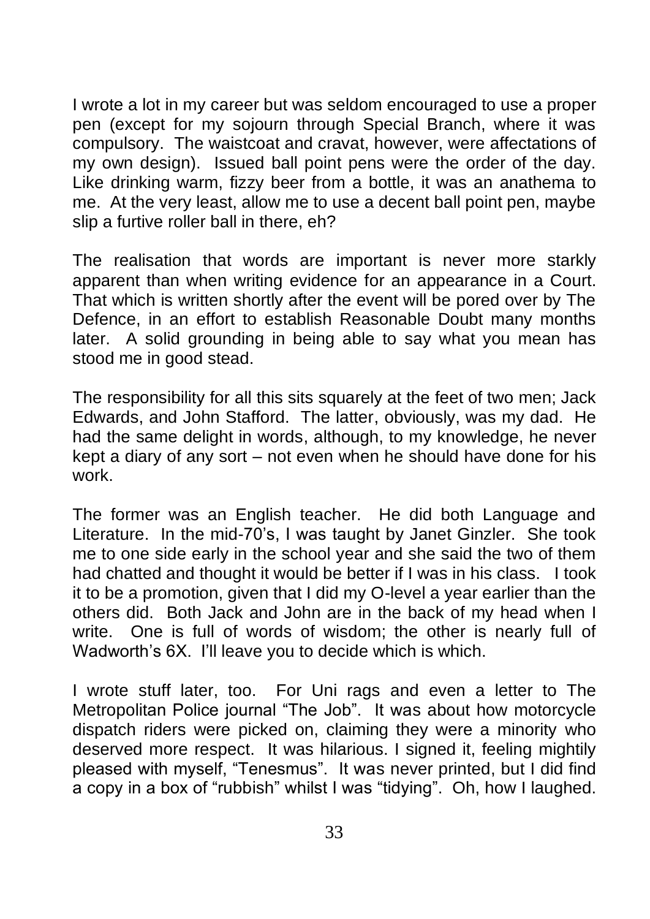I wrote a lot in my career but was seldom encouraged to use a proper pen (except for my sojourn through Special Branch, where it was compulsory. The waistcoat and cravat, however, were affectations of my own design). Issued ball point pens were the order of the day. Like drinking warm, fizzy beer from a bottle, it was an anathema to me. At the very least, allow me to use a decent ball point pen, maybe slip a furtive roller ball in there, eh?

The realisation that words are important is never more starkly apparent than when writing evidence for an appearance in a Court. That which is written shortly after the event will be pored over by The Defence, in an effort to establish Reasonable Doubt many months later. A solid grounding in being able to say what you mean has stood me in good stead.

The responsibility for all this sits squarely at the feet of two men; Jack Edwards, and John Stafford. The latter, obviously, was my dad. He had the same delight in words, although, to my knowledge, he never kept a diary of any sort – not even when he should have done for his work.

The former was an English teacher. He did both Language and Literature. In the mid-70's, I was taught by Janet Ginzler. She took me to one side early in the school year and she said the two of them had chatted and thought it would be better if I was in his class. I took it to be a promotion, given that I did my O-level a year earlier than the others did. Both Jack and John are in the back of my head when I write. One is full of words of wisdom; the other is nearly full of Wadworth's 6X. I'll leave you to decide which is which.

I wrote stuff later, too. For Uni rags and even a letter to The Metropolitan Police journal "The Job". It was about how motorcycle dispatch riders were picked on, claiming they were a minority who deserved more respect. It was hilarious. I signed it, feeling mightily pleased with myself, "Tenesmus". It was never printed, but I did find a copy in a box of "rubbish" whilst I was "tidying". Oh, how I laughed.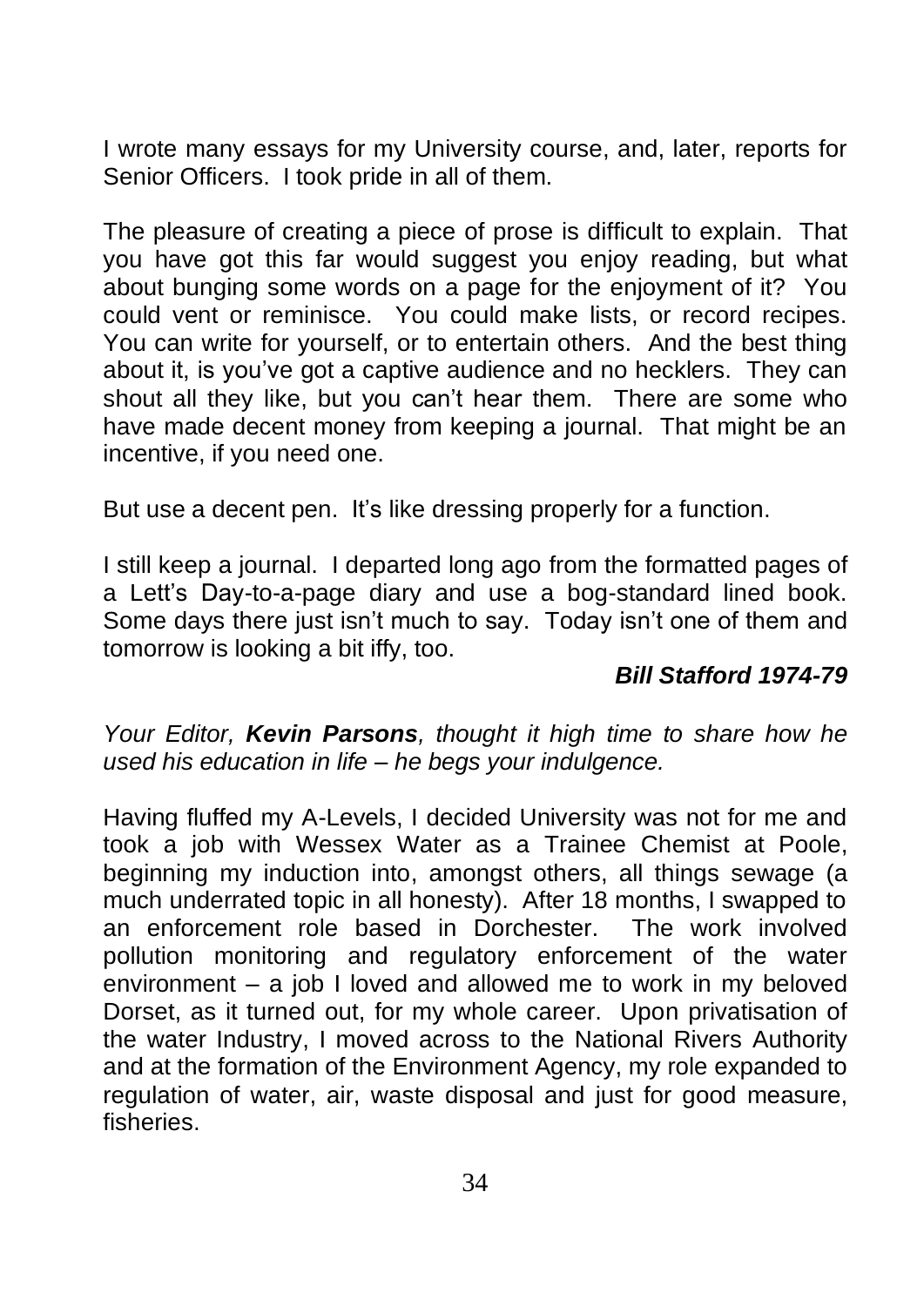I wrote many essays for my University course, and, later, reports for Senior Officers. I took pride in all of them.

The pleasure of creating a piece of prose is difficult to explain. That you have got this far would suggest you enjoy reading, but what about bunging some words on a page for the enjoyment of it? You could vent or reminisce. You could make lists, or record recipes. You can write for yourself, or to entertain others. And the best thing about it, is you've got a captive audience and no hecklers. They can shout all they like, but you can't hear them. There are some who have made decent money from keeping a journal. That might be an incentive, if you need one.

But use a decent pen. It's like dressing properly for a function.

I still keep a journal. I departed long ago from the formatted pages of a Lett's Day-to-a-page diary and use a bog-standard lined book. Some days there just isn't much to say. Today isn't one of them and tomorrow is looking a bit iffy, too.

***Bill Stafford 1974-79***

*Your Editor, **Kevin Parsons**, thought it high time to share how he used his education in life – he begs your indulgence.*

Having fluffed my A-Levels, I decided University was not for me and took a job with Wessex Water as a Trainee Chemist at Poole, beginning my induction into, amongst others, all things sewage (a much underrated topic in all honesty). After 18 months, I swapped to an enforcement role based in Dorchester. The work involved pollution monitoring and regulatory enforcement of the water environment – a job I loved and allowed me to work in my beloved Dorset, as it turned out, for my whole career. Upon privatisation of the water Industry, I moved across to the National Rivers Authority and at the formation of the Environment Agency, my role expanded to regulation of water, air, waste disposal and just for good measure, fisheries.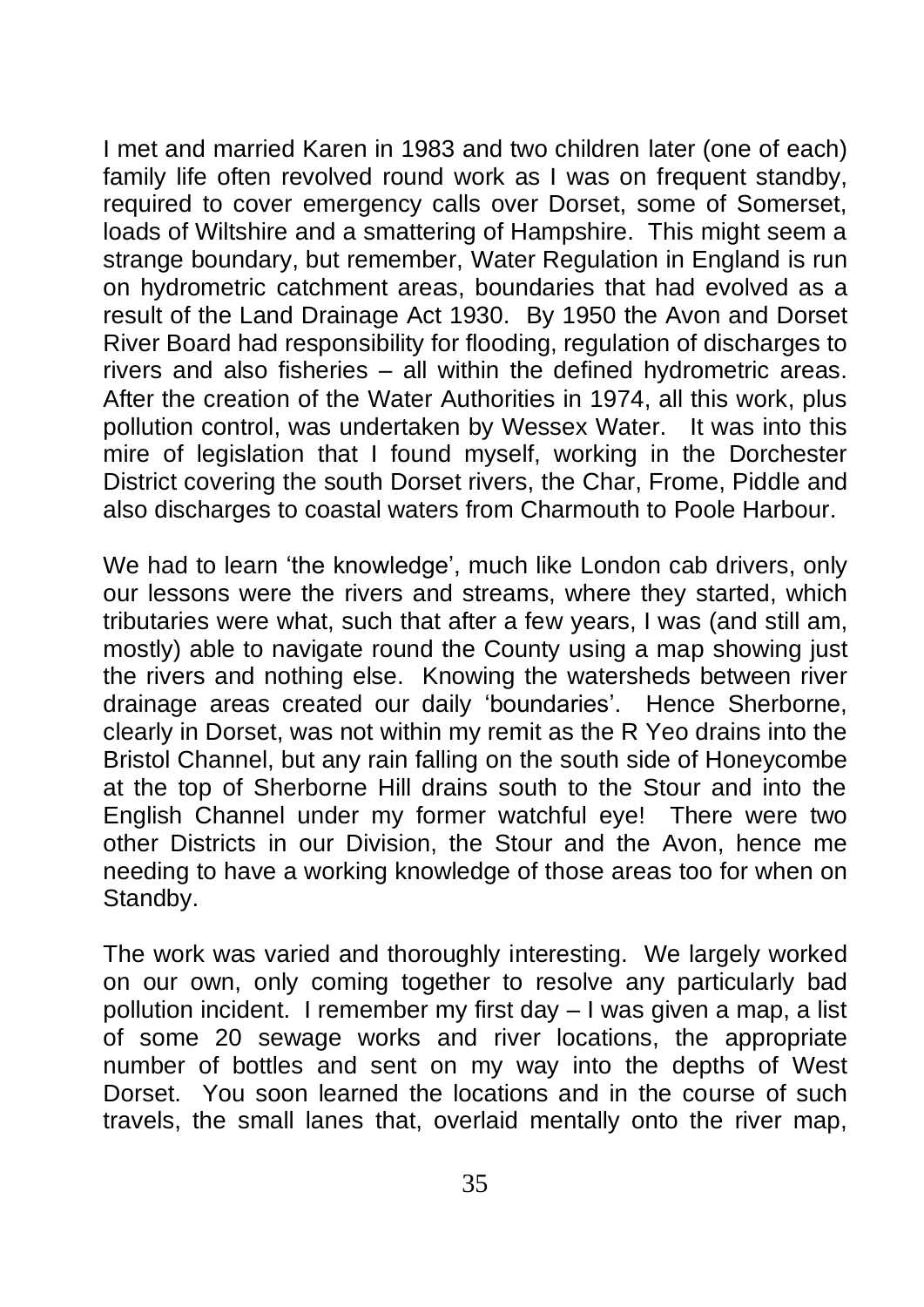I met and married Karen in 1983 and two children later (one of each) family life often revolved round work as I was on frequent standby, required to cover emergency calls over Dorset, some of Somerset, loads of Wiltshire and a smattering of Hampshire. This might seem a strange boundary, but remember, Water Regulation in England is run on hydrometric catchment areas, boundaries that had evolved as a result of the Land Drainage Act 1930. By 1950 the Avon and Dorset River Board had responsibility for flooding, regulation of discharges to rivers and also fisheries – all within the defined hydrometric areas. After the creation of the Water Authorities in 1974, all this work, plus pollution control, was undertaken by Wessex Water. It was into this mire of legislation that I found myself, working in the Dorchester District covering the south Dorset rivers, the Char, Frome, Piddle and also discharges to coastal waters from Charmouth to Poole Harbour.

We had to learn 'the knowledge', much like London cab drivers, only our lessons were the rivers and streams, where they started, which tributaries were what, such that after a few years, I was (and still am, mostly) able to navigate round the County using a map showing just the rivers and nothing else. Knowing the watersheds between river drainage areas created our daily 'boundaries'. Hence Sherborne, clearly in Dorset, was not within my remit as the R Yeo drains into the Bristol Channel, but any rain falling on the south side of Honeycombe at the top of Sherborne Hill drains south to the Stour and into the English Channel under my former watchful eye! There were two other Districts in our Division, the Stour and the Avon, hence me needing to have a working knowledge of those areas too for when on Standby.

The work was varied and thoroughly interesting. We largely worked on our own, only coming together to resolve any particularly bad pollution incident. I remember my first day – I was given a map, a list of some 20 sewage works and river locations, the appropriate number of bottles and sent on my way into the depths of West Dorset. You soon learned the locations and in the course of such travels, the small lanes that, overlaid mentally onto the river map,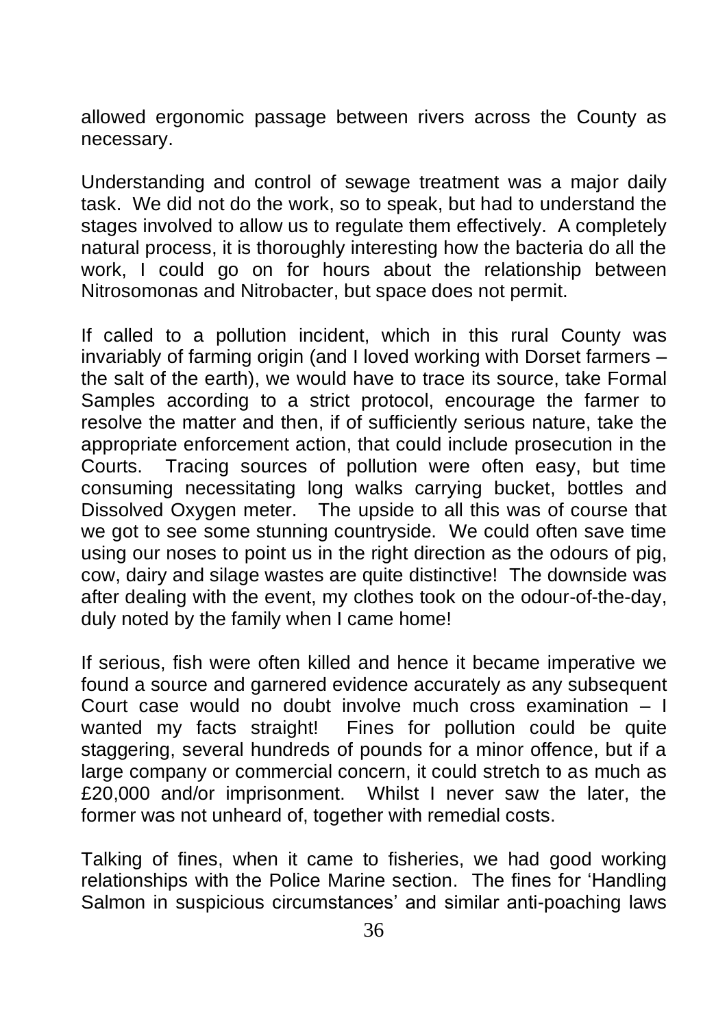allowed ergonomic passage between rivers across the County as necessary.

Understanding and control of sewage treatment was a major daily task. We did not do the work, so to speak, but had to understand the stages involved to allow us to regulate them effectively. A completely natural process, it is thoroughly interesting how the bacteria do all the work, I could go on for hours about the relationship between Nitrosomonas and Nitrobacter, but space does not permit.

If called to a pollution incident, which in this rural County was invariably of farming origin (and I loved working with Dorset farmers – the salt of the earth), we would have to trace its source, take Formal Samples according to a strict protocol, encourage the farmer to resolve the matter and then, if of sufficiently serious nature, take the appropriate enforcement action, that could include prosecution in the Courts. Tracing sources of pollution were often easy, but time consuming necessitating long walks carrying bucket, bottles and Dissolved Oxygen meter. The upside to all this was of course that we got to see some stunning countryside. We could often save time using our noses to point us in the right direction as the odours of pig, cow, dairy and silage wastes are quite distinctive! The downside was after dealing with the event, my clothes took on the odour-of-the-day, duly noted by the family when I came home!

If serious, fish were often killed and hence it became imperative we found a source and garnered evidence accurately as any subsequent Court case would no doubt involve much cross examination – I wanted my facts straight! Fines for pollution could be quite staggering, several hundreds of pounds for a minor offence, but if a large company or commercial concern, it could stretch to as much as £20,000 and/or imprisonment. Whilst I never saw the later, the former was not unheard of, together with remedial costs.

Talking of fines, when it came to fisheries, we had good working relationships with the Police Marine section. The fines for 'Handling Salmon in suspicious circumstances' and similar anti-poaching laws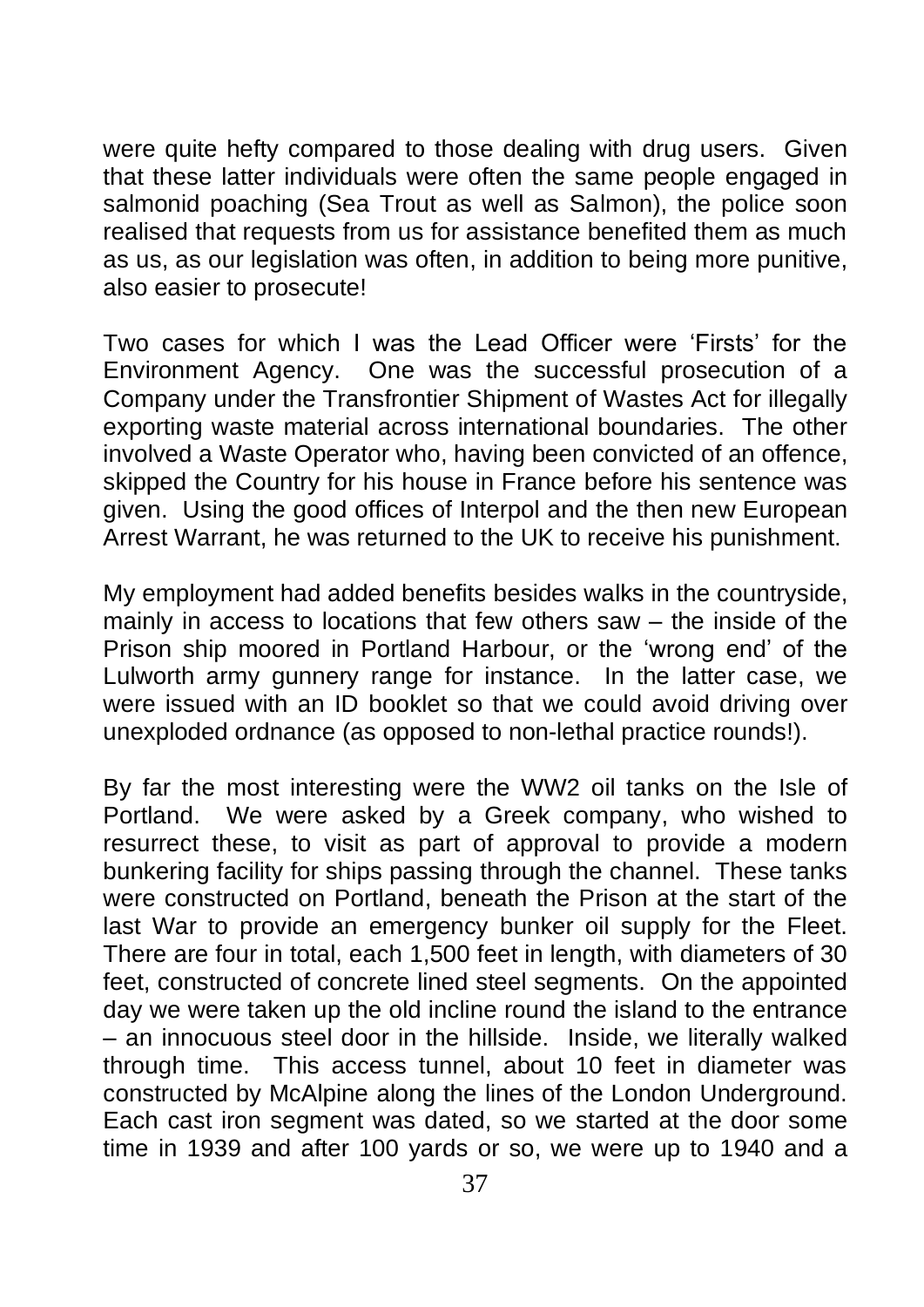were quite hefty compared to those dealing with drug users. Given that these latter individuals were often the same people engaged in salmonid poaching (Sea Trout as well as Salmon), the police soon realised that requests from us for assistance benefited them as much as us, as our legislation was often, in addition to being more punitive, also easier to prosecute!

Two cases for which I was the Lead Officer were 'Firsts' for the Environment Agency. One was the successful prosecution of a Company under the Transfrontier Shipment of Wastes Act for illegally exporting waste material across international boundaries. The other involved a Waste Operator who, having been convicted of an offence, skipped the Country for his house in France before his sentence was given. Using the good offices of Interpol and the then new European Arrest Warrant, he was returned to the UK to receive his punishment.

My employment had added benefits besides walks in the countryside, mainly in access to locations that few others saw – the inside of the Prison ship moored in Portland Harbour, or the 'wrong end' of the Lulworth army gunnery range for instance. In the latter case, we were issued with an ID booklet so that we could avoid driving over unexploded ordnance (as opposed to non-lethal practice rounds!).

By far the most interesting were the WW2 oil tanks on the Isle of Portland. We were asked by a Greek company, who wished to resurrect these, to visit as part of approval to provide a modern bunkering facility for ships passing through the channel. These tanks were constructed on Portland, beneath the Prison at the start of the last War to provide an emergency bunker oil supply for the Fleet. There are four in total, each 1,500 feet in length, with diameters of 30 feet, constructed of concrete lined steel segments. On the appointed day we were taken up the old incline round the island to the entrance – an innocuous steel door in the hillside. Inside, we literally walked through time. This access tunnel, about 10 feet in diameter was constructed by McAlpine along the lines of the London Underground. Each cast iron segment was dated, so we started at the door some time in 1939 and after 100 yards or so, we were up to 1940 and a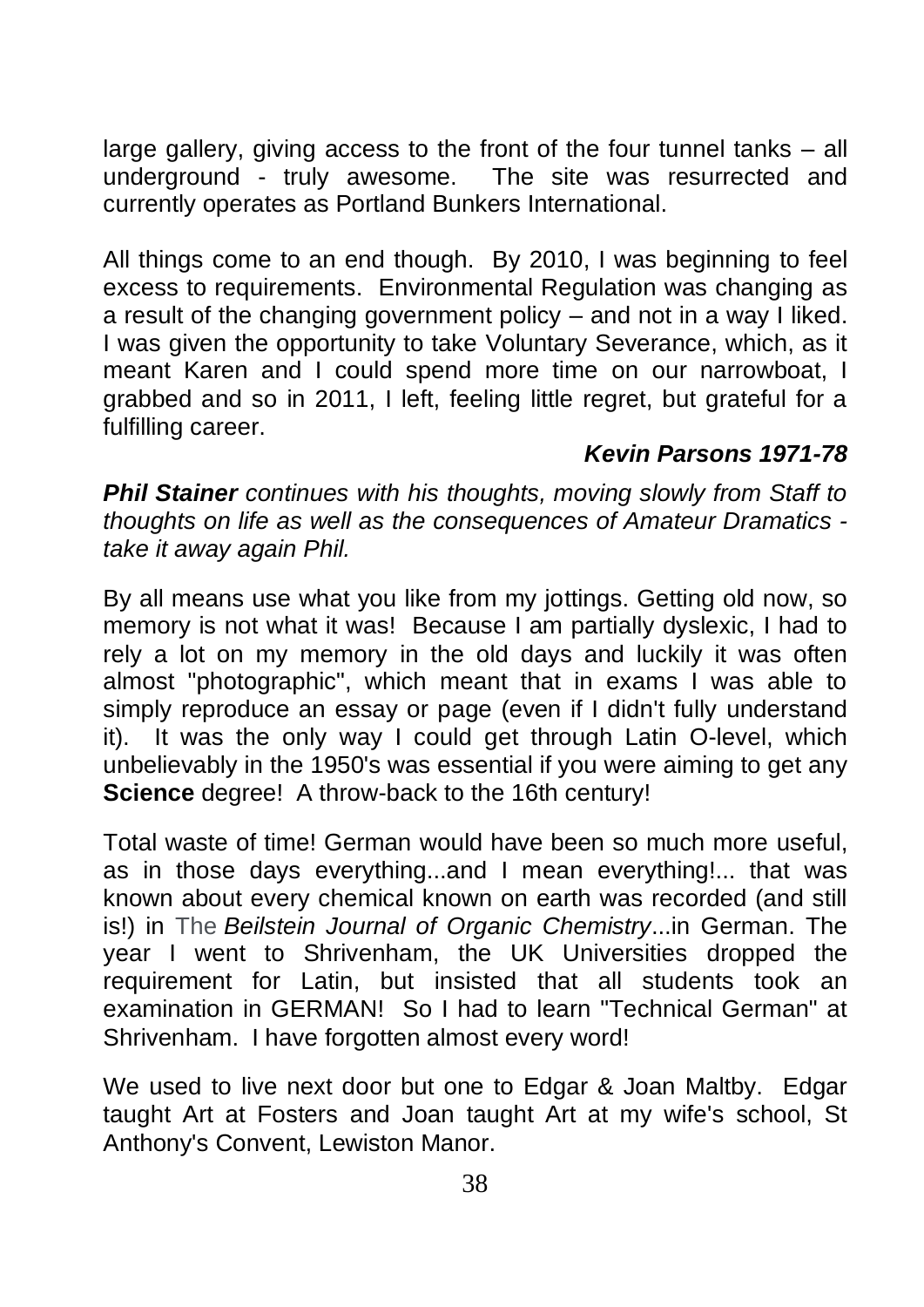large gallery, giving access to the front of the four tunnel tanks – all underground - truly awesome. The site was resurrected and currently operates as Portland Bunkers International.

All things come to an end though. By 2010, I was beginning to feel excess to requirements. Environmental Regulation was changing as a result of the changing government policy – and not in a way I liked. I was given the opportunity to take Voluntary Severance, which, as it meant Karen and I could spend more time on our narrowboat, I grabbed and so in 2011, I left, feeling little regret, but grateful for a fulfilling career.

***Kevin Parsons 1971-78***

***Phil Stainer*** *continues with his thoughts, moving slowly from Staff to thoughts on life as well as the consequences of Amateur Dramatics - take it away again Phil.*

By all means use what you like from my jottings. Getting old now, so memory is not what it was! Because I am partially dyslexic, I had to rely a lot on my memory in the old days and luckily it was often almost "photographic", which meant that in exams I was able to simply reproduce an essay or page (even if I didn't fully understand it). It was the only way I could get through Latin O-level, which unbelievably in the 1950's was essential if you were aiming to get any **Science** degree! A throw-back to the 16th century!

Total waste of time! German would have been so much more useful, as in those days everything...and I mean everything!... that was known about every chemical known on earth was recorded (and still is!) in The *Beilstein Journal of Organic Chemistry*...in German. The year I went to Shrivenham, the UK Universities dropped the requirement for Latin, but insisted that all students took an examination in GERMAN! So I had to learn "Technical German" at Shrivenham. I have forgotten almost every word!

We used to live next door but one to Edgar & Joan Maltby. Edgar taught Art at Fosters and Joan taught Art at my wife's school, St Anthony's Convent, Lewiston Manor.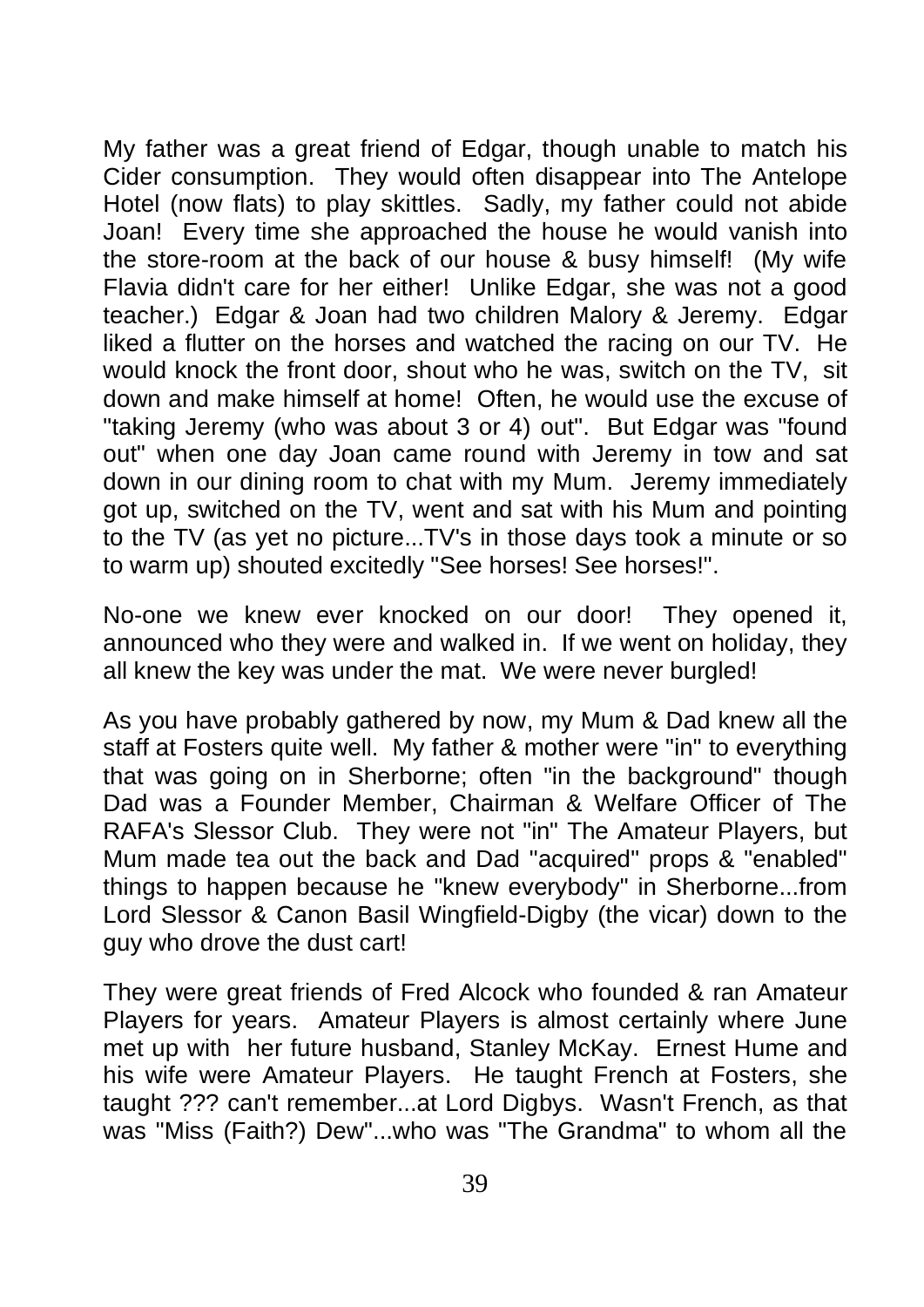My father was a great friend of Edgar, though unable to match his Cider consumption. They would often disappear into The Antelope Hotel (now flats) to play skittles. Sadly, my father could not abide Joan! Every time she approached the house he would vanish into the store-room at the back of our house & busy himself! (My wife Flavia didn't care for her either! Unlike Edgar, she was not a good teacher.) Edgar & Joan had two children Malory & Jeremy. Edgar liked a flutter on the horses and watched the racing on our TV. He would knock the front door, shout who he was, switch on the TV, sit down and make himself at home! Often, he would use the excuse of "taking Jeremy (who was about 3 or 4) out". But Edgar was "found out" when one day Joan came round with Jeremy in tow and sat down in our dining room to chat with my Mum. Jeremy immediately got up, switched on the TV, went and sat with his Mum and pointing to the TV (as yet no picture...TV's in those days took a minute or so to warm up) shouted excitedly "See horses! See horses!".

No-one we knew ever knocked on our door! They opened it, announced who they were and walked in. If we went on holiday, they all knew the key was under the mat. We were never burgled!

As you have probably gathered by now, my Mum & Dad knew all the staff at Fosters quite well. My father & mother were "in" to everything that was going on in Sherborne; often "in the background" though Dad was a Founder Member, Chairman & Welfare Officer of The RAFA's Slessor Club. They were not "in" The Amateur Players, but Mum made tea out the back and Dad "acquired" props & "enabled" things to happen because he "knew everybody" in Sherborne...from Lord Slessor & Canon Basil Wingfield-Digby (the vicar) down to the guy who drove the dust cart!

They were great friends of Fred Alcock who founded & ran Amateur Players for years. Amateur Players is almost certainly where June met up with her future husband, Stanley McKay. Ernest Hume and his wife were Amateur Players. He taught French at Fosters, she taught ??? can't remember...at Lord Digbys. Wasn't French, as that was "Miss (Faith?) Dew"...who was "The Grandma" to whom all the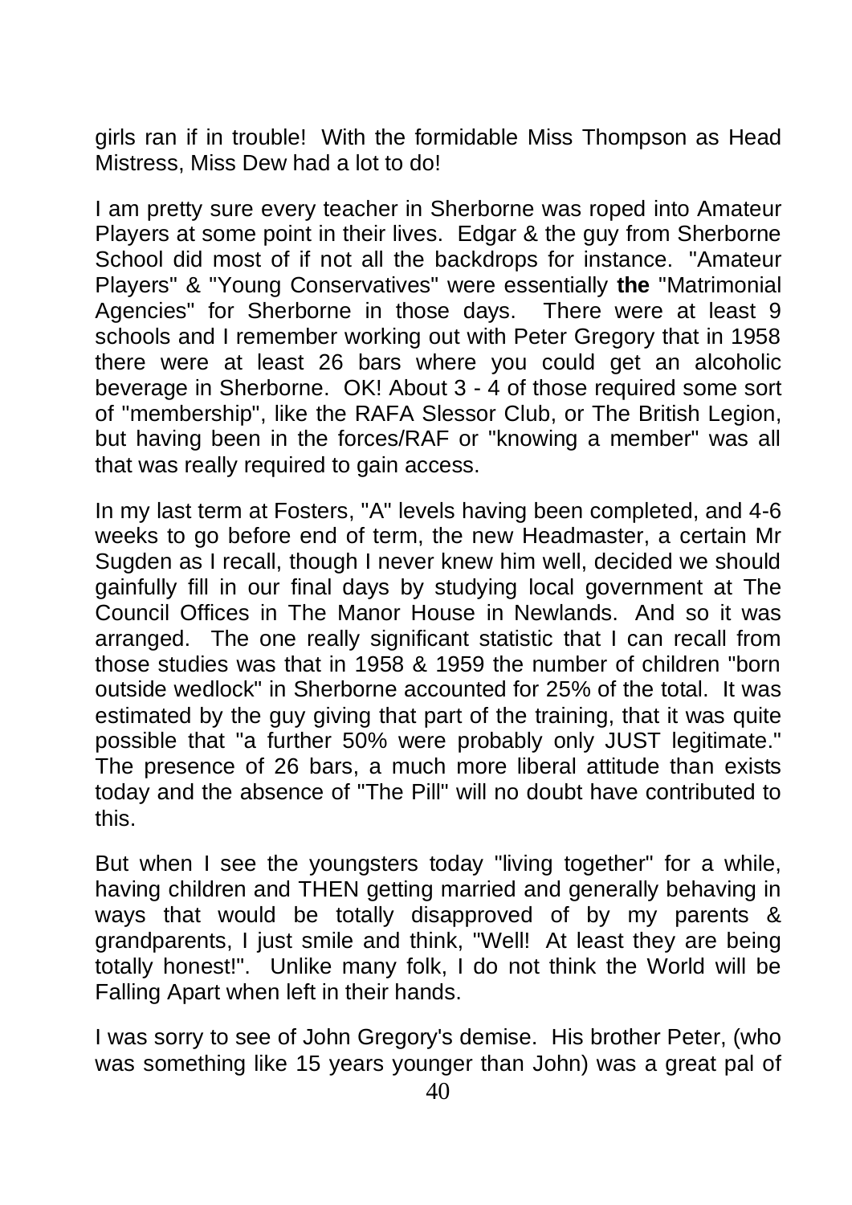girls ran if in trouble! With the formidable Miss Thompson as Head Mistress, Miss Dew had a lot to do!

I am pretty sure every teacher in Sherborne was roped into Amateur Players at some point in their lives. Edgar & the guy from Sherborne School did most of if not all the backdrops for instance. "Amateur Players" & "Young Conservatives" were essentially **the** "Matrimonial Agencies" for Sherborne in those days. There were at least 9 schools and I remember working out with Peter Gregory that in 1958 there were at least 26 bars where you could get an alcoholic beverage in Sherborne. OK! About 3 - 4 of those required some sort of "membership", like the RAFA Slessor Club, or The British Legion, but having been in the forces/RAF or "knowing a member" was all that was really required to gain access.

In my last term at Fosters, "A" levels having been completed, and 4-6 weeks to go before end of term, the new Headmaster, a certain Mr Sugden as I recall, though I never knew him well, decided we should gainfully fill in our final days by studying local government at The Council Offices in The Manor House in Newlands. And so it was arranged. The one really significant statistic that I can recall from those studies was that in 1958 & 1959 the number of children "born outside wedlock" in Sherborne accounted for 25% of the total. It was estimated by the guy giving that part of the training, that it was quite possible that "a further 50% were probably only JUST legitimate." The presence of 26 bars, a much more liberal attitude than exists today and the absence of "The Pill" will no doubt have contributed to this.

But when I see the youngsters today "living together" for a while, having children and THEN getting married and generally behaving in ways that would be totally disapproved of by my parents & grandparents, I just smile and think, "Well! At least they are being totally honest!". Unlike many folk, I do not think the World will be Falling Apart when left in their hands.

I was sorry to see of John Gregory's demise. His brother Peter, (who was something like 15 years younger than John) was a great pal of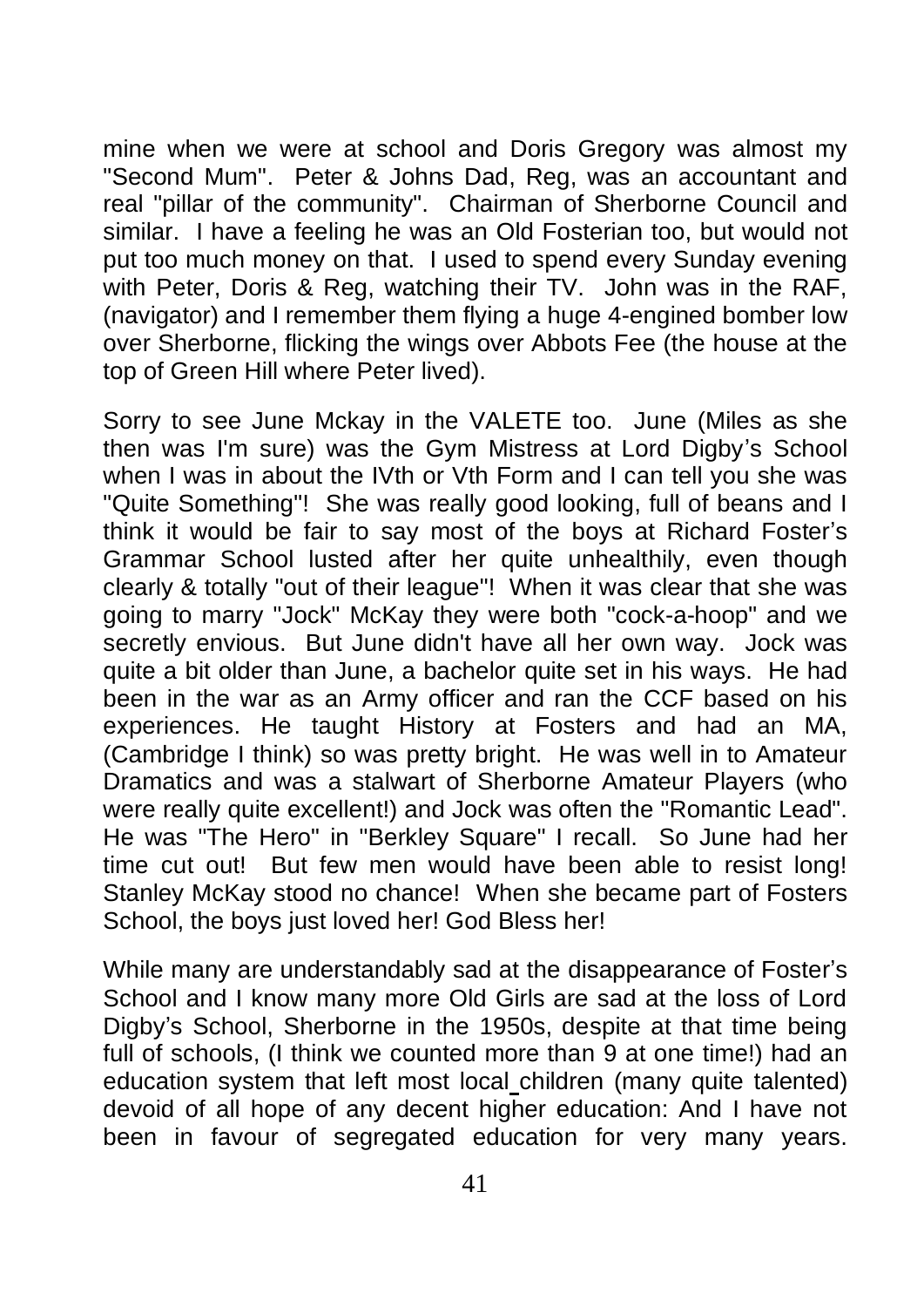mine when we were at school and Doris Gregory was almost my "Second Mum". Peter & Johns Dad, Reg, was an accountant and real "pillar of the community". Chairman of Sherborne Council and similar. I have a feeling he was an Old Fosterian too, but would not put too much money on that. I used to spend every Sunday evening with Peter, Doris & Reg, watching their TV. John was in the RAF, (navigator) and I remember them flying a huge 4-engined bomber low over Sherborne, flicking the wings over Abbots Fee (the house at the top of Green Hill where Peter lived).

Sorry to see June Mckay in the VALETE too. June (Miles as she then was I'm sure) was the Gym Mistress at Lord Digby's School when I was in about the IVth or Vth Form and I can tell you she was "Quite Something"! She was really good looking, full of beans and I think it would be fair to say most of the boys at Richard Foster's Grammar School lusted after her quite unhealthily, even though clearly & totally "out of their league"! When it was clear that she was going to marry "Jock" McKay they were both "cock-a-hoop" and we secretly envious. But June didn't have all her own way. Jock was quite a bit older than June, a bachelor quite set in his ways. He had been in the war as an Army officer and ran the CCF based on his experiences. He taught History at Fosters and had an MA, (Cambridge I think) so was pretty bright. He was well in to Amateur Dramatics and was a stalwart of Sherborne Amateur Players (who were really quite excellent!) and Jock was often the "Romantic Lead". He was "The Hero" in "Berkley Square" I recall. So June had her time cut out! But few men would have been able to resist long! Stanley McKay stood no chance! When she became part of Fosters School, the boys just loved her! God Bless her!

While many are understandably sad at the disappearance of Foster's School and I know many more Old Girls are sad at the loss of Lord Digby's School, Sherborne in the 1950s, despite at that time being full of schools, (I think we counted more than 9 at one time!) had an education system that left most local children (many quite talented) devoid of all hope of any decent higher education: And I have not been in favour of segregated education for very many years.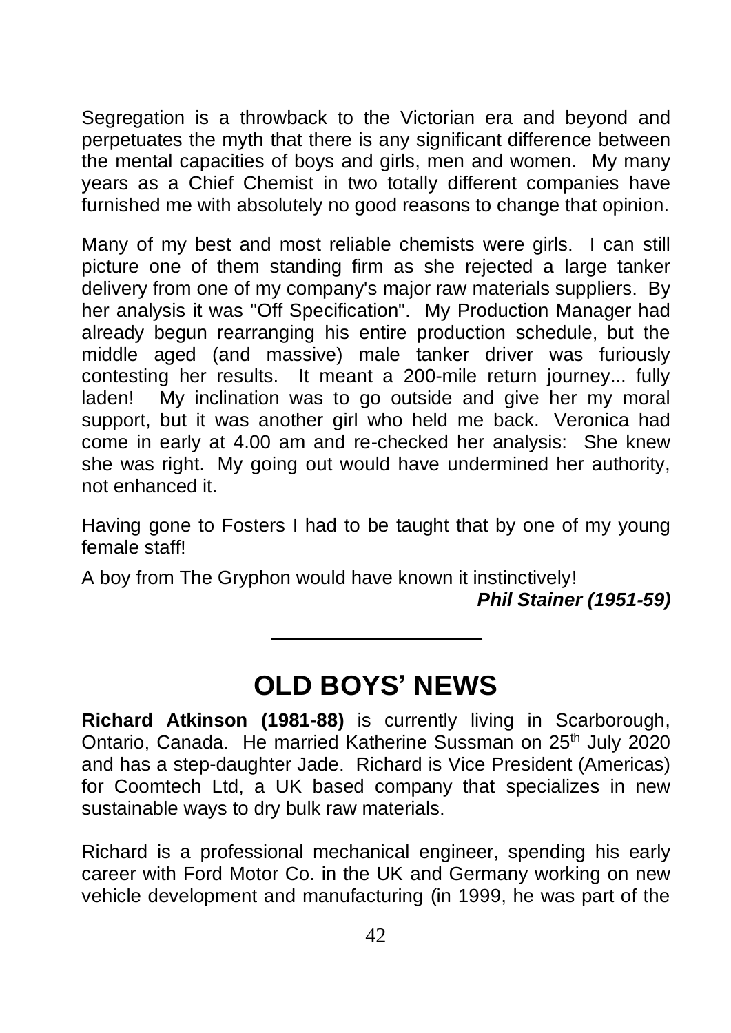Segregation is a throwback to the Victorian era and beyond and perpetuates the myth that there is any significant difference between the mental capacities of boys and girls, men and women. My many years as a Chief Chemist in two totally different companies have furnished me with absolutely no good reasons to change that opinion.

Many of my best and most reliable chemists were girls. I can still picture one of them standing firm as she rejected a large tanker delivery from one of my company's major raw materials suppliers. By her analysis it was "Off Specification". My Production Manager had already begun rearranging his entire production schedule, but the middle aged (and massive) male tanker driver was furiously contesting her results. It meant a 200-mile return journey... fully laden! My inclination was to go outside and give her my moral support, but it was another girl who held me back. Veronica had come in early at 4.00 am and re-checked her analysis: She knew she was right. My going out would have undermined her authority, not enhanced it.

Having gone to Fosters I had to be taught that by one of my young female staff!

A boy from The Gryphon would have known it instinctively!

***Phil Stainer (1951-59)***

---

# OLD BOYS' NEWS

**Richard Atkinson (1981-88)** is currently living in Scarborough, Ontario, Canada. He married Katherine Sussman on 25th July 2020 and has a step-daughter Jade. Richard is Vice President (Americas) for Coomtech Ltd, a UK based company that specializes in new sustainable ways to dry bulk raw materials.

Richard is a professional mechanical engineer, spending his early career with Ford Motor Co. in the UK and Germany working on new vehicle development and manufacturing (in 1999, he was part of the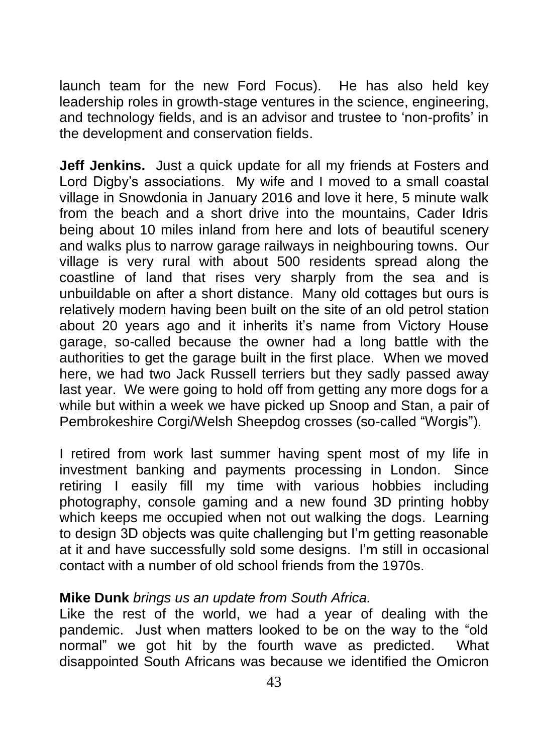launch team for the new Ford Focus). He has also held key leadership roles in growth-stage ventures in the science, engineering, and technology fields, and is an advisor and trustee to 'non-profits' in the development and conservation fields.

**Jeff Jenkins.** Just a quick update for all my friends at Fosters and Lord Digby's associations. My wife and I moved to a small coastal village in Snowdonia in January 2016 and love it here, 5 minute walk from the beach and a short drive into the mountains, Cader Idris being about 10 miles inland from here and lots of beautiful scenery and walks plus to narrow garage railways in neighbouring towns. Our village is very rural with about 500 residents spread along the coastline of land that rises very sharply from the sea and is unbuildable on after a short distance. Many old cottages but ours is relatively modern having been built on the site of an old petrol station about 20 years ago and it inherits it's name from Victory House garage, so-called because the owner had a long battle with the authorities to get the garage built in the first place. When we moved here, we had two Jack Russell terriers but they sadly passed away last year. We were going to hold off from getting any more dogs for a while but within a week we have picked up Snoop and Stan, a pair of Pembrokeshire Corgi/Welsh Sheepdog crosses (so-called "Worgis").

I retired from work last summer having spent most of my life in investment banking and payments processing in London. Since retiring I easily fill my time with various hobbies including photography, console gaming and a new found 3D printing hobby which keeps me occupied when not out walking the dogs. Learning to design 3D objects was quite challenging but I'm getting reasonable at it and have successfully sold some designs. I'm still in occasional contact with a number of old school friends from the 1970s.

**Mike Dunk** *brings us an update from South Africa.*
Like the rest of the world, we had a year of dealing with the pandemic. Just when matters looked to be on the way to the "old normal" we got hit by the fourth wave as predicted. What disappointed South Africans was because we identified the Omicron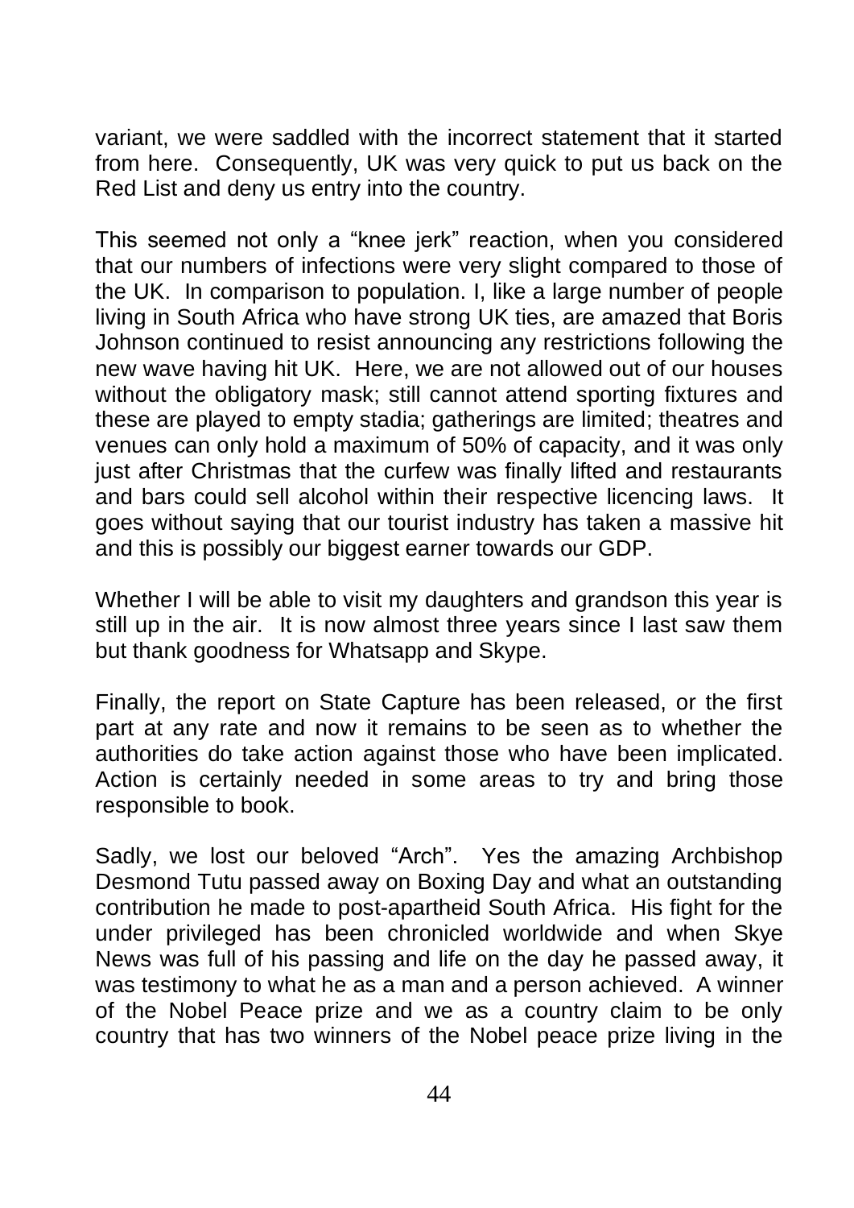variant, we were saddled with the incorrect statement that it started from here. Consequently, UK was very quick to put us back on the Red List and deny us entry into the country.

This seemed not only a "knee jerk" reaction, when you considered that our numbers of infections were very slight compared to those of the UK. In comparison to population. I, like a large number of people living in South Africa who have strong UK ties, are amazed that Boris Johnson continued to resist announcing any restrictions following the new wave having hit UK. Here, we are not allowed out of our houses without the obligatory mask; still cannot attend sporting fixtures and these are played to empty stadia; gatherings are limited; theatres and venues can only hold a maximum of 50% of capacity, and it was only just after Christmas that the curfew was finally lifted and restaurants and bars could sell alcohol within their respective licencing laws. It goes without saying that our tourist industry has taken a massive hit and this is possibly our biggest earner towards our GDP.

Whether I will be able to visit my daughters and grandson this year is still up in the air. It is now almost three years since I last saw them but thank goodness for Whatsapp and Skype.

Finally, the report on State Capture has been released, or the first part at any rate and now it remains to be seen as to whether the authorities do take action against those who have been implicated. Action is certainly needed in some areas to try and bring those responsible to book.

Sadly, we lost our beloved "Arch". Yes the amazing Archbishop Desmond Tutu passed away on Boxing Day and what an outstanding contribution he made to post-apartheid South Africa. His fight for the under privileged has been chronicled worldwide and when Skye News was full of his passing and life on the day he passed away, it was testimony to what he as a man and a person achieved. A winner of the Nobel Peace prize and we as a country claim to be only country that has two winners of the Nobel peace prize living in the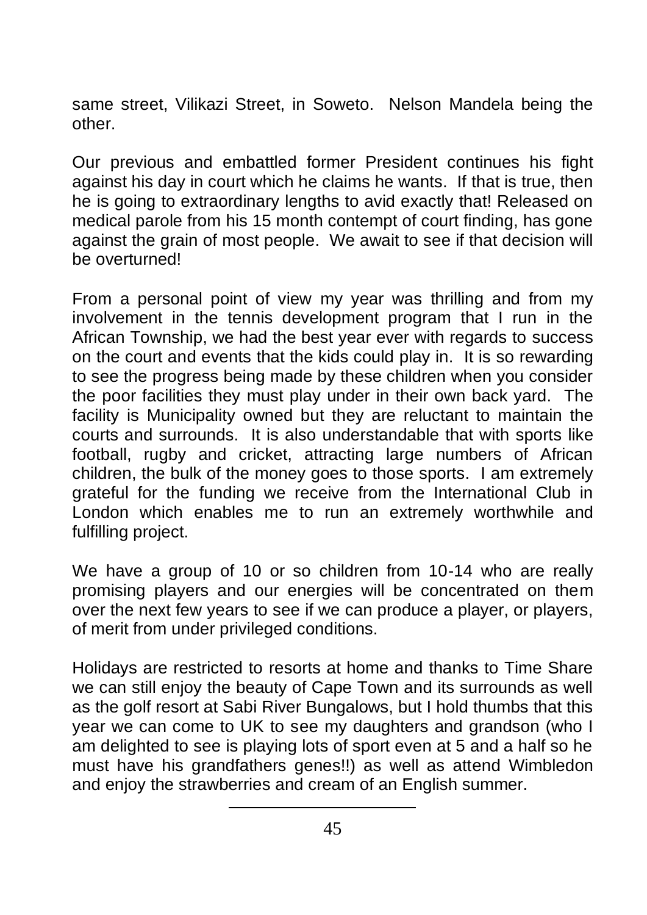same street, Vilikazi Street, in Soweto. Nelson Mandela being the other.

Our previous and embattled former President continues his fight against his day in court which he claims he wants. If that is true, then he is going to extraordinary lengths to avid exactly that! Released on medical parole from his 15 month contempt of court finding, has gone against the grain of most people. We await to see if that decision will be overturned!

From a personal point of view my year was thrilling and from my involvement in the tennis development program that I run in the African Township, we had the best year ever with regards to success on the court and events that the kids could play in. It is so rewarding to see the progress being made by these children when you consider the poor facilities they must play under in their own back yard. The facility is Municipality owned but they are reluctant to maintain the courts and surrounds. It is also understandable that with sports like football, rugby and cricket, attracting large numbers of African children, the bulk of the money goes to those sports. I am extremely grateful for the funding we receive from the International Club in London which enables me to run an extremely worthwhile and fulfilling project.

We have a group of 10 or so children from 10-14 who are really promising players and our energies will be concentrated on them over the next few years to see if we can produce a player, or players, of merit from under privileged conditions.

Holidays are restricted to resorts at home and thanks to Time Share we can still enjoy the beauty of Cape Town and its surrounds as well as the golf resort at Sabi River Bungalows, but I hold thumbs that this year we can come to UK to see my daughters and grandson (who I am delighted to see is playing lots of sport even at 5 and a half so he must have his grandfathers genes!!) as well as attend Wimbledon and enjoy the strawberries and cream of an English summer.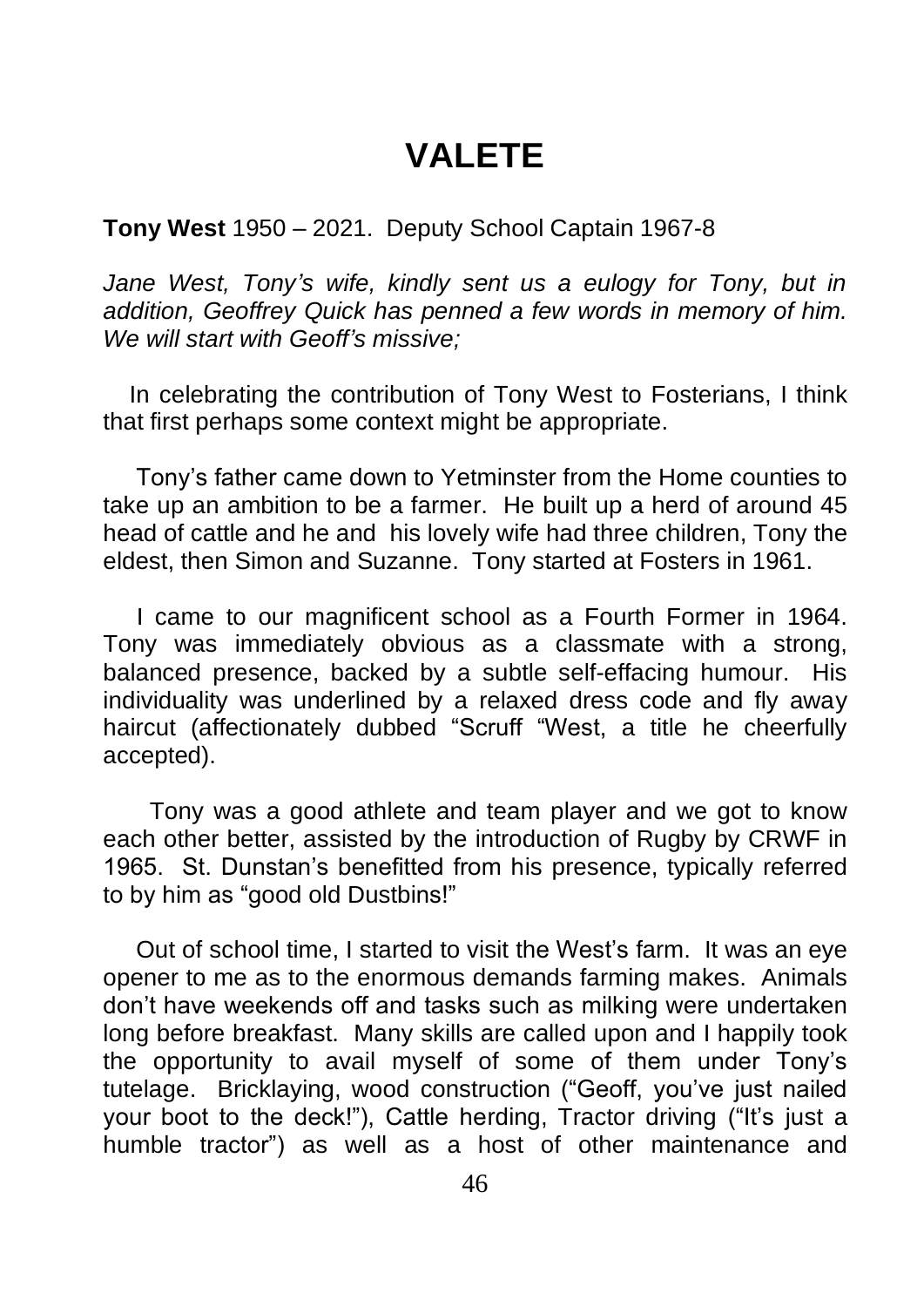# VALETE

**Tony West** 1950 – 2021. Deputy School Captain 1967-8

*Jane West, Tony's wife, kindly sent us a eulogy for Tony, but in addition, Geoffrey Quick has penned a few words in memory of him. We will start with Geoff's missive;*

In celebrating the contribution of Tony West to Fosterians, I think that first perhaps some context might be appropriate.

Tony's father came down to Yetminster from the Home counties to take up an ambition to be a farmer. He built up a herd of around 45 head of cattle and he and his lovely wife had three children, Tony the eldest, then Simon and Suzanne. Tony started at Fosters in 1961.

I came to our magnificent school as a Fourth Former in 1964. Tony was immediately obvious as a classmate with a strong, balanced presence, backed by a subtle self-effacing humour. His individuality was underlined by a relaxed dress code and fly away haircut (affectionately dubbed "Scruff "West, a title he cheerfully accepted).

Tony was a good athlete and team player and we got to know each other better, assisted by the introduction of Rugby by CRWF in 1965. St. Dunstan's benefitted from his presence, typically referred to by him as "good old Dustbins!"

Out of school time, I started to visit the West's farm. It was an eye opener to me as to the enormous demands farming makes. Animals don't have weekends off and tasks such as milking were undertaken long before breakfast. Many skills are called upon and I happily took the opportunity to avail myself of some of them under Tony's tutelage. Bricklaying, wood construction ("Geoff, you've just nailed your boot to the deck!"), Cattle herding, Tractor driving ("It's just a humble tractor") as well as a host of other maintenance and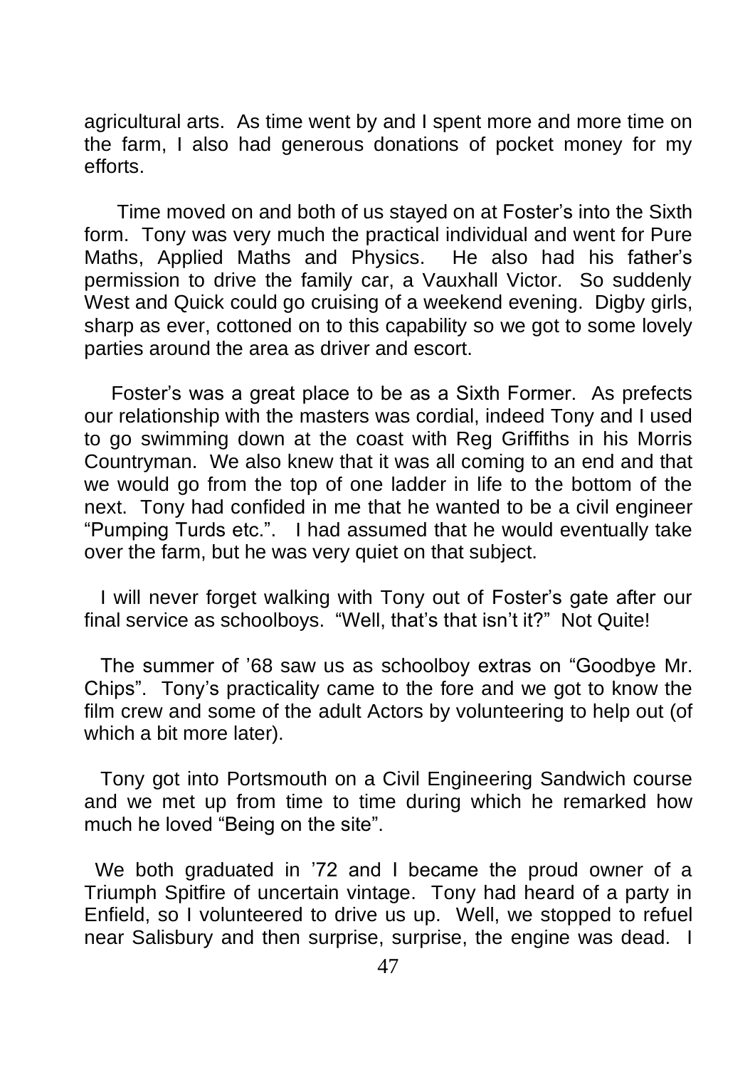agricultural arts. As time went by and I spent more and more time on the farm, I also had generous donations of pocket money for my efforts.

Time moved on and both of us stayed on at Foster's into the Sixth form. Tony was very much the practical individual and went for Pure Maths, Applied Maths and Physics. He also had his father's permission to drive the family car, a Vauxhall Victor. So suddenly West and Quick could go cruising of a weekend evening. Digby girls, sharp as ever, cottoned on to this capability so we got to some lovely parties around the area as driver and escort.

Foster's was a great place to be as a Sixth Former. As prefects our relationship with the masters was cordial, indeed Tony and I used to go swimming down at the coast with Reg Griffiths in his Morris Countryman. We also knew that it was all coming to an end and that we would go from the top of one ladder in life to the bottom of the next. Tony had confided in me that he wanted to be a civil engineer "Pumping Turds etc.". I had assumed that he would eventually take over the farm, but he was very quiet on that subject.

I will never forget walking with Tony out of Foster's gate after our final service as schoolboys. "Well, that's that isn't it?" Not Quite!

The summer of '68 saw us as schoolboy extras on "Goodbye Mr. Chips". Tony's practicality came to the fore and we got to know the film crew and some of the adult Actors by volunteering to help out (of which a bit more later).

Tony got into Portsmouth on a Civil Engineering Sandwich course and we met up from time to time during which he remarked how much he loved "Being on the site".

We both graduated in '72 and I became the proud owner of a Triumph Spitfire of uncertain vintage. Tony had heard of a party in Enfield, so I volunteered to drive us up. Well, we stopped to refuel near Salisbury and then surprise, surprise, the engine was dead. I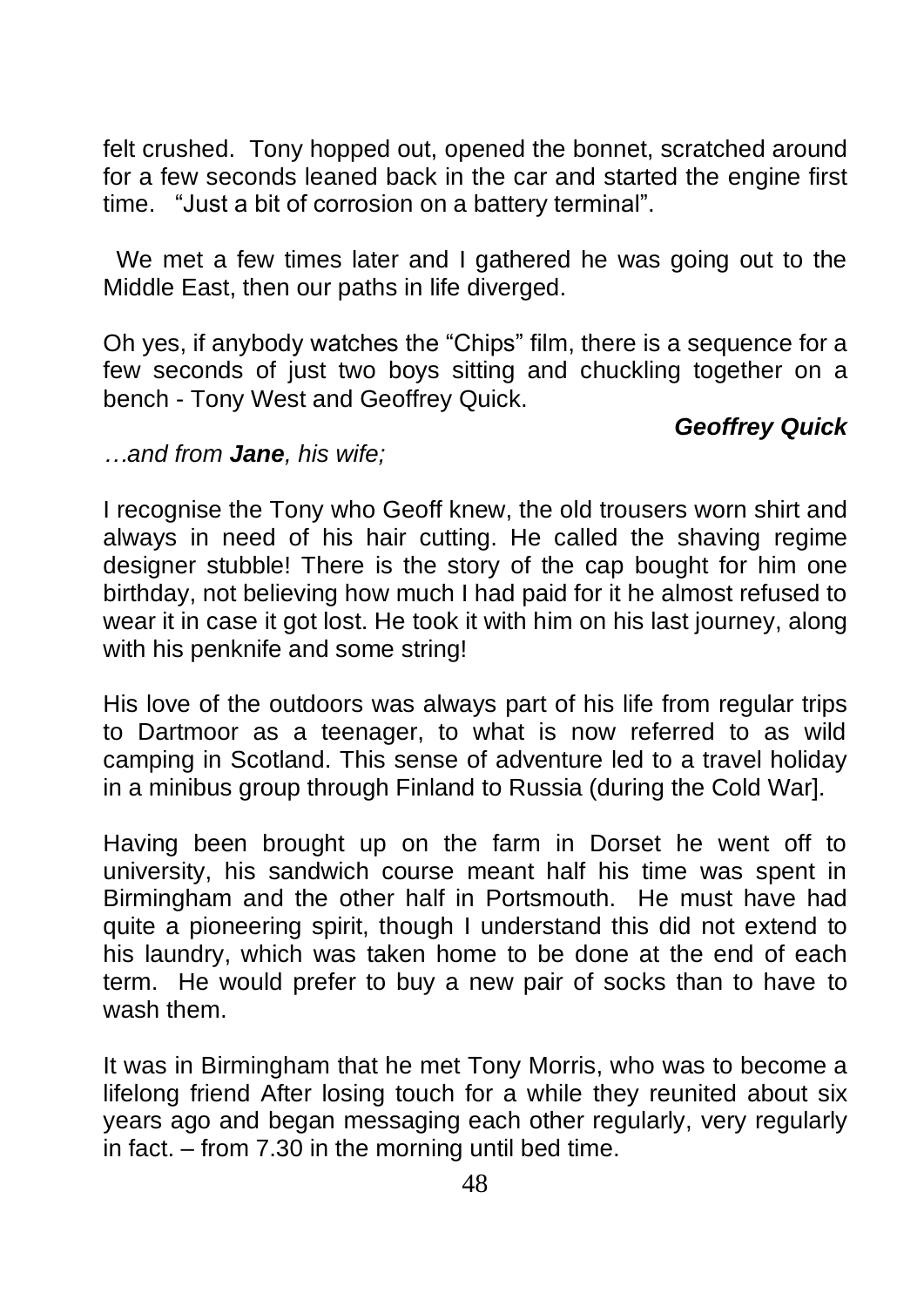felt crushed. Tony hopped out, opened the bonnet, scratched around for a few seconds leaned back in the car and started the engine first time. "Just a bit of corrosion on a battery terminal".

We met a few times later and I gathered he was going out to the Middle East, then our paths in life diverged.

Oh yes, if anybody watches the "Chips" film, there is a sequence for a few seconds of just two boys sitting and chuckling together on a bench - Tony West and Geoffrey Quick.

***Geoffrey Quick***

*…and from **Jane**, his wife;*

I recognise the Tony who Geoff knew, the old trousers worn shirt and always in need of his hair cutting. He called the shaving regime designer stubble! There is the story of the cap bought for him one birthday, not believing how much I had paid for it he almost refused to wear it in case it got lost. He took it with him on his last journey, along with his penknife and some string!

His love of the outdoors was always part of his life from regular trips to Dartmoor as a teenager, to what is now referred to as wild camping in Scotland. This sense of adventure led to a travel holiday in a minibus group through Finland to Russia (during the Cold War].

Having been brought up on the farm in Dorset he went off to university, his sandwich course meant half his time was spent in Birmingham and the other half in Portsmouth. He must have had quite a pioneering spirit, though I understand this did not extend to his laundry, which was taken home to be done at the end of each term. He would prefer to buy a new pair of socks than to have to wash them.

It was in Birmingham that he met Tony Morris, who was to become a lifelong friend After losing touch for a while they reunited about six years ago and began messaging each other regularly, very regularly in fact. – from 7.30 in the morning until bed time.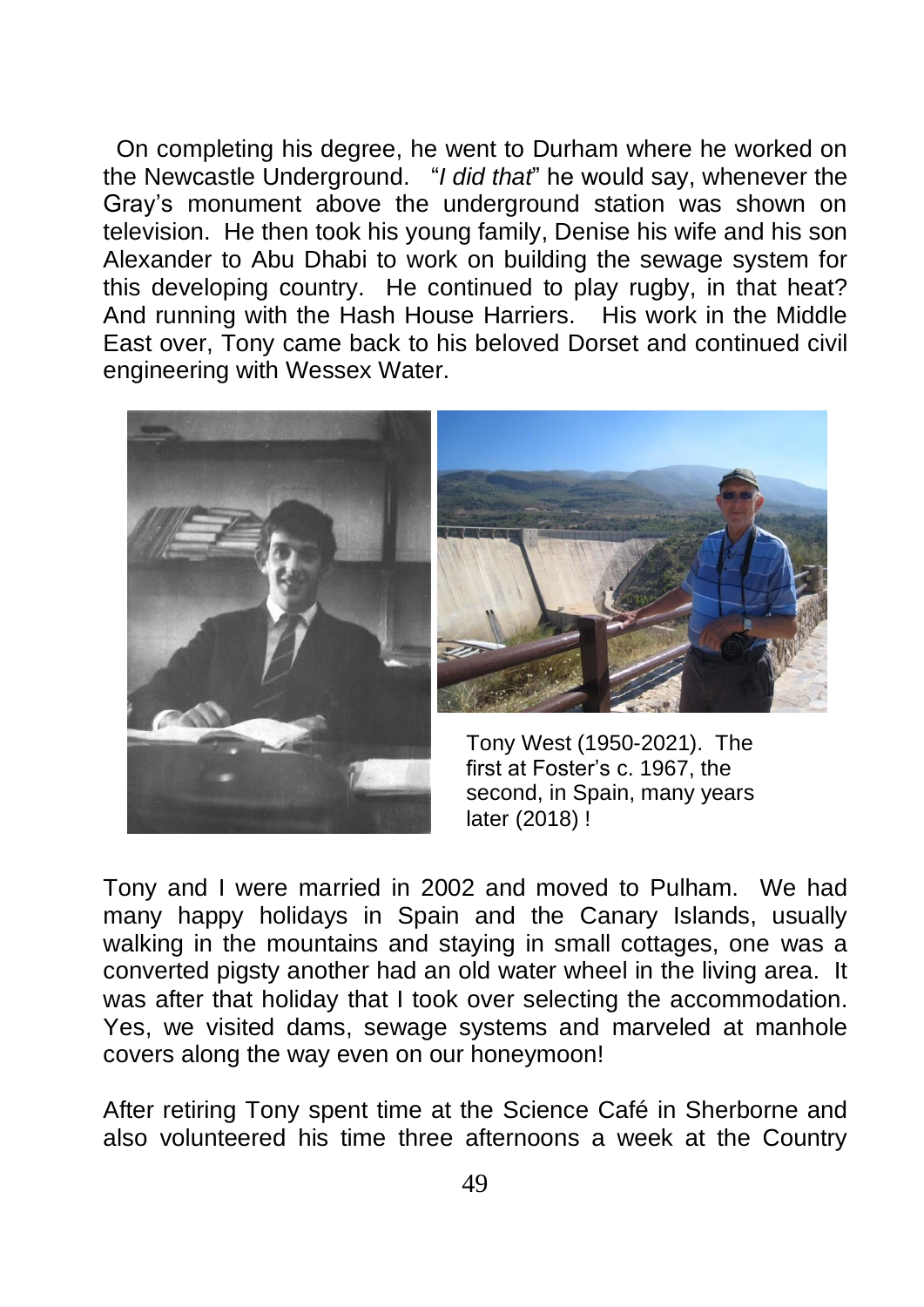On completing his degree, he went to Durham where he worked on the Newcastle Underground. "*I did that*" he would say, whenever the Gray's monument above the underground station was shown on television. He then took his young family, Denise his wife and his son Alexander to Abu Dhabi to work on building the sewage system for this developing country. He continued to play rugby, in that heat? And running with the Hash House Harriers. His work in the Middle East over, Tony came back to his beloved Dorset and continued civil engineering with Wessex Water.

Tony West (1950-2021). The first at Foster's c. 1967, the second, in Spain, many years later (2018) !

Tony and I were married in 2002 and moved to Pulham. We had many happy holidays in Spain and the Canary Islands, usually walking in the mountains and staying in small cottages, one was a converted pigsty another had an old water wheel in the living area. It was after that holiday that I took over selecting the accommodation. Yes, we visited dams, sewage systems and marveled at manhole covers along the way even on our honeymoon!

After retiring Tony spent time at the Science Café in Sherborne and also volunteered his time three afternoons a week at the Country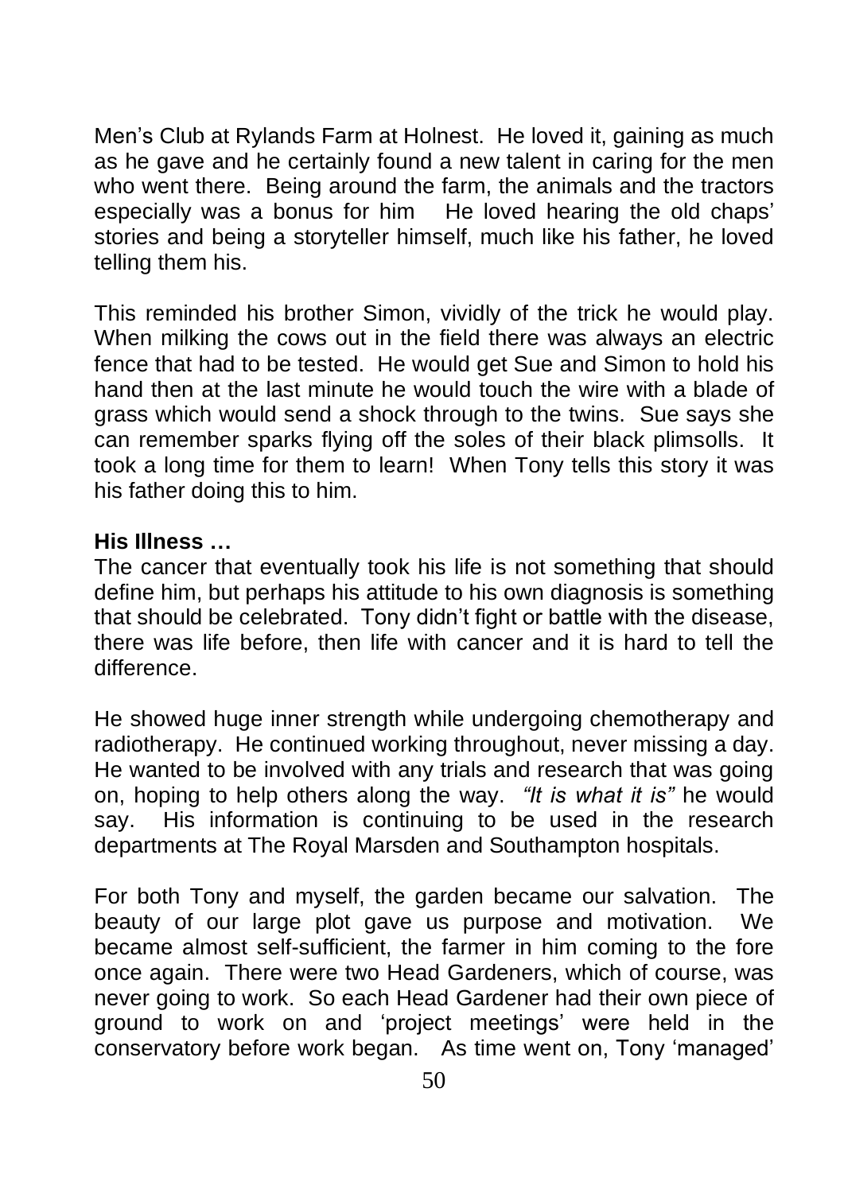Men's Club at Rylands Farm at Holnest. He loved it, gaining as much as he gave and he certainly found a new talent in caring for the men who went there. Being around the farm, the animals and the tractors especially was a bonus for him He loved hearing the old chaps' stories and being a storyteller himself, much like his father, he loved telling them his.

This reminded his brother Simon, vividly of the trick he would play. When milking the cows out in the field there was always an electric fence that had to be tested. He would get Sue and Simon to hold his hand then at the last minute he would touch the wire with a blade of grass which would send a shock through to the twins. Sue says she can remember sparks flying off the soles of their black plimsolls. It took a long time for them to learn! When Tony tells this story it was his father doing this to him.

**His Illness …**

The cancer that eventually took his life is not something that should define him, but perhaps his attitude to his own diagnosis is something that should be celebrated. Tony didn't fight or battle with the disease, there was life before, then life with cancer and it is hard to tell the difference.

He showed huge inner strength while undergoing chemotherapy and radiotherapy. He continued working throughout, never missing a day. He wanted to be involved with any trials and research that was going on, hoping to help others along the way. *"It is what it is"* he would say. His information is continuing to be used in the research departments at The Royal Marsden and Southampton hospitals.

For both Tony and myself, the garden became our salvation. The beauty of our large plot gave us purpose and motivation. We became almost self-sufficient, the farmer in him coming to the fore once again. There were two Head Gardeners, which of course, was never going to work. So each Head Gardener had their own piece of ground to work on and 'project meetings' were held in the conservatory before work began. As time went on, Tony 'managed'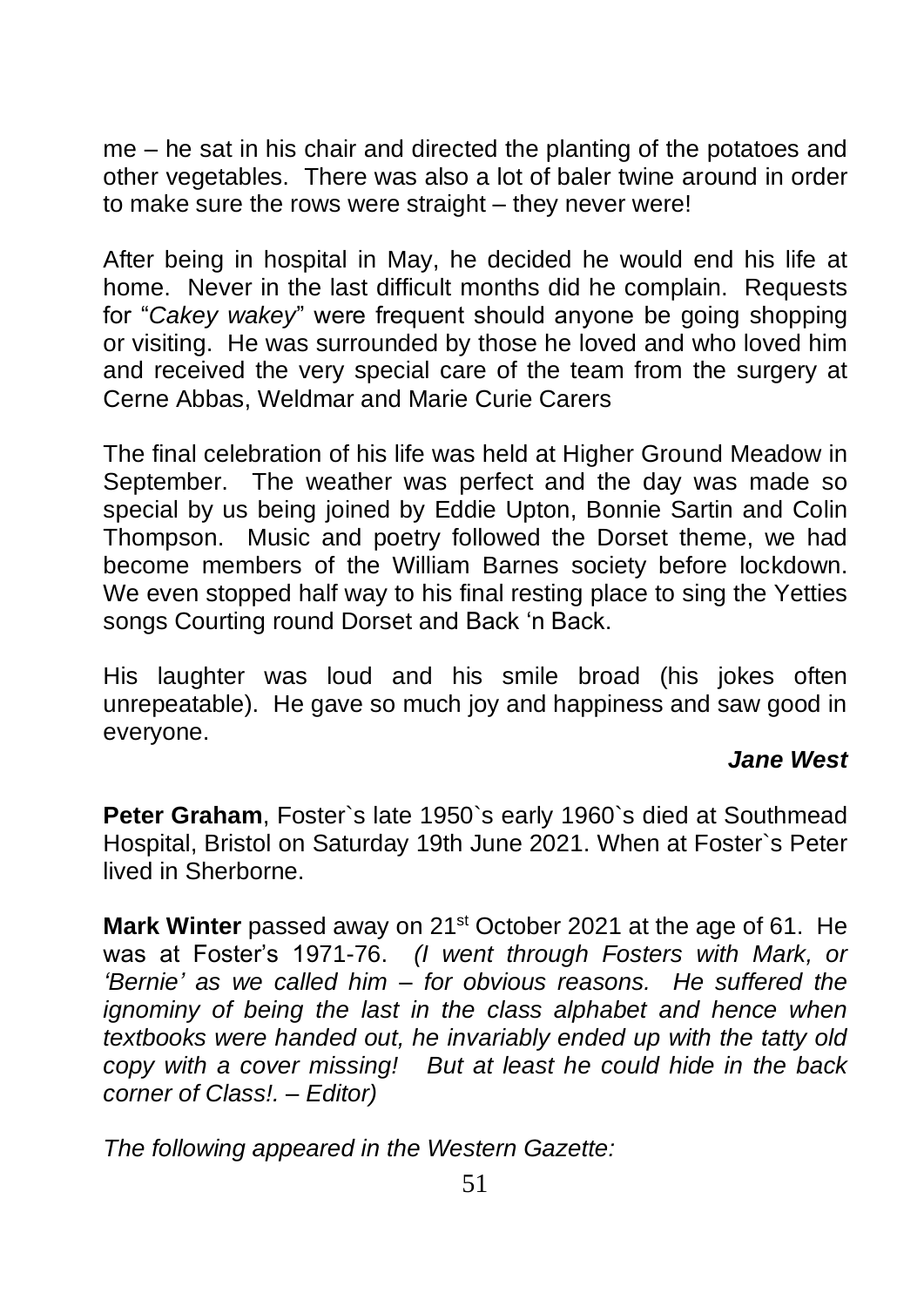me – he sat in his chair and directed the planting of the potatoes and other vegetables. There was also a lot of baler twine around in order to make sure the rows were straight – they never were!

After being in hospital in May, he decided he would end his life at home. Never in the last difficult months did he complain. Requests for "*Cakey wakey*" were frequent should anyone be going shopping or visiting. He was surrounded by those he loved and who loved him and received the very special care of the team from the surgery at Cerne Abbas, Weldmar and Marie Curie Carers

The final celebration of his life was held at Higher Ground Meadow in September. The weather was perfect and the day was made so special by us being joined by Eddie Upton, Bonnie Sartin and Colin Thompson. Music and poetry followed the Dorset theme, we had become members of the William Barnes society before lockdown. We even stopped half way to his final resting place to sing the Yetties songs Courting round Dorset and Back 'n Back.

His laughter was loud and his smile broad (his jokes often unrepeatable). He gave so much joy and happiness and saw good in everyone.

***Jane West***

**Peter Graham**, Foster`s late 1950`s early 1960`s died at Southmead Hospital, Bristol on Saturday 19th June 2021. When at Foster`s Peter lived in Sherborne.

**Mark Winter** passed away on 21st October 2021 at the age of 61. He was at Foster's 1971-76. *(I went through Fosters with Mark, or 'Bernie' as we called him – for obvious reasons. He suffered the ignominy of being the last in the class alphabet and hence when textbooks were handed out, he invariably ended up with the tatty old copy with a cover missing! But at least he could hide in the back corner of Class!. – Editor)*

*The following appeared in the Western Gazette:*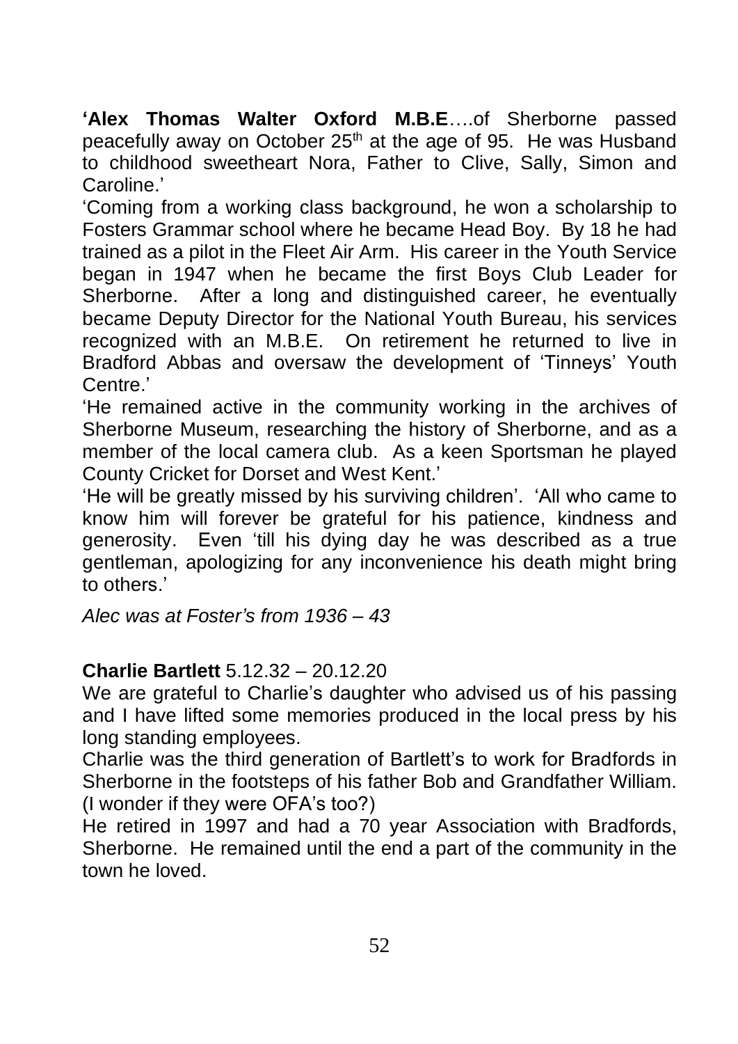**'Alex Thomas Walter Oxford M.B.E**….of Sherborne passed peacefully away on October 25th at the age of 95. He was Husband to childhood sweetheart Nora, Father to Clive, Sally, Simon and Caroline.'

'Coming from a working class background, he won a scholarship to Fosters Grammar school where he became Head Boy. By 18 he had trained as a pilot in the Fleet Air Arm. His career in the Youth Service began in 1947 when he became the first Boys Club Leader for Sherborne. After a long and distinguished career, he eventually became Deputy Director for the National Youth Bureau, his services recognized with an M.B.E. On retirement he returned to live in Bradford Abbas and oversaw the development of 'Tinneys' Youth Centre.'

'He remained active in the community working in the archives of Sherborne Museum, researching the history of Sherborne, and as a member of the local camera club. As a keen Sportsman he played County Cricket for Dorset and West Kent.'

'He will be greatly missed by his surviving children'. 'All who came to know him will forever be grateful for his patience, kindness and generosity. Even 'till his dying day he was described as a true gentleman, apologizing for any inconvenience his death might bring to others.'

*Alec was at Foster's from 1936 – 43*

**Charlie Bartlett** 5.12.32 – 20.12.20

We are grateful to Charlie's daughter who advised us of his passing and I have lifted some memories produced in the local press by his long standing employees.

Charlie was the third generation of Bartlett's to work for Bradfords in Sherborne in the footsteps of his father Bob and Grandfather William. (I wonder if they were OFA's too?)

He retired in 1997 and had a 70 year Association with Bradfords, Sherborne. He remained until the end a part of the community in the town he loved.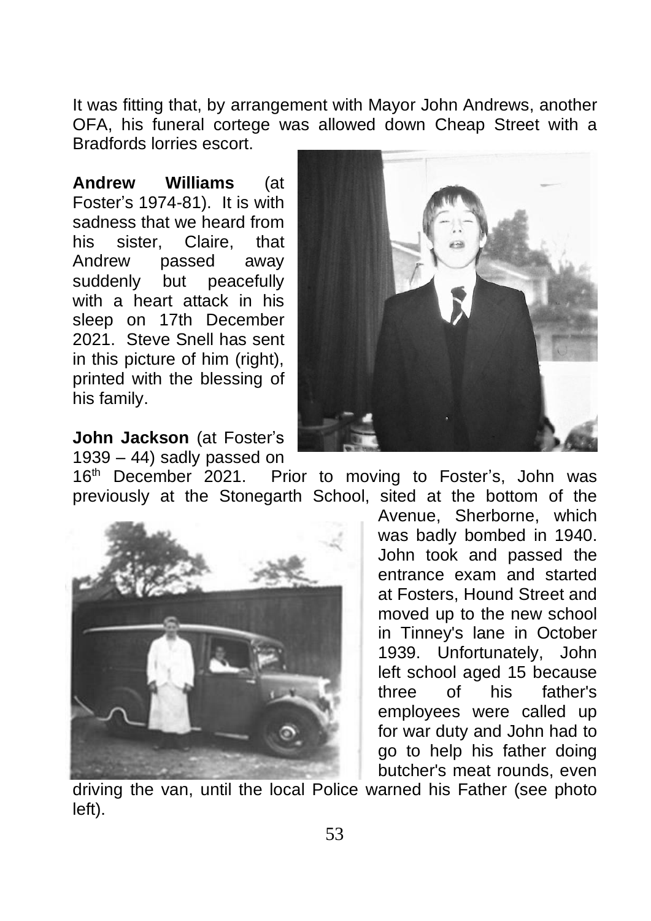It was fitting that, by arrangement with Mayor John Andrews, another OFA, his funeral cortege was allowed down Cheap Street with a Bradfords lorries escort.

**Andrew Williams** (at Foster's 1974-81). It is with sadness that we heard from his sister, Claire, that Andrew passed away suddenly but peacefully with a heart attack in his sleep on 17th December 2021. Steve Snell has sent in this picture of him (right), printed with the blessing of his family.

**John Jackson** (at Foster's 1939 – 44) sadly passed on 16th December 2021. Prior to moving to Foster's, John was previously at the Stonegarth School, sited at the bottom of the Avenue, Sherborne, which was badly bombed in 1940. John took and passed the entrance exam and started at Fosters, Hound Street and moved up to the new school in Tinney's lane in October 1939. Unfortunately, John left school aged 15 because three of his father's employees were called up for war duty and John had to go to help his father doing butcher's meat rounds, even driving the van, until the local Police warned his Father (see photo left).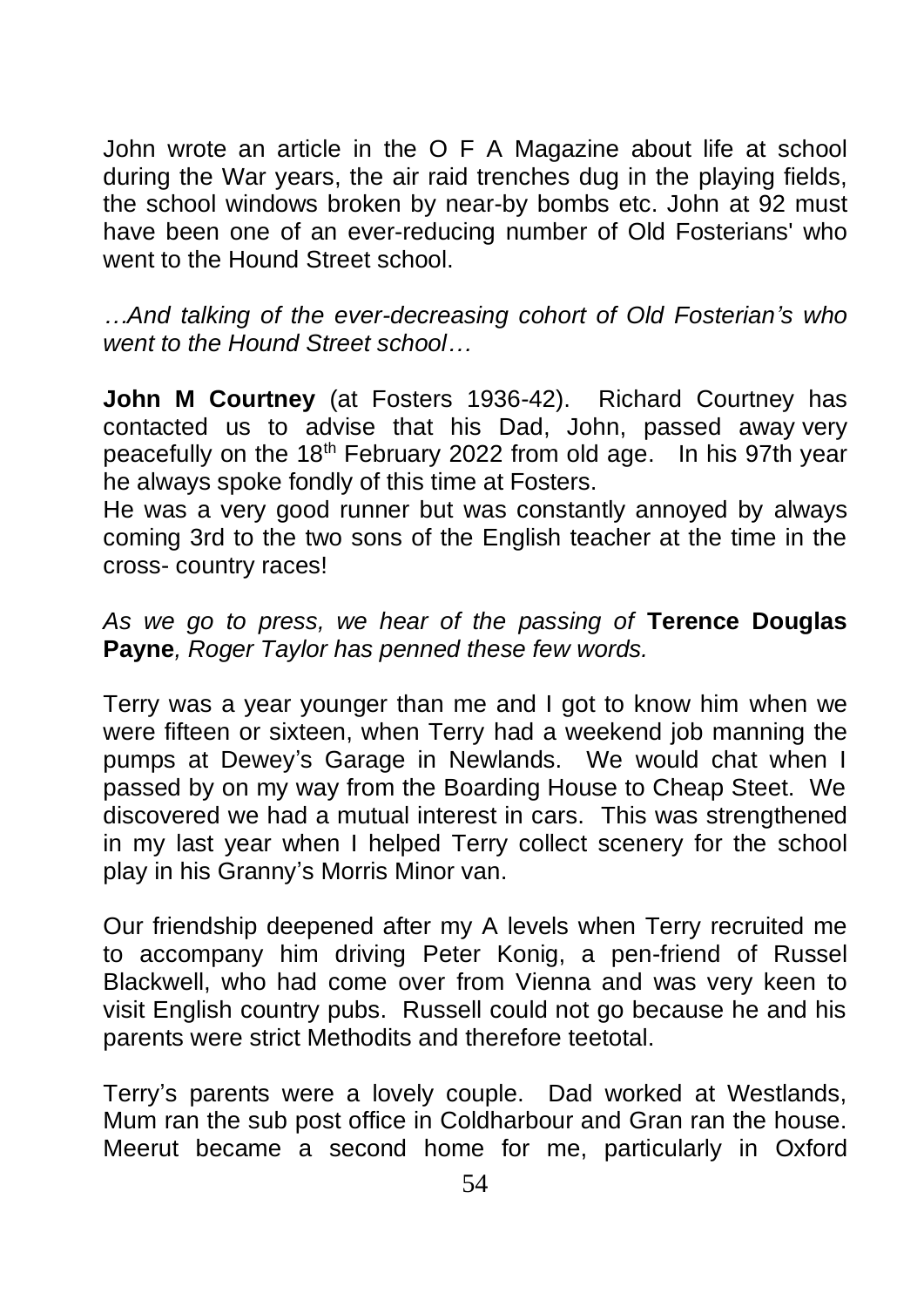John wrote an article in the O F A Magazine about life at school during the War years, the air raid trenches dug in the playing fields, the school windows broken by near-by bombs etc. John at 92 must have been one of an ever-reducing number of Old Fosterians' who went to the Hound Street school.

*…And talking of the ever-decreasing cohort of Old Fosterian's who went to the Hound Street school…*

**John M Courtney** (at Fosters 1936-42). Richard Courtney has contacted us to advise that his Dad, John, passed away very peacefully on the 18th February 2022 from old age. In his 97th year he always spoke fondly of this time at Fosters.
He was a very good runner but was constantly annoyed by always coming 3rd to the two sons of the English teacher at the time in the cross- country races!

*As we go to press, we hear of the passing of* **Terence Douglas Payne***, Roger Taylor has penned these few words.*

Terry was a year younger than me and I got to know him when we were fifteen or sixteen, when Terry had a weekend job manning the pumps at Dewey's Garage in Newlands. We would chat when I passed by on my way from the Boarding House to Cheap Steet. We discovered we had a mutual interest in cars. This was strengthened in my last year when I helped Terry collect scenery for the school play in his Granny's Morris Minor van.

Our friendship deepened after my A levels when Terry recruited me to accompany him driving Peter Konig, a pen-friend of Russel Blackwell, who had come over from Vienna and was very keen to visit English country pubs. Russell could not go because he and his parents were strict Methodits and therefore teetotal.

Terry's parents were a lovely couple. Dad worked at Westlands, Mum ran the sub post office in Coldharbour and Gran ran the house. Meerut became a second home for me, particularly in Oxford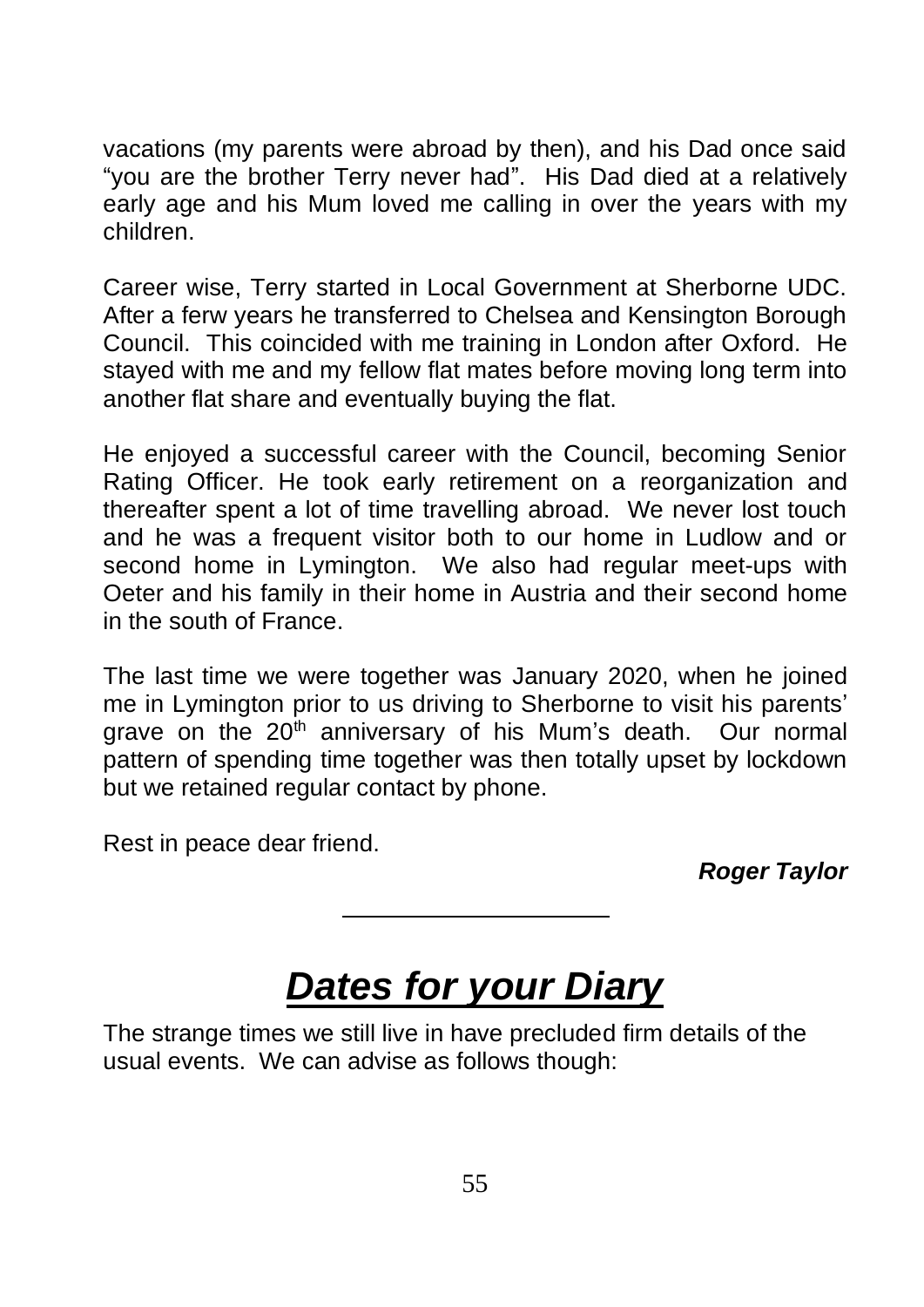vacations (my parents were abroad by then), and his Dad once said "you are the brother Terry never had". His Dad died at a relatively early age and his Mum loved me calling in over the years with my children.

Career wise, Terry started in Local Government at Sherborne UDC. After a ferw years he transferred to Chelsea and Kensington Borough Council. This coincided with me training in London after Oxford. He stayed with me and my fellow flat mates before moving long term into another flat share and eventually buying the flat.

He enjoyed a successful career with the Council, becoming Senior Rating Officer. He took early retirement on a reorganization and thereafter spent a lot of time travelling abroad. We never lost touch and he was a frequent visitor both to our home in Ludlow and or second home in Lymington. We also had regular meet-ups with Oeter and his family in their home in Austria and their second home in the south of France.

The last time we were together was January 2020, when he joined me in Lymington prior to us driving to Sherborne to visit his parents' grave on the 20th anniversary of his Mum's death. Our normal pattern of spending time together was then totally upset by lockdown but we retained regular contact by phone.

Rest in peace dear friend.

***Roger Taylor***

---

# ***Dates for your Diary***

The strange times we still live in have precluded firm details of the usual events. We can advise as follows though: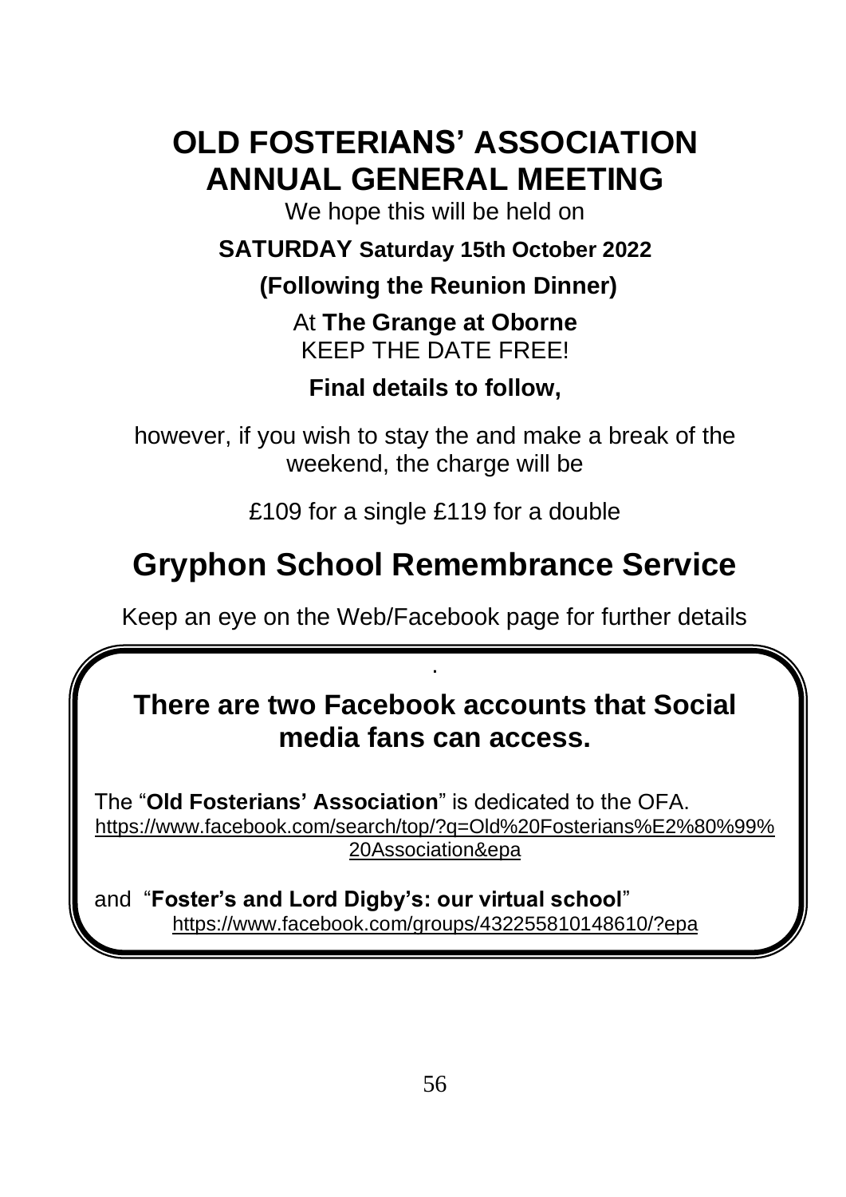# OLD FOSTERIANS' ASSOCIATION ANNUAL GENERAL MEETING

We hope this will be held on

**SATURDAY Saturday 15th October 2022**

**(Following the Reunion Dinner)**

At **The Grange at Oborne**
KEEP THE DATE FREE!

**Final details to follow,**

however, if you wish to stay the and make a break of the weekend, the charge will be

£109 for a single £119 for a double

# Gryphon School Remembrance Service

Keep an eye on the Web/Facebook page for further details

.

### There are two Facebook accounts that Social media fans can access.

The "**Old Fosterians' Association**" is dedicated to the OFA.
https://www.facebook.com/search/top/?q=Old%20Fosterians%E2%80%99%20Association&epa

and "**Foster's and Lord Digby's: our virtual school**"
https://www.facebook.com/groups/432255810148610/?epa